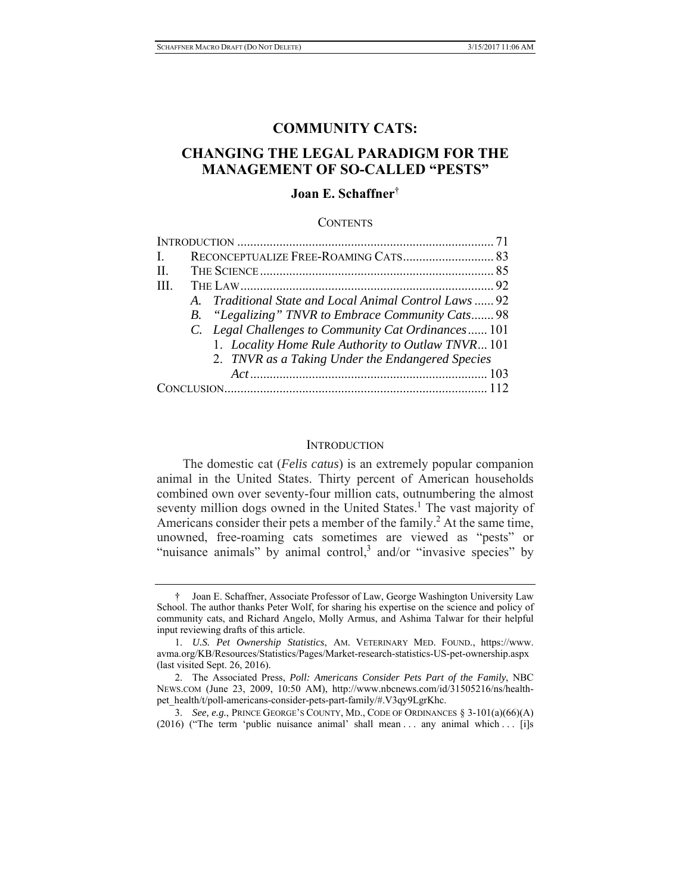# COMMUNITY CATS:

## CHANGING THE LEGAL PARADIGM FOR THE MANAGEMENT OF SO-CALLED "PESTS"

**Joan E. Schaffner**[†]

CONTENTS

| | | |
|---|---|---|
| INTRODUCTION | | 71 |
| I. | RECONCEPTUALIZE FREE-ROAMING CATS | 83 |
| II. | THE SCIENCE | 85 |
| III. | THE LAW | 92 |
| | *A. Traditional State and Local Animal Control Laws* | 92 |
| | *B. "Legalizing" TNVR to Embrace Community Cats* | 98 |
| | *C. Legal Challenges to Community Cat Ordinances* | 101 |
| | 1. *Locality Home Rule Authority to Outlaw TNVR* | 101 |
| | 2. *TNVR as a Taking Under the Endangered Species Act* | 103 |
| CONCLUSION | | 112 |

## INTRODUCTION

The domestic cat (*Felis catus*) is an extremely popular companion animal in the United States. Thirty percent of American households combined own over seventy-four million cats, outnumbering the almost seventy million dogs owned in the United States.[1] The vast majority of Americans consider their pets a member of the family.[2] At the same time, unowned, free-roaming cats sometimes are viewed as "pests" or "nuisance animals" by animal control,[3] and/or "invasive species" by

---

† Joan E. Schaffner, Associate Professor of Law, George Washington University Law School. The author thanks Peter Wolf, for sharing his expertise on the science and policy of community cats, and Richard Angelo, Molly Armus, and Ashima Talwar for their helpful input reviewing drafts of this article.

1. *U.S. Pet Ownership Statistics*, AM. VETERINARY MED. FOUND., https://www.avma.org/KB/Resources/Statistics/Pages/Market-research-statistics-US-pet-ownership.aspx (last visited Sept. 26, 2016).

2. The Associated Press, *Poll: Americans Consider Pets Part of the Family*, NBC NEWS.COM (June 23, 2009, 10:50 AM), http://www.nbcnews.com/id/31505216/ns/health-pet_health/t/poll-americans-consider-pets-part-family/#.V3qy9LgrKhc.

3. *See, e.g.*, PRINCE GEORGE'S COUNTY, MD., CODE OF ORDINANCES § 3-101(a)(66)(A) (2016) ("The term 'public nuisance animal' shall mean . . . any animal which . . . [i]s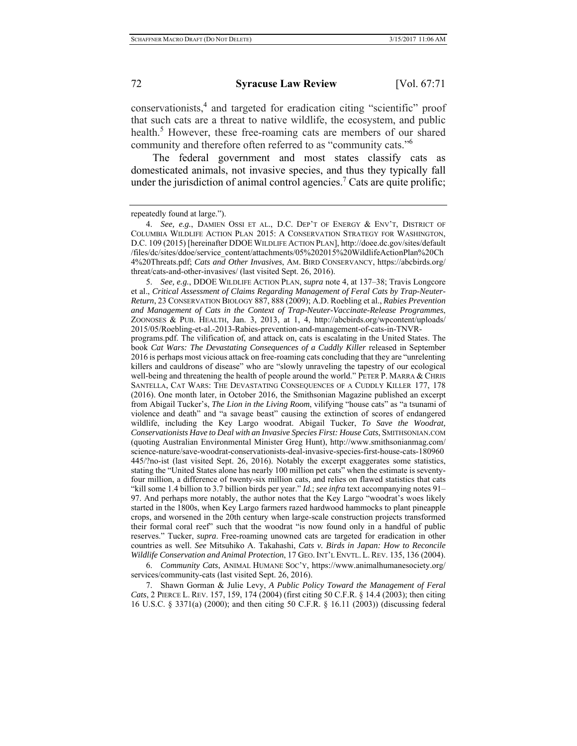conservationists,[4] and targeted for eradication citing "scientific" proof that such cats are a threat to native wildlife, the ecosystem, and public health.[5] However, these free-roaming cats are members of our shared community and therefore often referred to as "community cats."[6]

The federal government and most states classify cats as domesticated animals, not invasive species, and thus they typically fall under the jurisdiction of animal control agencies.[7] Cats are quite prolific;

---

repeatedly found at large.").

4. *See, e.g.*, DAMIEN OSSI ET AL., D.C. DEP'T OF ENERGY & ENV'T, DISTRICT OF COLUMBIA WILDLIFE ACTION PLAN 2015: A CONSERVATION STRATEGY FOR WASHINGTON, D.C. 109 (2015) [hereinafter DDOE WILDLIFE ACTION PLAN], http://doee.dc.gov/sites/default/files/dc/sites/ddoe/service_content/attachments/05%202015%20WildlifeActionPlan%20Ch4%20Threats.pdf; *Cats and Other Invasives*, AM. BIRD CONSERVANCY, https://abcbirds.org/threat/cats-and-other-invasives/ (last visited Sept. 26, 2016).

5. *See, e.g.*, DDOE WILDLIFE ACTION PLAN, *supra* note 4, at 137–38; Travis Longcore et al., *Critical Assessment of Claims Regarding Management of Feral Cats by Trap-Neuter-Return*, 23 CONSERVATION BIOLOGY 887, 888 (2009); A.D. Roebling et al., *Rabies Prevention and Management of Cats in the Context of Trap-Neuter-Vaccinate-Release Programmes*, ZOONOSES & PUB. HEALTH, Jan. 3, 2013, at 1, 4, http://abcbirds.org/wpcontent/uploads/2015/05/Roebling-et-al.-2013-Rabies-prevention-and-management-of-cats-in-TNVR-programs.pdf. The vilification of, and attack on, cats is escalating in the United States. The book *Cat Wars: The Devastating Consequences of a Cuddly Killer* released in September 2016 is perhaps most vicious attack on free-roaming cats concluding that they are "unrelenting killers and cauldrons of disease" who are "slowly unraveling the tapestry of our ecological well-being and threatening the health of people around the world." PETER P. MARRA & CHRIS SANTELLA, CAT WARS: THE DEVASTATING CONSEQUENCES OF A CUDDLY KILLER 177, 178 (2016). One month later, in October 2016, the Smithsonian Magazine published an excerpt from Abigail Tucker's, *The Lion in the Living Room*, vilifying "house cats" as "a tsunami of violence and death" and "a savage beast" causing the extinction of scores of endangered wildlife, including the Key Largo woodrat. Abigail Tucker, *To Save the Woodrat, Conservationists Have to Deal with an Invasive Species First: House Cats*, SMITHSONIAN.COM (quoting Australian Environmental Minister Greg Hunt), http://www.smithsonianmag.com/science-nature/save-woodrat-conservationists-deal-invasive-species-first-house-cats-180960445/?no-ist (last visited Sept. 26, 2016). Notably the excerpt exaggerates some statistics, stating the "United States alone has nearly 100 million pet cats" when the estimate is seventy-four million, a difference of twenty-six million cats, and relies on flawed statistics that cats "kill some 1.4 billion to 3.7 billion birds per year." *Id.*; *see infra* text accompanying notes 91–97. And perhaps more notably, the author notes that the Key Largo "woodrat's woes likely started in the 1800s, when Key Largo farmers razed hardwood hammocks to plant pineapple crops, and worsened in the 20th century when large-scale construction projects transformed their formal coral reef" such that the woodrat "is now found only in a handful of public reserves." Tucker, *supra*. Free-roaming unowned cats are targeted for eradication in other countries as well. *See* Mitsuhiko A. Takahashi, *Cats v. Birds in Japan: How to Reconcile Wildlife Conservation and Animal Protection*, 17 GEO. INT'L ENVTL. L. REV. 135, 136 (2004).

6. *Community Cats*, ANIMAL HUMANE SOC'Y, https://www.animalhumanesociety.org/services/community-cats (last visited Sept. 26, 2016).

7. Shawn Gorman & Julie Levy, *A Public Policy Toward the Management of Feral Cats*, 2 PIERCE L. REV. 157, 159, 174 (2004) (first citing 50 C.F.R. § 14.4 (2003); then citing 16 U.S.C. § 3371(a) (2000); and then citing 50 C.F.R. § 16.11 (2003)) (discussing federal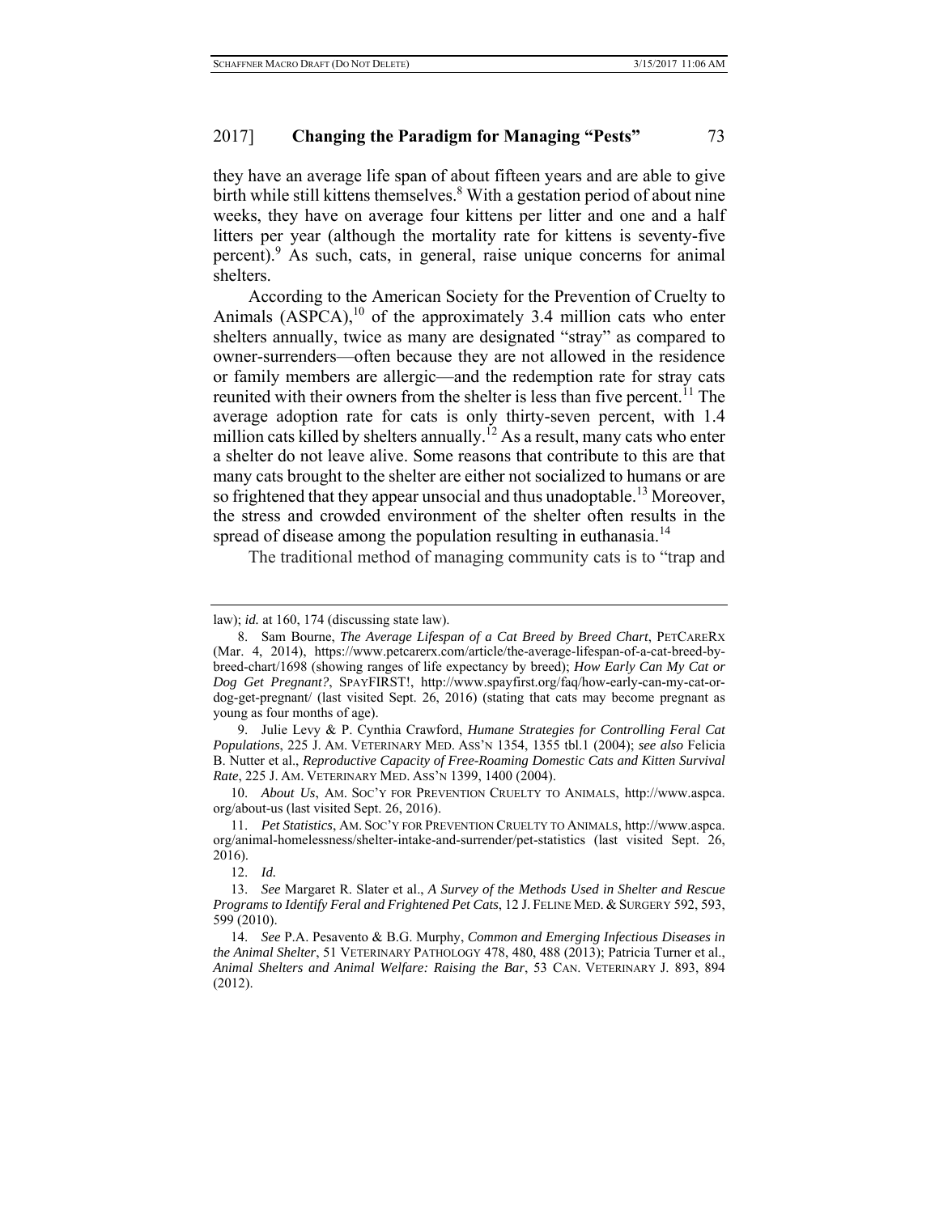they have an average life span of about fifteen years and are able to give birth while still kittens themselves.[8] With a gestation period of about nine weeks, they have on average four kittens per litter and one and a half litters per year (although the mortality rate for kittens is seventy-five percent).[9] As such, cats, in general, raise unique concerns for animal shelters.

According to the American Society for the Prevention of Cruelty to Animals (ASPCA),[10] of the approximately 3.4 million cats who enter shelters annually, twice as many are designated "stray" as compared to owner-surrenders—often because they are not allowed in the residence or family members are allergic—and the redemption rate for stray cats reunited with their owners from the shelter is less than five percent.[11] The average adoption rate for cats is only thirty-seven percent, with 1.4 million cats killed by shelters annually.[12] As a result, many cats who enter a shelter do not leave alive. Some reasons that contribute to this are that many cats brought to the shelter are either not socialized to humans or are so frightened that they appear unsocial and thus unadoptable.[13] Moreover, the stress and crowded environment of the shelter often results in the spread of disease among the population resulting in euthanasia.[14]

The traditional method of managing community cats is to "trap and

---

law); *id.* at 160, 174 (discussing state law).

8. Sam Bourne, *The Average Lifespan of a Cat Breed by Breed Chart*, PETCARERX (Mar. 4, 2014), https://www.petcarerx.com/article/the-average-lifespan-of-a-cat-breed-by-breed-chart/1698 (showing ranges of life expectancy by breed); *How Early Can My Cat or Dog Get Pregnant?*, SPAYFIRST!, http://www.spayfirst.org/faq/how-early-can-my-cat-or-dog-get-pregnant/ (last visited Sept. 26, 2016) (stating that cats may become pregnant as young as four months of age).

9. Julie Levy & P. Cynthia Crawford, *Humane Strategies for Controlling Feral Cat Populations*, 225 J. AM. VETERINARY MED. ASS'N 1354, 1355 tbl.1 (2004); *see also* Felicia B. Nutter et al., *Reproductive Capacity of Free-Roaming Domestic Cats and Kitten Survival Rate*, 225 J. AM. VETERINARY MED. ASS'N 1399, 1400 (2004).

10. *About Us*, AM. SOC'Y FOR PREVENTION CRUELTY TO ANIMALS, http://www.aspca.org/about-us (last visited Sept. 26, 2016).

11. *Pet Statistics*, AM. SOC'Y FOR PREVENTION CRUELTY TO ANIMALS, http://www.aspca.org/animal-homelessness/shelter-intake-and-surrender/pet-statistics (last visited Sept. 26, 2016).

12. *Id.*

13. *See* Margaret R. Slater et al., *A Survey of the Methods Used in Shelter and Rescue Programs to Identify Feral and Frightened Pet Cats*, 12 J. FELINE MED. & SURGERY 592, 593, 599 (2010).

14. *See* P.A. Pesavento & B.G. Murphy, *Common and Emerging Infectious Diseases in the Animal Shelter*, 51 VETERINARY PATHOLOGY 478, 480, 488 (2013); Patricia Turner et al., *Animal Shelters and Animal Welfare: Raising the Bar*, 53 CAN. VETERINARY J. 893, 894 (2012).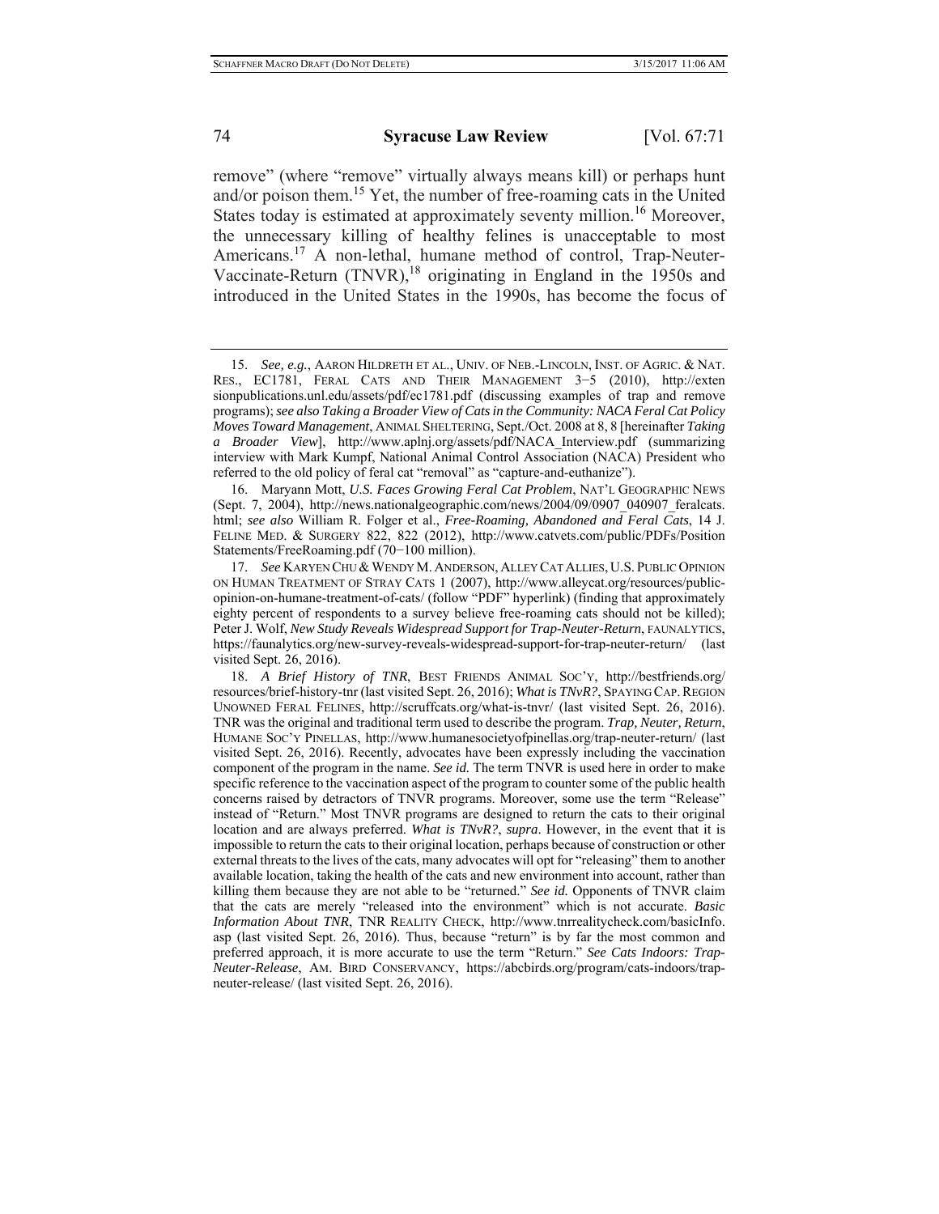remove" (where "remove" virtually always means kill) or perhaps hunt and/or poison them.[15] Yet, the number of free-roaming cats in the United States today is estimated at approximately seventy million.[16] Moreover, the unnecessary killing of healthy felines is unacceptable to most Americans.[17] A non-lethal, humane method of control, Trap-Neuter-Vaccinate-Return (TNVR),[18] originating in England in the 1950s and introduced in the United States in the 1990s, has become the focus of

---

15. *See, e.g.*, AARON HILDRETH ET AL., UNIV. OF NEB.-LINCOLN, INST. OF AGRIC. & NAT. RES., EC1781, FERAL CATS AND THEIR MANAGEMENT 3−5 (2010), http://extensionpublications.unl.edu/assets/pdf/ec1781.pdf (discussing examples of trap and remove programs); *see also Taking a Broader View of Cats in the Community: NACA Feral Cat Policy Moves Toward Management*, ANIMAL SHELTERING, Sept./Oct. 2008 at 8, 8 [hereinafter *Taking a Broader View*], http://www.aplnj.org/assets/pdf/NACA_Interview.pdf (summarizing interview with Mark Kumpf, National Animal Control Association (NACA) President who referred to the old policy of feral cat "removal" as "capture-and-euthanize").

16. Maryann Mott, *U.S. Faces Growing Feral Cat Problem*, NAT'L GEOGRAPHIC NEWS (Sept. 7, 2004), http://news.nationalgeographic.com/news/2004/09/0907_040907_feralcats.html; *see also* William R. Folger et al., *Free-Roaming, Abandoned and Feral Cats*, 14 J. FELINE MED. & SURGERY 822, 822 (2012), http://www.catvets.com/public/PDFs/PositionStatements/FreeRoaming.pdf (70−100 million).

17. *See* KARYEN CHU & WENDY M. ANDERSON, ALLEY CAT ALLIES, U.S. PUBLIC OPINION ON HUMAN TREATMENT OF STRAY CATS 1 (2007), http://www.alleycat.org/resources/public-opinion-on-humane-treatment-of-cats/ (follow "PDF" hyperlink) (finding that approximately eighty percent of respondents to a survey believe free-roaming cats should not be killed); Peter J. Wolf, *New Study Reveals Widespread Support for Trap-Neuter-Return*, FAUNALYTICS, https://faunalytics.org/new-survey-reveals-widespread-support-for-trap-neuter-return/ (last visited Sept. 26, 2016).

18. *A Brief History of TNR*, BEST FRIENDS ANIMAL SOC'Y, http://bestfriends.org/resources/brief-history-tnr (last visited Sept. 26, 2016); *What is TNvR?*, SPAYING CAP. REGION UNOWNED FERAL FELINES, http://scruffcats.org/what-is-tnvr/ (last visited Sept. 26, 2016). TNR was the original and traditional term used to describe the program. *Trap, Neuter, Return*, HUMANE SOC'Y PINELLAS, http://www.humanesocietyofpinellas.org/trap-neuter-return/ (last visited Sept. 26, 2016). Recently, advocates have been expressly including the vaccination component of the program in the name. *See id.* The term TNVR is used here in order to make specific reference to the vaccination aspect of the program to counter some of the public health concerns raised by detractors of TNVR programs. Moreover, some use the term "Release" instead of "Return." Most TNVR programs are designed to return the cats to their original location and are always preferred. *What is TNvR?*, *supra*. However, in the event that it is impossible to return the cats to their original location, perhaps because of construction or other external threats to the lives of the cats, many advocates will opt for "releasing" them to another available location, taking the health of the cats and new environment into account, rather than killing them because they are not able to be "returned." *See id.* Opponents of TNVR claim that the cats are merely "released into the environment" which is not accurate. *Basic Information About TNR*, TNR REALITY CHECK, http://www.tnrrealitycheck.com/basicInfo.asp (last visited Sept. 26, 2016). Thus, because "return" is by far the most common and preferred approach, it is more accurate to use the term "Return." *See Cats Indoors: Trap-Neuter-Release*, AM. BIRD CONSERVANCY, https://abcbirds.org/program/cats-indoors/trap-neuter-release/ (last visited Sept. 26, 2016).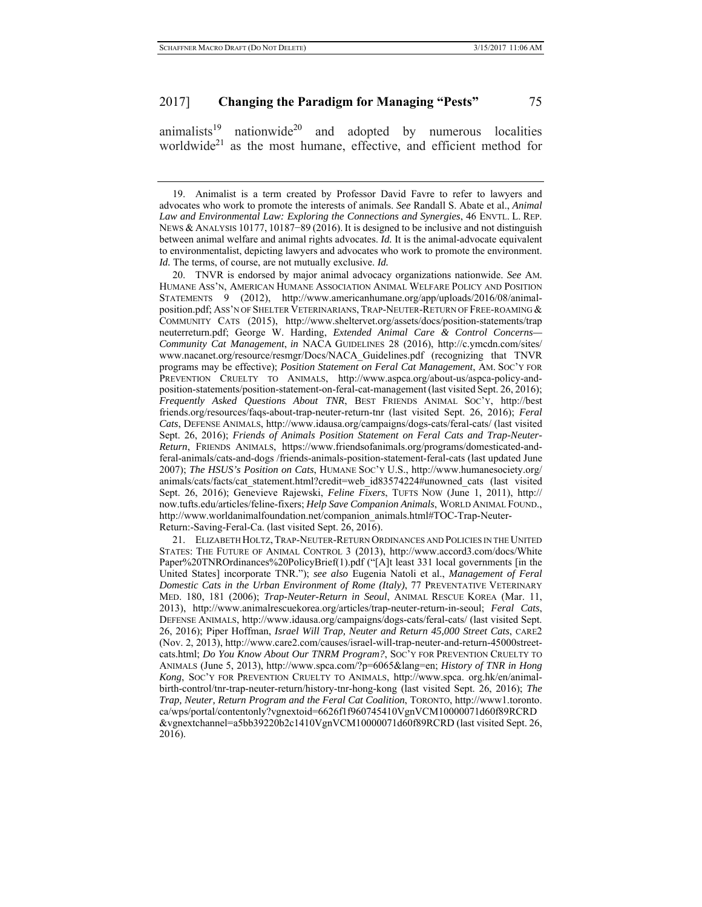animalists[19] nationwide[20] and adopted by numerous localities worldwide[21] as the most humane, effective, and efficient method for

---

19. Animalist is a term created by Professor David Favre to refer to lawyers and advocates who work to promote the interests of animals. *See* Randall S. Abate et al., *Animal Law and Environmental Law: Exploring the Connections and Synergies*, 46 ENVTL. L. REP. NEWS & ANALYSIS 10177, 10187−89 (2016). It is designed to be inclusive and not distinguish between animal welfare and animal rights advocates. *Id.* It is the animal-advocate equivalent to environmentalist, depicting lawyers and advocates who work to promote the environment. *Id.* The terms, of course, are not mutually exclusive. *Id.*

20. TNVR is endorsed by major animal advocacy organizations nationwide. *See* AM. HUMANE ASS'N, AMERICAN HUMANE ASSOCIATION ANIMAL WELFARE POLICY AND POSITION STATEMENTS 9 (2012), http://www.americanhumane.org/app/uploads/2016/08/animal-position.pdf; ASS'N OF SHELTER VETERINARIANS, TRAP-NEUTER-RETURN OF FREE-ROAMING & COMMUNITY CATS (2015), http://www.sheltervet.org/assets/docs/position-statements/trap neuterreturn.pdf; George W. Harding, *Extended Animal Care & Control Concerns—Community Cat Management*, *in* NACA GUIDELINES 28 (2016), http://c.ymcdn.com/sites/ www.nacanet.org/resource/resmgr/Docs/NACA_Guidelines.pdf (recognizing that TNVR programs may be effective); *Position Statement on Feral Cat Management*, AM. SOC'Y FOR PREVENTION CRUELTY TO ANIMALS, http://www.aspca.org/about-us/aspca-policy-and-position-statements/position-statement-on-feral-cat-management (last visited Sept. 26, 2016); *Frequently Asked Questions About TNR*, BEST FRIENDS ANIMAL SOC'Y, http://best friends.org/resources/faqs-about-trap-neuter-return-tnr (last visited Sept. 26, 2016); *Feral Cats*, DEFENSE ANIMALS, http://www.idausa.org/campaigns/dogs-cats/feral-cats/ (last visited Sept. 26, 2016); *Friends of Animals Position Statement on Feral Cats and Trap-Neuter-Return*, FRIENDS ANIMALS, https://www.friendsofanimals.org/programs/domesticated-and-feral-animals/cats-and-dogs /friends-animals-position-statement-feral-cats (last updated June 2007); *The HSUS's Position on Cats*, HUMANE SOC'Y U.S., http://www.humanesociety.org/ animals/cats/facts/cat_statement.html?credit=web_id83574224#unowned_cats (last visited Sept. 26, 2016); Genevieve Rajewski, *Feline Fixers*, TUFTS NOW (June 1, 2011), http:// now.tufts.edu/articles/feline-fixers; *Help Save Companion Animals*, WORLD ANIMAL FOUND., http://www.worldanimalfoundation.net/companion_animals.html#TOC-Trap-Neuter-Return:-Saving-Feral-Ca. (last visited Sept. 26, 2016).

21. ELIZABETH HOLTZ, TRAP-NEUTER-RETURN ORDINANCES AND POLICIES IN THE UNITED STATES: THE FUTURE OF ANIMAL CONTROL 3 (2013), http://www.accord3.com/docs/White Paper%20TNROrdinances%20PolicyBrief(1).pdf ("[A]t least 331 local governments [in the United States] incorporate TNR."); *see also* Eugenia Natoli et al., *Management of Feral Domestic Cats in the Urban Environment of Rome (Italy)*, 77 PREVENTATIVE VETERINARY MED. 180, 181 (2006); *Trap-Neuter-Return in Seoul*, ANIMAL RESCUE KOREA (Mar. 11, 2013), http://www.animalrescuekorea.org/articles/trap-neuter-return-in-seoul; *Feral Cats*, DEFENSE ANIMALS, http://www.idausa.org/campaigns/dogs-cats/feral-cats/ (last visited Sept. 26, 2016); Piper Hoffman, *Israel Will Trap, Neuter and Return 45,000 Street Cats*, CARE2 (Nov. 2, 2013), http://www.care2.com/causes/israel-will-trap-neuter-and-return-45000street-cats.html; *Do You Know About Our TNRM Program?*, SOC'Y FOR PREVENTION CRUELTY TO ANIMALS (June 5, 2013), http://www.spca.com/?p=6065&lang=en; *History of TNR in Hong Kong*, SOC'Y FOR PREVENTION CRUELTY TO ANIMALS, http://www.spca. org.hk/en/animal-birth-control/tnr-trap-neuter-return/history-tnr-hong-kong (last visited Sept. 26, 2016); *The Trap, Neuter, Return Program and the Feral Cat Coalition*, TORONTO, http://www1.toronto. ca/wps/portal/contentonly?vgnextoid=6626f1f960745410VgnVCM10000071d60f89RCRD &vgnextchannel=a5bb39220b2c1410VgnVCM10000071d60f89RCRD (last visited Sept. 26, 2016).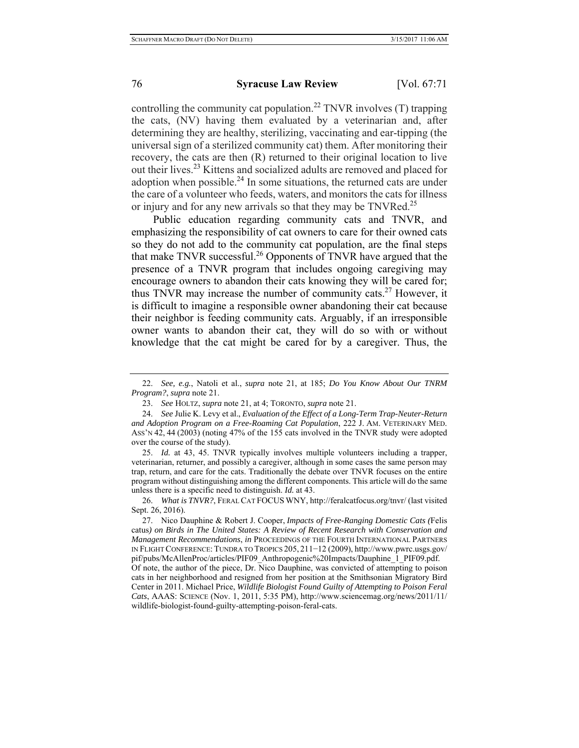controlling the community cat population.[22] TNVR involves (T) trapping the cats, (NV) having them evaluated by a veterinarian and, after determining they are healthy, sterilizing, vaccinating and ear-tipping (the universal sign of a sterilized community cat) them. After monitoring their recovery, the cats are then (R) returned to their original location to live out their lives.[23] Kittens and socialized adults are removed and placed for adoption when possible.[24] In some situations, the returned cats are under the care of a volunteer who feeds, waters, and monitors the cats for illness or injury and for any new arrivals so that they may be TNVRed.[25]

Public education regarding community cats and TNVR, and emphasizing the responsibility of cat owners to care for their owned cats so they do not add to the community cat population, are the final steps that make TNVR successful.[26] Opponents of TNVR have argued that the presence of a TNVR program that includes ongoing caregiving may encourage owners to abandon their cats knowing they will be cared for; thus TNVR may increase the number of community cats.[27] However, it is difficult to imagine a responsible owner abandoning their cat because their neighbor is feeding community cats. Arguably, if an irresponsible owner wants to abandon their cat, they will do so with or without knowledge that the cat might be cared for by a caregiver. Thus, the

---

22. *See, e.g.*, Natoli et al., *supra* note 21, at 185; *Do You Know About Our TNRM Program?*, *supra* note 21.

23. *See* HOLTZ, *supra* note 21, at 4; TORONTO, *supra* note 21.

24. *See* Julie K. Levy et al., *Evaluation of the Effect of a Long-Term Trap-Neuter-Return and Adoption Program on a Free-Roaming Cat Population*, 222 J. AM. VETERINARY MED. ASS'N 42, 44 (2003) (noting 47% of the 155 cats involved in the TNVR study were adopted over the course of the study).

25. *Id.* at 43, 45. TNVR typically involves multiple volunteers including a trapper, veterinarian, returner, and possibly a caregiver, although in some cases the same person may trap, return, and care for the cats. Traditionally the debate over TNVR focuses on the entire program without distinguishing among the different components. This article will do the same unless there is a specific need to distinguish. *Id.* at 43.

26. *What is TNVR?*, FERAL CAT FOCUS WNY, http://feralcatfocus.org/tnvr/ (last visited Sept. 26, 2016).

27. Nico Dauphine & Robert J. Cooper, *Impacts of Free-Ranging Domestic Cats (*Felis catus*) on Birds in The United States: A Review of Recent Research with Conservation and Management Recommendations*, *in* PROCEEDINGS OF THE FOURTH INTERNATIONAL PARTNERS IN FLIGHT CONFERENCE: TUNDRA TO TROPICS 205, 211−12 (2009), http://www.pwrc.usgs.gov/pif/pubs/McAllenProc/articles/PIF09_Anthropogenic%20Impacts/Dauphine_1_PIF09.pdf. Of note, the author of the piece, Dr. Nico Dauphine, was convicted of attempting to poison cats in her neighborhood and resigned from her position at the Smithsonian Migratory Bird Center in 2011. Michael Price, *Wildlife Biologist Found Guilty of Attempting to Poison Feral Cats*, AAAS: SCIENCE (Nov. 1, 2011, 5:35 PM), http://www.sciencemag.org/news/2011/11/wildlife-biologist-found-guilty-attempting-poison-feral-cats.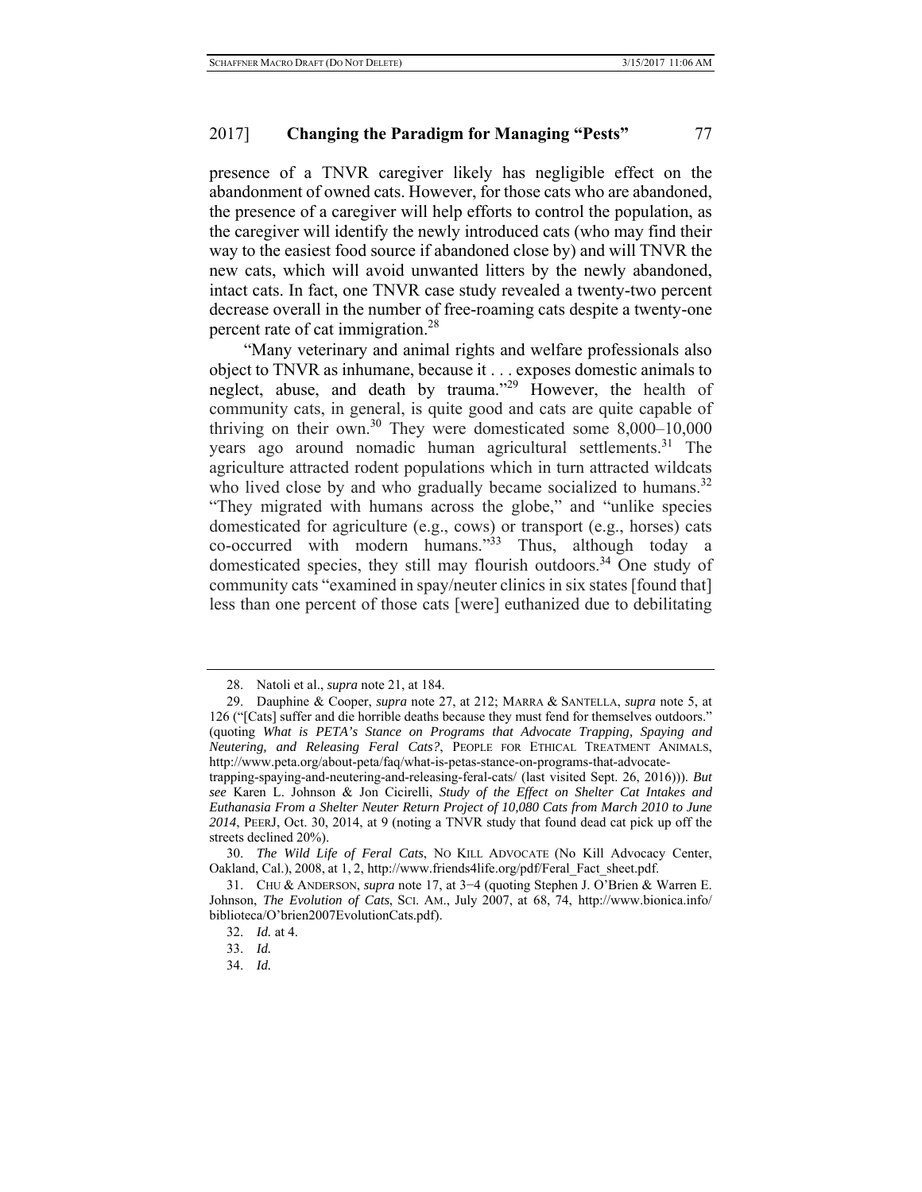presence of a TNVR caregiver likely has negligible effect on the abandonment of owned cats. However, for those cats who are abandoned, the presence of a caregiver will help efforts to control the population, as the caregiver will identify the newly introduced cats (who may find their way to the easiest food source if abandoned close by) and will TNVR the new cats, which will avoid unwanted litters by the newly abandoned, intact cats. In fact, one TNVR case study revealed a twenty-two percent decrease overall in the number of free-roaming cats despite a twenty-one percent rate of cat immigration.[28]

"Many veterinary and animal rights and welfare professionals also object to TNVR as inhumane, because it . . . exposes domestic animals to neglect, abuse, and death by trauma."[29] However, the health of community cats, in general, is quite good and cats are quite capable of thriving on their own.[30] They were domesticated some 8,000–10,000 years ago around nomadic human agricultural settlements.[31] The agriculture attracted rodent populations which in turn attracted wildcats who lived close by and who gradually became socialized to humans.[32] "They migrated with humans across the globe," and "unlike species domesticated for agriculture (e.g., cows) or transport (e.g., horses) cats co-occurred with modern humans."[33] Thus, although today a domesticated species, they still may flourish outdoors.[34] One study of community cats "examined in spay/neuter clinics in six states [found that] less than one percent of those cats [were] euthanized due to debilitating

---

28. Natoli et al., *supra* note 21, at 184.

29. Dauphine & Cooper, *supra* note 27, at 212; MARRA & SANTELLA, *supra* note 5, at 126 ("[Cats] suffer and die horrible deaths because they must fend for themselves outdoors." (quoting *What is PETA's Stance on Programs that Advocate Trapping, Spaying and Neutering, and Releasing Feral Cats?*, PEOPLE FOR ETHICAL TREATMENT ANIMALS, http://www.peta.org/about-peta/faq/what-is-petas-stance-on-programs-that-advocate-trapping-spaying-and-neutering-and-releasing-feral-cats/ (last visited Sept. 26, 2016))). *But see* Karen L. Johnson & Jon Cicirelli, *Study of the Effect on Shelter Cat Intakes and Euthanasia From a Shelter Neuter Return Project of 10,080 Cats from March 2010 to June 2014*, PEERJ, Oct. 30, 2014, at 9 (noting a TNVR study that found dead cat pick up off the streets declined 20%).

30. *The Wild Life of Feral Cats*, NO KILL ADVOCATE (No Kill Advocacy Center, Oakland, Cal.), 2008, at 1, 2, http://www.friends4life.org/pdf/Feral_Fact_sheet.pdf.

31. CHU & ANDERSON, *supra* note 17, at 3−4 (quoting Stephen J. O'Brien & Warren E. Johnson, *The Evolution of Cats*, SCI. AM., July 2007, at 68, 74, http://www.bionica.info/biblioteca/O'brien2007EvolutionCats.pdf).

32. *Id.* at 4.

33. *Id.*

34. *Id.*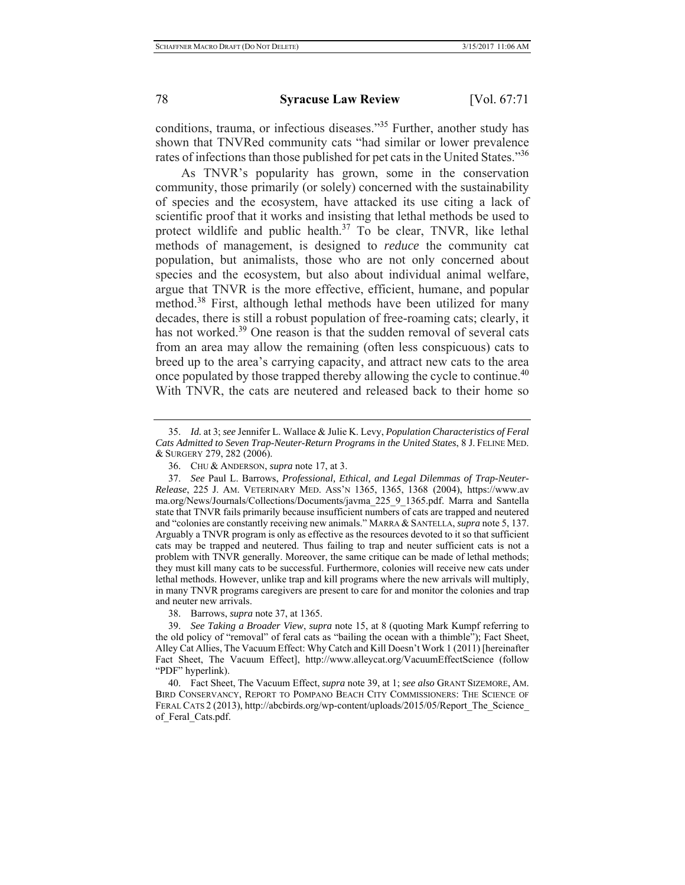conditions, trauma, or infectious diseases."[35] Further, another study has shown that TNVRed community cats "had similar or lower prevalence rates of infections than those published for pet cats in the United States."[36]

As TNVR's popularity has grown, some in the conservation community, those primarily (or solely) concerned with the sustainability of species and the ecosystem, have attacked its use citing a lack of scientific proof that it works and insisting that lethal methods be used to protect wildlife and public health.[37] To be clear, TNVR, like lethal methods of management, is designed to *reduce* the community cat population, but animalists, those who are not only concerned about species and the ecosystem, but also about individual animal welfare, argue that TNVR is the more effective, efficient, humane, and popular method.[38] First, although lethal methods have been utilized for many decades, there is still a robust population of free-roaming cats; clearly, it has not worked.[39] One reason is that the sudden removal of several cats from an area may allow the remaining (often less conspicuous) cats to breed up to the area's carrying capacity, and attract new cats to the area once populated by those trapped thereby allowing the cycle to continue.[40] With TNVR, the cats are neutered and released back to their home so

---

35. *Id.* at 3; *see* Jennifer L. Wallace & Julie K. Levy, *Population Characteristics of Feral Cats Admitted to Seven Trap-Neuter-Return Programs in the United States*, 8 J. FELINE MED. & SURGERY 279, 282 (2006).

36. CHU & ANDERSON, *supra* note 17, at 3.

37. *See* Paul L. Barrows, *Professional, Ethical, and Legal Dilemmas of Trap-Neuter-Release*, 225 J. AM. VETERINARY MED. ASS'N 1365, 1365, 1368 (2004), https://www.avma.org/News/Journals/Collections/Documents/javma_225_9_1365.pdf. Marra and Santella state that TNVR fails primarily because insufficient numbers of cats are trapped and neutered and "colonies are constantly receiving new animals." MARRA & SANTELLA, *supra* note 5, 137. Arguably a TNVR program is only as effective as the resources devoted to it so that sufficient cats may be trapped and neutered. Thus failing to trap and neuter sufficient cats is not a problem with TNVR generally. Moreover, the same critique can be made of lethal methods; they must kill many cats to be successful. Furthermore, colonies will receive new cats under lethal methods. However, unlike trap and kill programs where the new arrivals will multiply, in many TNVR programs caregivers are present to care for and monitor the colonies and trap and neuter new arrivals.

38. Barrows, *supra* note 37, at 1365.

39. *See Taking a Broader View*, *supra* note 15, at 8 (quoting Mark Kumpf referring to the old policy of "removal" of feral cats as "bailing the ocean with a thimble"); Fact Sheet, Alley Cat Allies, The Vacuum Effect: Why Catch and Kill Doesn't Work 1 (2011) [hereinafter Fact Sheet, The Vacuum Effect], http://www.alleycat.org/VacuumEffectScience (follow "PDF" hyperlink).

40. Fact Sheet, The Vacuum Effect, *supra* note 39, at 1; *see also* GRANT SIZEMORE, AM. BIRD CONSERVANCY, REPORT TO POMPANO BEACH CITY COMMISSIONERS: THE SCIENCE OF FERAL CATS 2 (2013), http://abcbirds.org/wp-content/uploads/2015/05/Report_The_Science_of_Feral_Cats.pdf.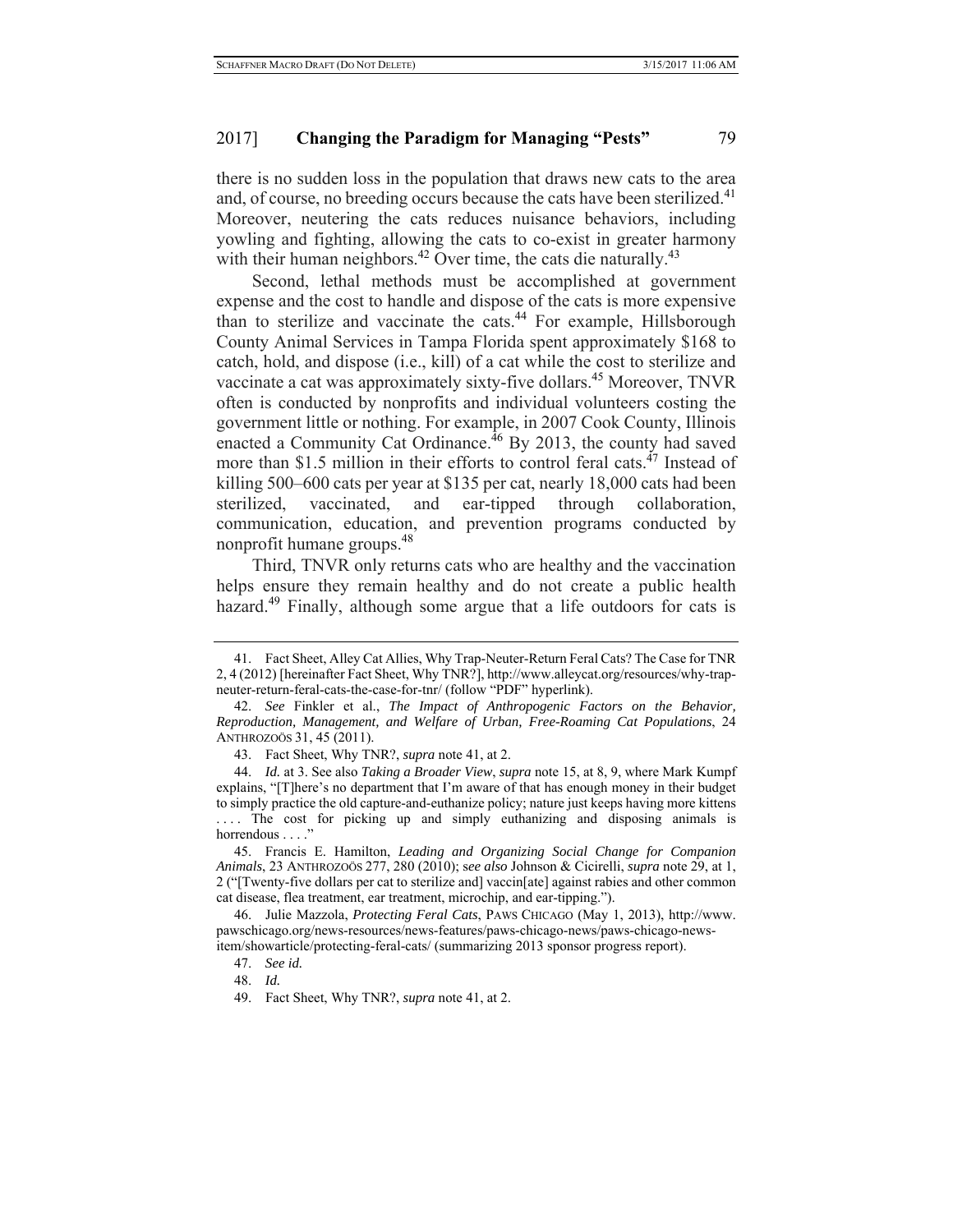there is no sudden loss in the population that draws new cats to the area and, of course, no breeding occurs because the cats have been sterilized.[41] Moreover, neutering the cats reduces nuisance behaviors, including yowling and fighting, allowing the cats to co-exist in greater harmony with their human neighbors.[42] Over time, the cats die naturally.[43]

Second, lethal methods must be accomplished at government expense and the cost to handle and dispose of the cats is more expensive than to sterilize and vaccinate the cats.[44] For example, Hillsborough County Animal Services in Tampa Florida spent approximately $168 to catch, hold, and dispose (i.e., kill) of a cat while the cost to sterilize and vaccinate a cat was approximately sixty-five dollars.[45] Moreover, TNVR often is conducted by nonprofits and individual volunteers costing the government little or nothing. For example, in 2007 Cook County, Illinois enacted a Community Cat Ordinance.[46] By 2013, the county had saved more than $1.5 million in their efforts to control feral cats.[47] Instead of killing 500–600 cats per year at $135 per cat, nearly 18,000 cats had been sterilized, vaccinated, and ear-tipped through collaboration, communication, education, and prevention programs conducted by nonprofit humane groups.[48]

Third, TNVR only returns cats who are healthy and the vaccination helps ensure they remain healthy and do not create a public health hazard.[49] Finally, although some argue that a life outdoors for cats is

---

41. Fact Sheet, Alley Cat Allies, Why Trap-Neuter-Return Feral Cats? The Case for TNR 2, 4 (2012) [hereinafter Fact Sheet, Why TNR?], http://www.alleycat.org/resources/why-trap-neuter-return-feral-cats-the-case-for-tnr/ (follow "PDF" hyperlink).

42. *See* Finkler et al., *The Impact of Anthropogenic Factors on the Behavior, Reproduction, Management, and Welfare of Urban, Free-Roaming Cat Populations*, 24 ANTHROZOÖS 31, 45 (2011).

43. Fact Sheet, Why TNR?, *supra* note 41, at 2.

44. *Id.* at 3. See also *Taking a Broader View*, *supra* note 15, at 8, 9, where Mark Kumpf explains, "[T]here's no department that I'm aware of that has enough money in their budget to simply practice the old capture-and-euthanize policy; nature just keeps having more kittens . . . . The cost for picking up and simply euthanizing and disposing animals is horrendous . . . ."

45. Francis E. Hamilton, *Leading and Organizing Social Change for Companion Animals*, 23 ANTHROZOÖS 277, 280 (2010); s*ee also* Johnson & Cicirelli, *supra* note 29, at 1, 2 ("[Twenty-five dollars per cat to sterilize and] vaccin[ate] against rabies and other common cat disease, flea treatment, ear treatment, microchip, and ear-tipping.").

46. Julie Mazzola, *Protecting Feral Cats*, PAWS CHICAGO (May 1, 2013), http://www.pawschicago.org/news-resources/news-features/paws-chicago-news/paws-chicago-news-item/showarticle/protecting-feral-cats/ (summarizing 2013 sponsor progress report).

47. *See id.*

48. *Id.*

49. Fact Sheet, Why TNR?, *supra* note 41, at 2.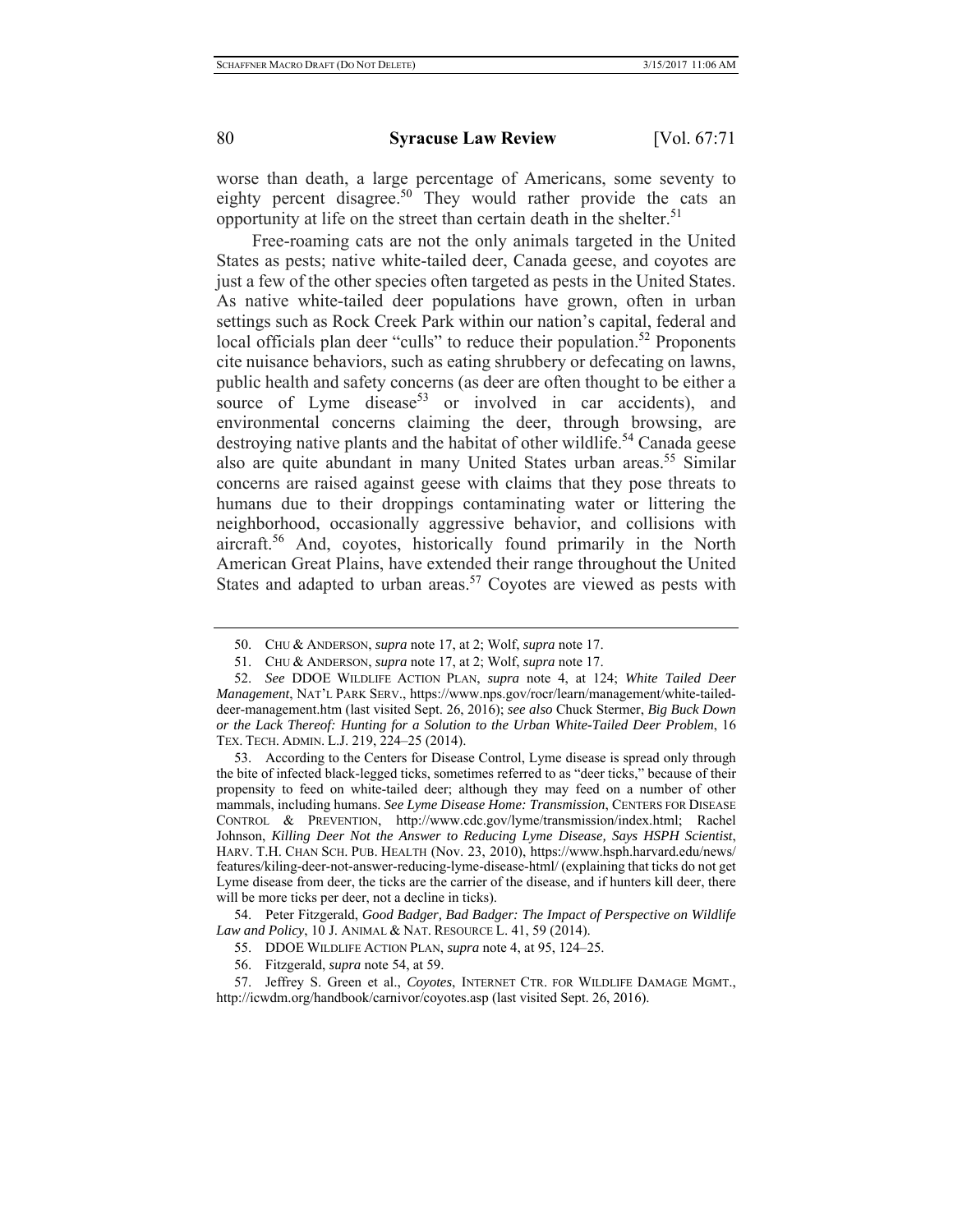worse than death, a large percentage of Americans, some seventy to eighty percent disagree.[50] They would rather provide the cats an opportunity at life on the street than certain death in the shelter.[51]

Free-roaming cats are not the only animals targeted in the United States as pests; native white-tailed deer, Canada geese, and coyotes are just a few of the other species often targeted as pests in the United States. As native white-tailed deer populations have grown, often in urban settings such as Rock Creek Park within our nation's capital, federal and local officials plan deer "culls" to reduce their population.[52] Proponents cite nuisance behaviors, such as eating shrubbery or defecating on lawns, public health and safety concerns (as deer are often thought to be either a source of Lyme disease[53] or involved in car accidents), and environmental concerns claiming the deer, through browsing, are destroying native plants and the habitat of other wildlife.[54] Canada geese also are quite abundant in many United States urban areas.[55] Similar concerns are raised against geese with claims that they pose threats to humans due to their droppings contaminating water or littering the neighborhood, occasionally aggressive behavior, and collisions with aircraft.[56] And, coyotes, historically found primarily in the North American Great Plains, have extended their range throughout the United States and adapted to urban areas.[57] Coyotes are viewed as pests with

---

50. CHU & ANDERSON, *supra* note 17, at 2; Wolf, *supra* note 17.

51. CHU & ANDERSON, *supra* note 17, at 2; Wolf, *supra* note 17.

52. *See* DDOE WILDLIFE ACTION PLAN, *supra* note 4, at 124; *White Tailed Deer Management*, NAT'L PARK SERV., https://www.nps.gov/rocr/learn/management/white-tailed-deer-management.htm (last visited Sept. 26, 2016); *see also* Chuck Stermer, *Big Buck Down or the Lack Thereof: Hunting for a Solution to the Urban White-Tailed Deer Problem*, 16 TEX. TECH. ADMIN. L.J. 219, 224–25 (2014).

53. According to the Centers for Disease Control, Lyme disease is spread only through the bite of infected black-legged ticks, sometimes referred to as "deer ticks," because of their propensity to feed on white-tailed deer; although they may feed on a number of other mammals, including humans. *See Lyme Disease Home: Transmission*, CENTERS FOR DISEASE CONTROL & PREVENTION, http://www.cdc.gov/lyme/transmission/index.html; Rachel Johnson, *Killing Deer Not the Answer to Reducing Lyme Disease, Says HSPH Scientist*, HARV. T.H. CHAN SCH. PUB. HEALTH (Nov. 23, 2010), https://www.hsph.harvard.edu/news/features/kiling-deer-not-answer-reducing-lyme-disease-html/ (explaining that ticks do not get Lyme disease from deer, the ticks are the carrier of the disease, and if hunters kill deer, there will be more ticks per deer, not a decline in ticks).

54. Peter Fitzgerald, *Good Badger, Bad Badger: The Impact of Perspective on Wildlife Law and Policy*, 10 J. ANIMAL & NAT. RESOURCE L. 41, 59 (2014).

55. DDOE WILDLIFE ACTION PLAN, *supra* note 4, at 95, 124–25.

56. Fitzgerald, *supra* note 54, at 59.

57. Jeffrey S. Green et al., *Coyotes*, INTERNET CTR. FOR WILDLIFE DAMAGE MGMT., http://icwdm.org/handbook/carnivor/coyotes.asp (last visited Sept. 26, 2016).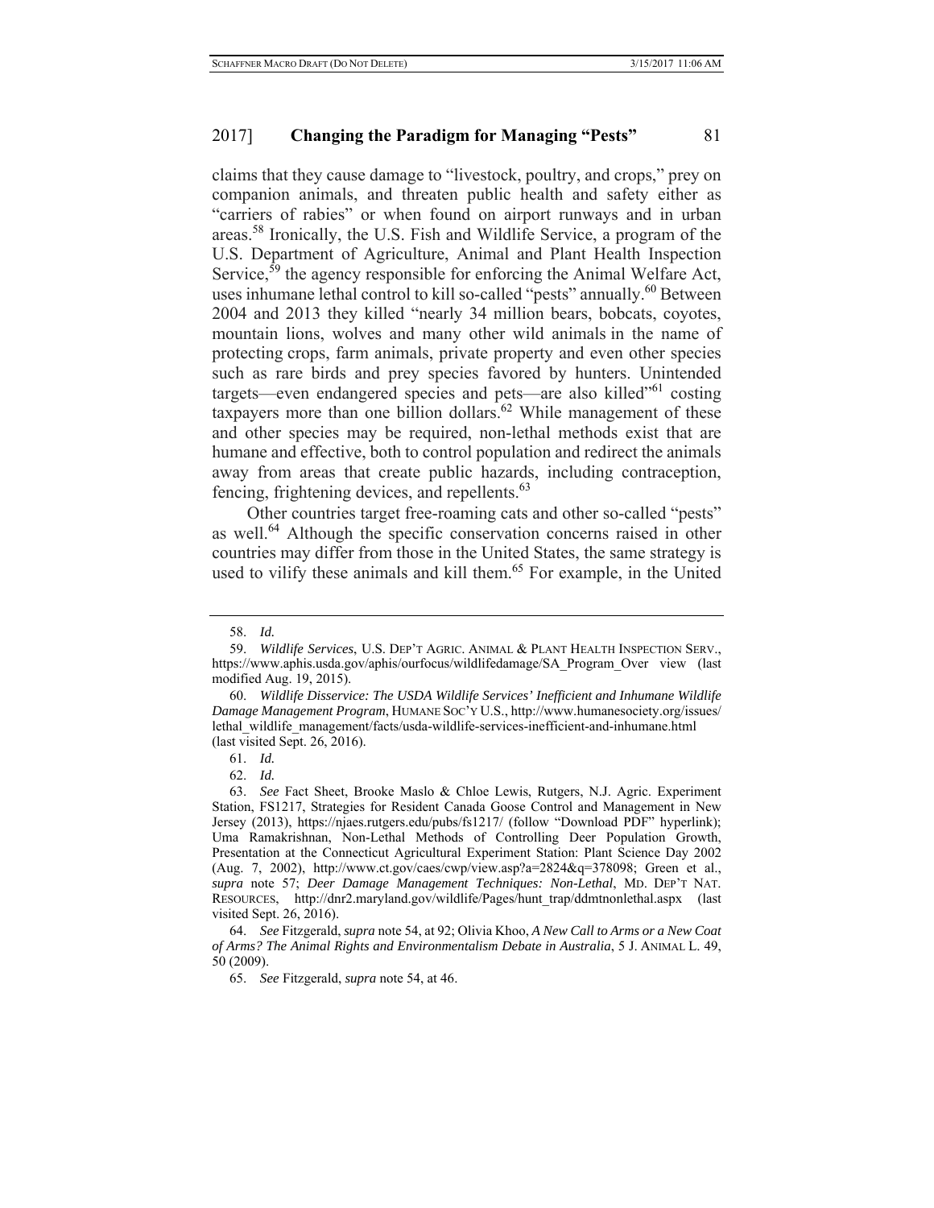claims that they cause damage to "livestock, poultry, and crops," prey on companion animals, and threaten public health and safety either as "carriers of rabies" or when found on airport runways and in urban areas.[58] Ironically, the U.S. Fish and Wildlife Service, a program of the U.S. Department of Agriculture, Animal and Plant Health Inspection Service,[59] the agency responsible for enforcing the Animal Welfare Act, uses inhumane lethal control to kill so-called "pests" annually.[60] Between 2004 and 2013 they killed "nearly 34 million bears, bobcats, coyotes, mountain lions, wolves and many other wild animals in the name of protecting crops, farm animals, private property and even other species such as rare birds and prey species favored by hunters. Unintended targets—even endangered species and pets—are also killed"[61] costing taxpayers more than one billion dollars.[62] While management of these and other species may be required, non-lethal methods exist that are humane and effective, both to control population and redirect the animals away from areas that create public hazards, including contraception, fencing, frightening devices, and repellents.[63]

Other countries target free-roaming cats and other so-called "pests" as well.[64] Although the specific conservation concerns raised in other countries may differ from those in the United States, the same strategy is used to vilify these animals and kill them.[65] For example, in the United

---

58. *Id.*

59. *Wildlife Services*, U.S. DEP'T AGRIC. ANIMAL & PLANT HEALTH INSPECTION SERV., https://www.aphis.usda.gov/aphis/ourfocus/wildlifedamage/SA_Program_Over view (last modified Aug. 19, 2015).

60. *Wildlife Disservice: The USDA Wildlife Services' Inefficient and Inhumane Wildlife Damage Management Program*, HUMANE SOC'Y U.S., http://www.humanesociety.org/issues/lethal_wildlife_management/facts/usda-wildlife-services-inefficient-and-inhumane.html (last visited Sept. 26, 2016).

61. *Id.*

62. *Id.*

63. *See* Fact Sheet, Brooke Maslo & Chloe Lewis, Rutgers, N.J. Agric. Experiment Station, FS1217, Strategies for Resident Canada Goose Control and Management in New Jersey (2013), https://njaes.rutgers.edu/pubs/fs1217/ (follow "Download PDF" hyperlink); Uma Ramakrishnan, Non-Lethal Methods of Controlling Deer Population Growth, Presentation at the Connecticut Agricultural Experiment Station: Plant Science Day 2002 (Aug. 7, 2002), http://www.ct.gov/caes/cwp/view.asp?a=2824&q=378098; Green et al., *supra* note 57; *Deer Damage Management Techniques: Non-Lethal*, MD. DEP'T NAT. RESOURCES, http://dnr2.maryland.gov/wildlife/Pages/hunt_trap/ddmtnonlethal.aspx (last visited Sept. 26, 2016).

64. *See* Fitzgerald, *supra* note 54, at 92; Olivia Khoo, *A New Call to Arms or a New Coat of Arms? The Animal Rights and Environmentalism Debate in Australia*, 5 J. ANIMAL L. 49, 50 (2009).

65. *See* Fitzgerald, *supra* note 54, at 46.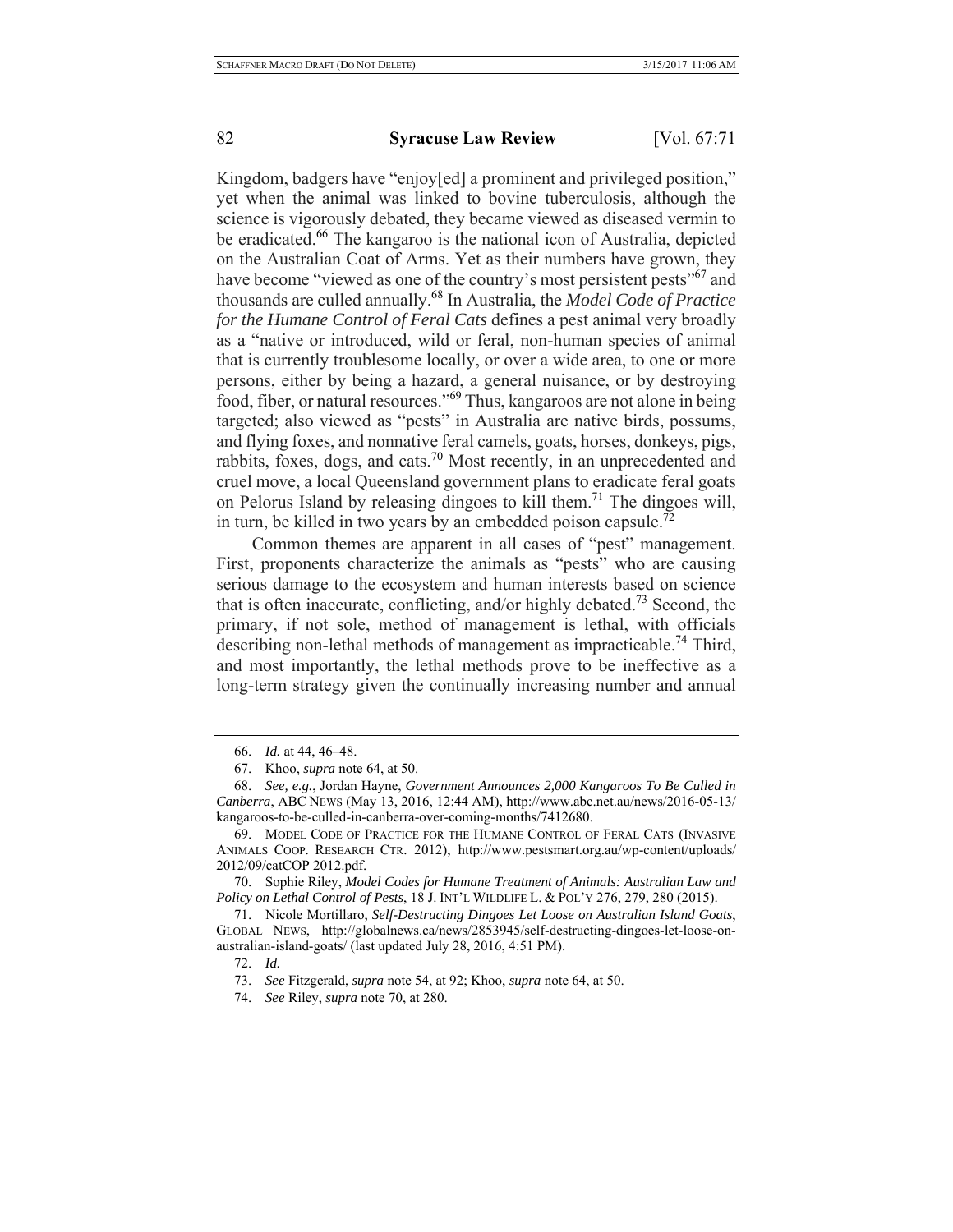Kingdom, badgers have "enjoy[ed] a prominent and privileged position," yet when the animal was linked to bovine tuberculosis, although the science is vigorously debated, they became viewed as diseased vermin to be eradicated.[66] The kangaroo is the national icon of Australia, depicted on the Australian Coat of Arms. Yet as their numbers have grown, they have become "viewed as one of the country's most persistent pests"[67] and thousands are culled annually.[68] In Australia, the *Model Code of Practice for the Humane Control of Feral Cats* defines a pest animal very broadly as a "native or introduced, wild or feral, non-human species of animal that is currently troublesome locally, or over a wide area, to one or more persons, either by being a hazard, a general nuisance, or by destroying food, fiber, or natural resources."[69] Thus, kangaroos are not alone in being targeted; also viewed as "pests" in Australia are native birds, possums, and flying foxes, and nonnative feral camels, goats, horses, donkeys, pigs, rabbits, foxes, dogs, and cats.[70] Most recently, in an unprecedented and cruel move, a local Queensland government plans to eradicate feral goats on Pelorus Island by releasing dingoes to kill them.[71] The dingoes will, in turn, be killed in two years by an embedded poison capsule.[72]

Common themes are apparent in all cases of "pest" management. First, proponents characterize the animals as "pests" who are causing serious damage to the ecosystem and human interests based on science that is often inaccurate, conflicting, and/or highly debated.[73] Second, the primary, if not sole, method of management is lethal, with officials describing non-lethal methods of management as impracticable.[74] Third, and most importantly, the lethal methods prove to be ineffective as a long-term strategy given the continually increasing number and annual

---

66. *Id.* at 44, 46–48.

67. Khoo, *supra* note 64, at 50.

68. *See, e.g.*, Jordan Hayne, *Government Announces 2,000 Kangaroos To Be Culled in Canberra*, ABC NEWS (May 13, 2016, 12:44 AM), http://www.abc.net.au/news/2016-05-13/kangaroos-to-be-culled-in-canberra-over-coming-months/7412680.

69. MODEL CODE OF PRACTICE FOR THE HUMANE CONTROL OF FERAL CATS (INVASIVE ANIMALS COOP. RESEARCH CTR. 2012), http://www.pestsmart.org.au/wp-content/uploads/2012/09/catCOP 2012.pdf.

70. Sophie Riley, *Model Codes for Humane Treatment of Animals: Australian Law and Policy on Lethal Control of Pests*, 18 J. INT'L WILDLIFE L. & POL'Y 276, 279, 280 (2015).

71. Nicole Mortillaro, *Self-Destructing Dingoes Let Loose on Australian Island Goats*, GLOBAL NEWS, http://globalnews.ca/news/2853945/self-destructing-dingoes-let-loose-on-australian-island-goats/ (last updated July 28, 2016, 4:51 PM).

72. *Id.*

73. *See* Fitzgerald, *supra* note 54, at 92; Khoo, *supra* note 64, at 50.

74. *See* Riley, *supra* note 70, at 280.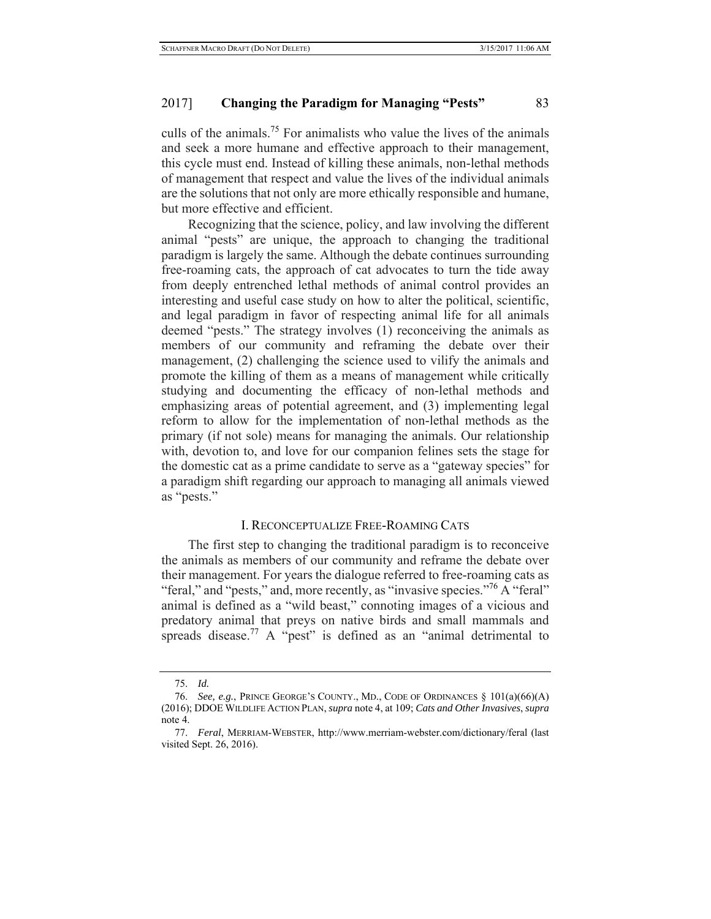culls of the animals.[75] For animalists who value the lives of the animals and seek a more humane and effective approach to their management, this cycle must end. Instead of killing these animals, non-lethal methods of management that respect and value the lives of the individual animals are the solutions that not only are more ethically responsible and humane, but more effective and efficient.

Recognizing that the science, policy, and law involving the different animal "pests" are unique, the approach to changing the traditional paradigm is largely the same. Although the debate continues surrounding free-roaming cats, the approach of cat advocates to turn the tide away from deeply entrenched lethal methods of animal control provides an interesting and useful case study on how to alter the political, scientific, and legal paradigm in favor of respecting animal life for all animals deemed "pests." The strategy involves (1) reconceiving the animals as members of our community and reframing the debate over their management, (2) challenging the science used to vilify the animals and promote the killing of them as a means of management while critically studying and documenting the efficacy of non-lethal methods and emphasizing areas of potential agreement, and (3) implementing legal reform to allow for the implementation of non-lethal methods as the primary (if not sole) means for managing the animals. Our relationship with, devotion to, and love for our companion felines sets the stage for the domestic cat as a prime candidate to serve as a "gateway species" for a paradigm shift regarding our approach to managing all animals viewed as "pests."

## I. Reconceptualize Free-Roaming Cats

The first step to changing the traditional paradigm is to reconceive the animals as members of our community and reframe the debate over their management. For years the dialogue referred to free-roaming cats as "feral," and "pests," and, more recently, as "invasive species."[76] A "feral" animal is defined as a "wild beast," connoting images of a vicious and predatory animal that preys on native birds and small mammals and spreads disease.[77] A "pest" is defined as an "animal detrimental to

---

75. *Id.*

76. *See, e.g.*, Prince George's County., Md., Code of Ordinances § 101(a)(66)(A) (2016); DDOE Wildlife Action Plan, *supra* note 4, at 109; *Cats and Other Invasives*, *supra* note 4.

77. *Feral*, Merriam-Webster, http://www.merriam-webster.com/dictionary/feral (last visited Sept. 26, 2016).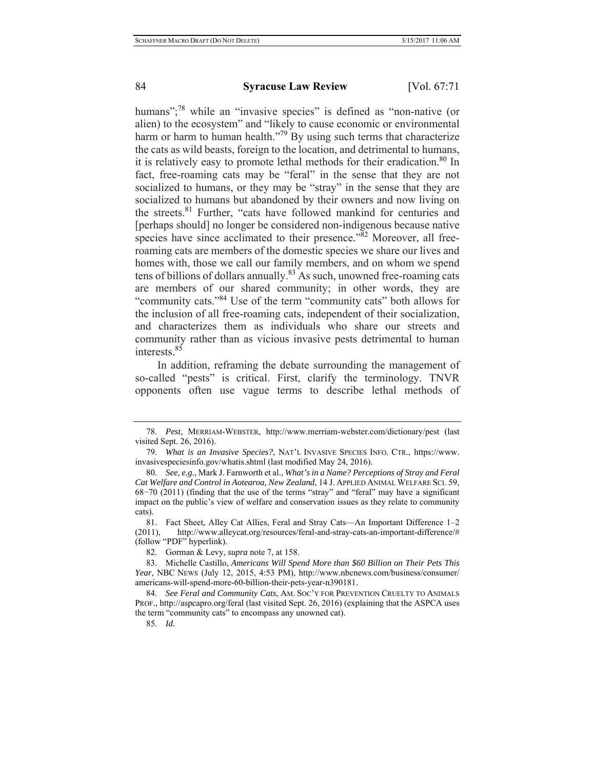humans";[78] while an "invasive species" is defined as "non-native (or alien) to the ecosystem" and "likely to cause economic or environmental harm or harm to human health."[79] By using such terms that characterize the cats as wild beasts, foreign to the location, and detrimental to humans, it is relatively easy to promote lethal methods for their eradication.[80] In fact, free-roaming cats may be "feral" in the sense that they are not socialized to humans, or they may be "stray" in the sense that they are socialized to humans but abandoned by their owners and now living on the streets.[81] Further, "cats have followed mankind for centuries and [perhaps should] no longer be considered non-indigenous because native species have since acclimated to their presence."[82] Moreover, all free-roaming cats are members of the domestic species we share our lives and homes with, those we call our family members, and on whom we spend tens of billions of dollars annually.[83] As such, unowned free-roaming cats are members of our shared community; in other words, they are "community cats."[84] Use of the term "community cats" both allows for the inclusion of all free-roaming cats, independent of their socialization, and characterizes them as individuals who share our streets and community rather than as vicious invasive pests detrimental to human interests.[85]

In addition, reframing the debate surrounding the management of so-called "pests" is critical. First, clarify the terminology. TNVR opponents often use vague terms to describe lethal methods of

---

78. *Pest*, MERRIAM-WEBSTER, http://www.merriam-webster.com/dictionary/pest (last visited Sept. 26, 2016).

79. *What is an Invasive Species?*, NAT'L INVASIVE SPECIES INFO. CTR., https://www.invasivespeciesinfo.gov/whatis.shtml (last modified May 24, 2016).

80. *See, e.g.*, Mark J. Farnworth et al., *What's in a Name? Perceptions of Stray and Feral Cat Welfare and Control in Aotearoa, New Zealand*, 14 J. APPLIED ANIMAL WELFARE SCI. 59, 68−70 (2011) (finding that the use of the terms "stray" and "feral" may have a significant impact on the public's view of welfare and conservation issues as they relate to community cats).

81. Fact Sheet, Alley Cat Allies, Feral and Stray Cats—An Important Difference 1–2 (2011), http://www.alleycat.org/resources/feral-and-stray-cats-an-important-difference/# (follow "PDF" hyperlink).

82. Gorman & Levy, *supra* note 7, at 158.

83. Michelle Castillo, *Americans Will Spend More than $60 Billion on Their Pets This Year*, NBC NEWS (July 12, 2015, 4:53 PM), http://www.nbcnews.com/business/consumer/americans-will-spend-more-60-billion-their-pets-year-n390181.

84. *See Feral and Community Cats*, AM. SOC'Y FOR PREVENTION CRUELTY TO ANIMALS PROF., http://aspcapro.org/feral (last visited Sept. 26, 2016) (explaining that the ASPCA uses the term "community cats" to encompass any unowned cat).

85. *Id.*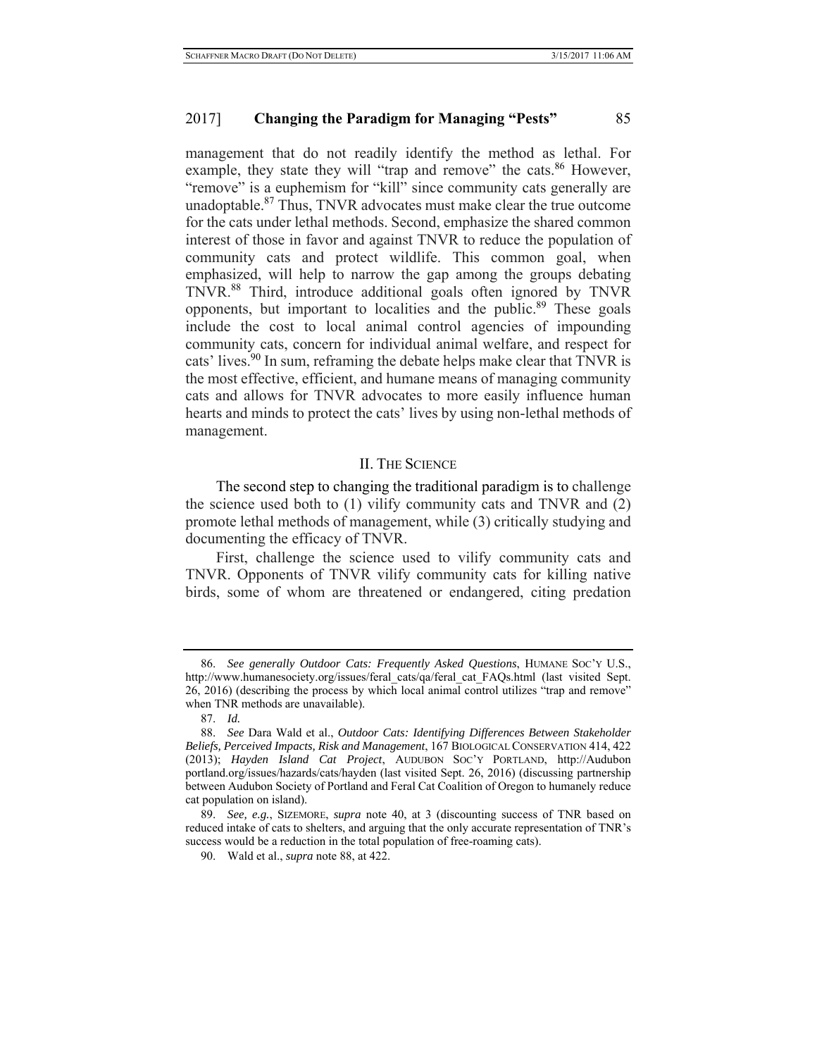management that do not readily identify the method as lethal. For example, they state they will "trap and remove" the cats.[86] However, "remove" is a euphemism for "kill" since community cats generally are unadoptable.[87] Thus, TNVR advocates must make clear the true outcome for the cats under lethal methods. Second, emphasize the shared common interest of those in favor and against TNVR to reduce the population of community cats and protect wildlife. This common goal, when emphasized, will help to narrow the gap among the groups debating TNVR.[88] Third, introduce additional goals often ignored by TNVR opponents, but important to localities and the public.[89] These goals include the cost to local animal control agencies of impounding community cats, concern for individual animal welfare, and respect for cats' lives.[90] In sum, reframing the debate helps make clear that TNVR is the most effective, efficient, and humane means of managing community cats and allows for TNVR advocates to more easily influence human hearts and minds to protect the cats' lives by using non-lethal methods of management.

## II. The Science

The second step to changing the traditional paradigm is to challenge the science used both to (1) vilify community cats and TNVR and (2) promote lethal methods of management, while (3) critically studying and documenting the efficacy of TNVR.

First, challenge the science used to vilify community cats and TNVR. Opponents of TNVR vilify community cats for killing native birds, some of whom are threatened or endangered, citing predation

---

86. *See generally Outdoor Cats: Frequently Asked Questions*, HUMANE SOC'Y U.S., http://www.humanesociety.org/issues/feral_cats/qa/feral_cat_FAQs.html (last visited Sept. 26, 2016) (describing the process by which local animal control utilizes "trap and remove" when TNR methods are unavailable).

87. *Id.*

88. *See* Dara Wald et al., *Outdoor Cats: Identifying Differences Between Stakeholder Beliefs, Perceived Impacts, Risk and Management*, 167 BIOLOGICAL CONSERVATION 414, 422 (2013); *Hayden Island Cat Project*, AUDUBON SOC'Y PORTLAND, http://Audubon portland.org/issues/hazards/cats/hayden (last visited Sept. 26, 2016) (discussing partnership between Audubon Society of Portland and Feral Cat Coalition of Oregon to humanely reduce cat population on island).

89. *See, e.g.*, SIZEMORE, *supra* note 40, at 3 (discounting success of TNR based on reduced intake of cats to shelters, and arguing that the only accurate representation of TNR's success would be a reduction in the total population of free-roaming cats).

90. Wald et al., *supra* note 88, at 422.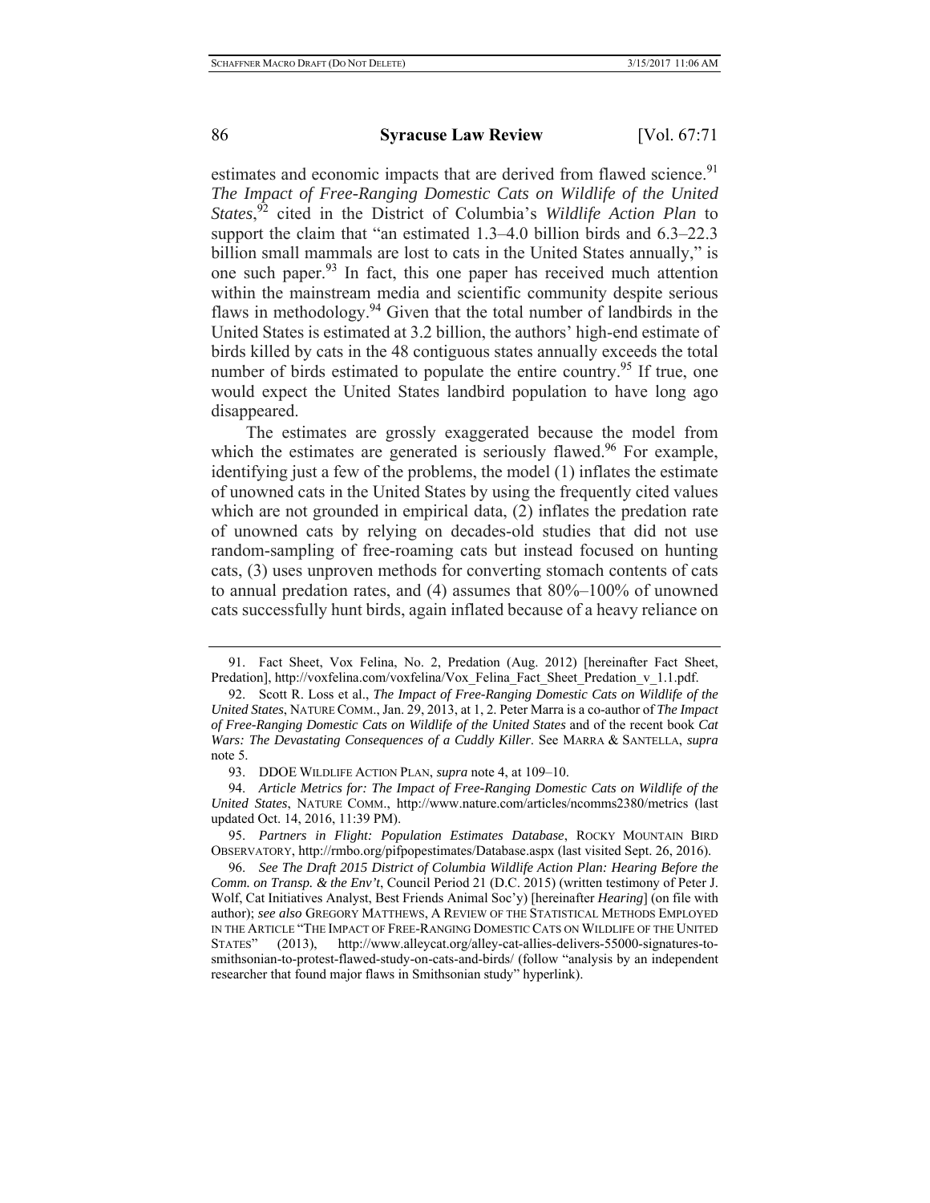estimates and economic impacts that are derived from flawed science.[91] *The Impact of Free-Ranging Domestic Cats on Wildlife of the United States*,[92] cited in the District of Columbia's *Wildlife Action Plan* to support the claim that "an estimated 1.3–4.0 billion birds and 6.3–22.3 billion small mammals are lost to cats in the United States annually," is one such paper.[93] In fact, this one paper has received much attention within the mainstream media and scientific community despite serious flaws in methodology.[94] Given that the total number of landbirds in the United States is estimated at 3.2 billion, the authors' high-end estimate of birds killed by cats in the 48 contiguous states annually exceeds the total number of birds estimated to populate the entire country.[95] If true, one would expect the United States landbird population to have long ago disappeared.

The estimates are grossly exaggerated because the model from which the estimates are generated is seriously flawed.[96] For example, identifying just a few of the problems, the model (1) inflates the estimate of unowned cats in the United States by using the frequently cited values which are not grounded in empirical data, (2) inflates the predation rate of unowned cats by relying on decades-old studies that did not use random-sampling of free-roaming cats but instead focused on hunting cats, (3) uses unproven methods for converting stomach contents of cats to annual predation rates, and (4) assumes that 80%–100% of unowned cats successfully hunt birds, again inflated because of a heavy reliance on

---

91. Fact Sheet, Vox Felina, No. 2, Predation (Aug. 2012) [hereinafter Fact Sheet, Predation], http://voxfelina.com/voxfelina/Vox_Felina_Fact_Sheet_Predation_v_1.1.pdf.

92. Scott R. Loss et al., *The Impact of Free-Ranging Domestic Cats on Wildlife of the United States*, NATURE COMM., Jan. 29, 2013, at 1, 2. Peter Marra is a co-author of *The Impact of Free-Ranging Domestic Cats on Wildlife of the United States* and of the recent book *Cat Wars: The Devastating Consequences of a Cuddly Killer*. See MARRA & SANTELLA, *supra* note 5.

93. DDOE WILDLIFE ACTION PLAN, *supra* note 4, at 109–10.

94. *Article Metrics for: The Impact of Free-Ranging Domestic Cats on Wildlife of the United States*, NATURE COMM., http://www.nature.com/articles/ncomms2380/metrics (last updated Oct. 14, 2016, 11:39 PM).

95. *Partners in Flight: Population Estimates Database*, ROCKY MOUNTAIN BIRD OBSERVATORY, http://rmbo.org/pifpopestimates/Database.aspx (last visited Sept. 26, 2016).

96. *See The Draft 2015 District of Columbia Wildlife Action Plan: Hearing Before the Comm. on Transp. & the Env't*, Council Period 21 (D.C. 2015) (written testimony of Peter J. Wolf, Cat Initiatives Analyst, Best Friends Animal Soc'y) [hereinafter *Hearing*] (on file with author); *see also* GREGORY MATTHEWS, A REVIEW OF THE STATISTICAL METHODS EMPLOYED IN THE ARTICLE "THE IMPACT OF FREE-RANGING DOMESTIC CATS ON WILDLIFE OF THE UNITED STATES" (2013), http://www.alleycat.org/alley-cat-allies-delivers-55000-signatures-to-smithsonian-to-protest-flawed-study-on-cats-and-birds/ (follow "analysis by an independent researcher that found major flaws in Smithsonian study" hyperlink).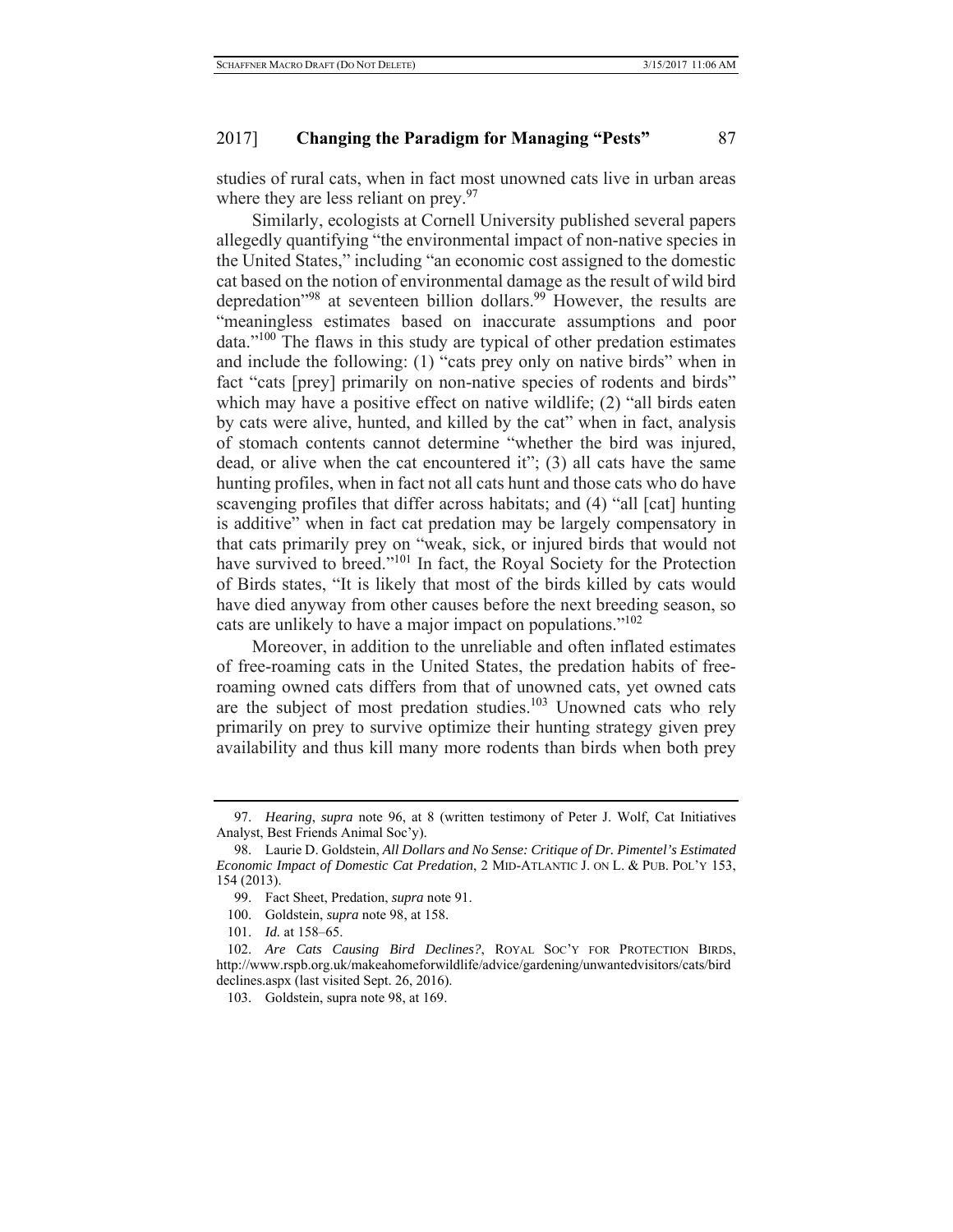studies of rural cats, when in fact most unowned cats live in urban areas where they are less reliant on prey.[97]

Similarly, ecologists at Cornell University published several papers allegedly quantifying "the environmental impact of non-native species in the United States," including "an economic cost assigned to the domestic cat based on the notion of environmental damage as the result of wild bird depredation"[98] at seventeen billion dollars.[99] However, the results are "meaningless estimates based on inaccurate assumptions and poor data."[100] The flaws in this study are typical of other predation estimates and include the following: (1) "cats prey only on native birds" when in fact "cats [prey] primarily on non-native species of rodents and birds" which may have a positive effect on native wildlife; (2) "all birds eaten by cats were alive, hunted, and killed by the cat" when in fact, analysis of stomach contents cannot determine "whether the bird was injured, dead, or alive when the cat encountered it"; (3) all cats have the same hunting profiles, when in fact not all cats hunt and those cats who do have scavenging profiles that differ across habitats; and (4) "all [cat] hunting is additive" when in fact cat predation may be largely compensatory in that cats primarily prey on "weak, sick, or injured birds that would not have survived to breed."[101] In fact, the Royal Society for the Protection of Birds states, "It is likely that most of the birds killed by cats would have died anyway from other causes before the next breeding season, so cats are unlikely to have a major impact on populations."[102]

Moreover, in addition to the unreliable and often inflated estimates of free-roaming cats in the United States, the predation habits of free-roaming owned cats differs from that of unowned cats, yet owned cats are the subject of most predation studies.[103] Unowned cats who rely primarily on prey to survive optimize their hunting strategy given prey availability and thus kill many more rodents than birds when both prey

---

97. *Hearing*, *supra* note 96, at 8 (written testimony of Peter J. Wolf, Cat Initiatives Analyst, Best Friends Animal Soc'y).

98. Laurie D. Goldstein, *All Dollars and No Sense: Critique of Dr. Pimentel's Estimated Economic Impact of Domestic Cat Predation*, 2 MID-ATLANTIC J. ON L. & PUB. POL'Y 153, 154 (2013).

99. Fact Sheet, Predation, *supra* note 91.

100. Goldstein, *supra* note 98, at 158.

101. *Id.* at 158–65.

102. *Are Cats Causing Bird Declines?*, ROYAL SOC'Y FOR PROTECTION BIRDS, http://www.rspb.org.uk/makeahomeforwildlife/advice/gardening/unwantedvisitors/cats/birddeclines.aspx (last visited Sept. 26, 2016).

103. Goldstein, supra note 98, at 169.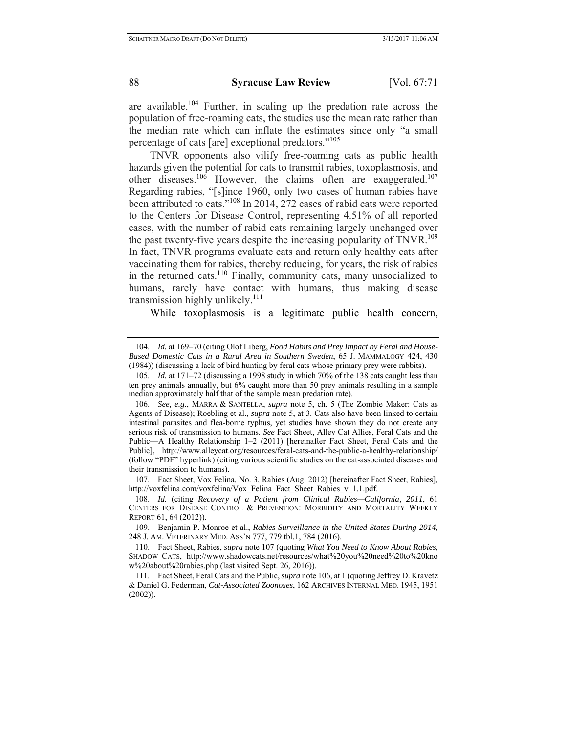are available.[104] Further, in scaling up the predation rate across the population of free-roaming cats, the studies use the mean rate rather than the median rate which can inflate the estimates since only "a small percentage of cats [are] exceptional predators."[105]

TNVR opponents also vilify free-roaming cats as public health hazards given the potential for cats to transmit rabies, toxoplasmosis, and other diseases.[106] However, the claims often are exaggerated.[107] Regarding rabies, "[s]ince 1960, only two cases of human rabies have been attributed to cats."[108] In 2014, 272 cases of rabid cats were reported to the Centers for Disease Control, representing 4.51% of all reported cases, with the number of rabid cats remaining largely unchanged over the past twenty-five years despite the increasing popularity of TNVR.[109] In fact, TNVR programs evaluate cats and return only healthy cats after vaccinating them for rabies, thereby reducing, for years, the risk of rabies in the returned cats.[110] Finally, community cats, many unsocialized to humans, rarely have contact with humans, thus making disease transmission highly unlikely.[111]

While toxoplasmosis is a legitimate public health concern,

---

104. *Id.* at 169–70 (citing Olof Liberg, *Food Habits and Prey Impact by Feral and House-Based Domestic Cats in a Rural Area in Southern Sweden*, 65 J. MAMMALOGY 424, 430 (1984)) (discussing a lack of bird hunting by feral cats whose primary prey were rabbits).

105. *Id.* at 171–72 (discussing a 1998 study in which 70% of the 138 cats caught less than ten prey animals annually, but 6% caught more than 50 prey animals resulting in a sample median approximately half that of the sample mean predation rate).

106. *See, e.g.*, MARRA & SANTELLA, *supra* note 5, ch. 5 (The Zombie Maker: Cats as Agents of Disease); Roebling et al., *supra* note 5, at 3. Cats also have been linked to certain intestinal parasites and flea-borne typhus, yet studies have shown they do not create any serious risk of transmission to humans. *See* Fact Sheet, Alley Cat Allies, Feral Cats and the Public—A Healthy Relationship 1–2 (2011) [hereinafter Fact Sheet, Feral Cats and the Public], http://www.alleycat.org/resources/feral-cats-and-the-public-a-healthy-relationship/ (follow "PDF" hyperlink) (citing various scientific studies on the cat-associated diseases and their transmission to humans).

107. Fact Sheet, Vox Felina, No. 3, Rabies (Aug. 2012) [hereinafter Fact Sheet, Rabies], http://voxfelina.com/voxfelina/Vox_Felina_Fact_Sheet_Rabies_v_1.1.pdf.

108. *Id.* (citing *Recovery of a Patient from Clinical Rabies—California, 2011*, 61 CENTERS FOR DISEASE CONTROL & PREVENTION: MORBIDITY AND MORTALITY WEEKLY REPORT 61, 64 (2012)).

109. Benjamin P. Monroe et al., *Rabies Surveillance in the United States During 2014*, 248 J. AM. VETERINARY MED. ASS'N 777, 779 tbl.1, 784 (2016).

110. Fact Sheet, Rabies, *supra* note 107 (quoting *What You Need to Know About Rabies*, SHADOW CATS, http://www.shadowcats.net/resources/what%20you%20need%20to%20know%20about%20rabies.php (last visited Sept. 26, 2016)).

111. Fact Sheet, Feral Cats and the Public, *supra* note 106, at 1 (quoting Jeffrey D. Kravetz & Daniel G. Federman, *Cat-Associated Zoonoses*, 162 ARCHIVES INTERNAL MED. 1945, 1951 (2002)).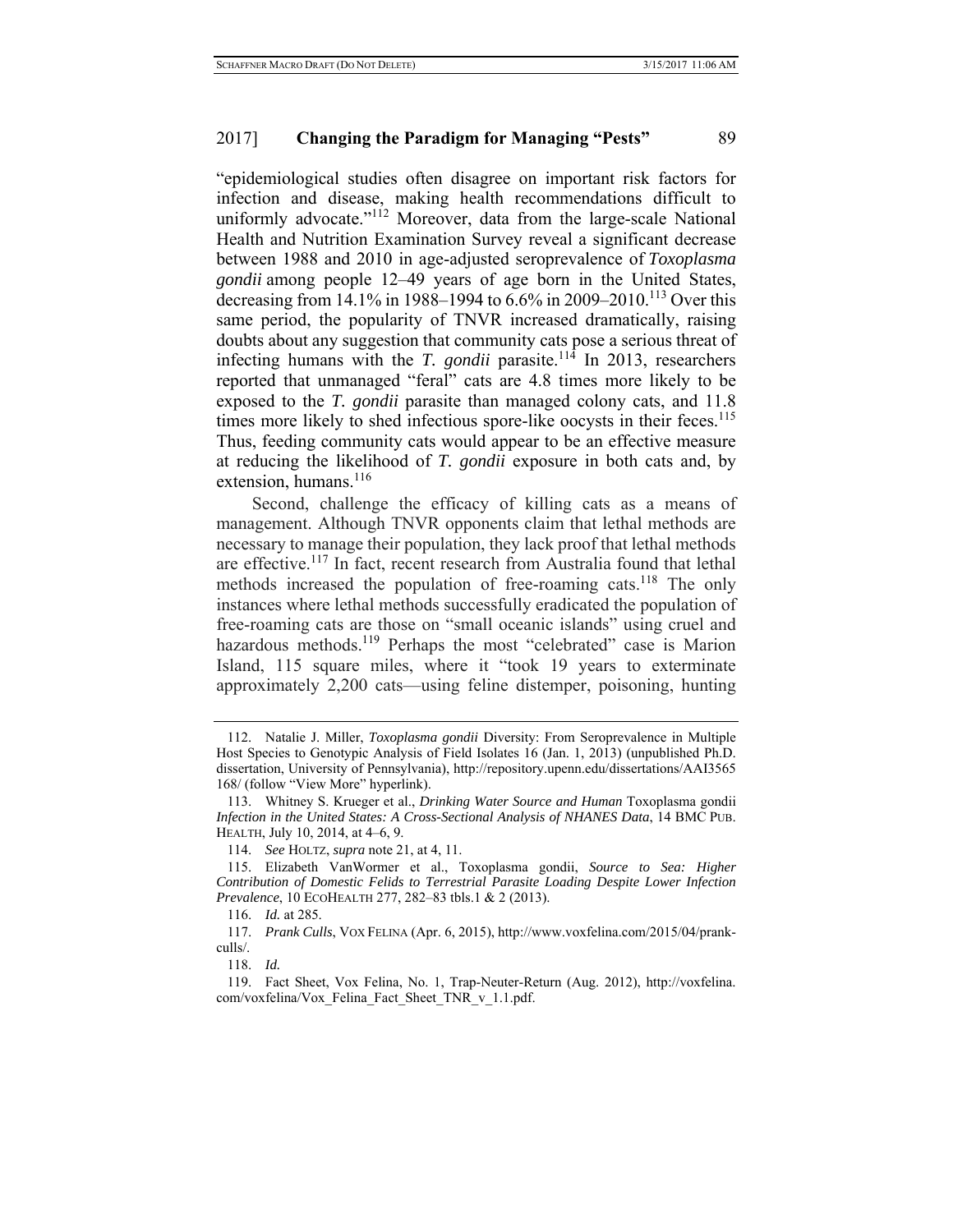"epidemiological studies often disagree on important risk factors for infection and disease, making health recommendations difficult to uniformly advocate."[112] Moreover, data from the large-scale National Health and Nutrition Examination Survey reveal a significant decrease between 1988 and 2010 in age-adjusted seroprevalence of *Toxoplasma gondii* among people 12–49 years of age born in the United States, decreasing from 14.1% in 1988–1994 to 6.6% in 2009–2010.[113] Over this same period, the popularity of TNVR increased dramatically, raising doubts about any suggestion that community cats pose a serious threat of infecting humans with the *T. gondii* parasite.[114] In 2013, researchers reported that unmanaged "feral" cats are 4.8 times more likely to be exposed to the *T. gondii* parasite than managed colony cats, and 11.8 times more likely to shed infectious spore-like oocysts in their feces.[115] Thus, feeding community cats would appear to be an effective measure at reducing the likelihood of *T. gondii* exposure in both cats and, by extension, humans.[116]

Second, challenge the efficacy of killing cats as a means of management. Although TNVR opponents claim that lethal methods are necessary to manage their population, they lack proof that lethal methods are effective.[117] In fact, recent research from Australia found that lethal methods increased the population of free-roaming cats.[118] The only instances where lethal methods successfully eradicated the population of free-roaming cats are those on "small oceanic islands" using cruel and hazardous methods.[119] Perhaps the most "celebrated" case is Marion Island, 115 square miles, where it "took 19 years to exterminate approximately 2,200 cats—using feline distemper, poisoning, hunting

---

112. Natalie J. Miller, *Toxoplasma gondii* Diversity: From Seroprevalence in Multiple Host Species to Genotypic Analysis of Field Isolates 16 (Jan. 1, 2013) (unpublished Ph.D. dissertation, University of Pennsylvania), http://repository.upenn.edu/dissertations/AAI3565168/ (follow "View More" hyperlink).

113. Whitney S. Krueger et al., *Drinking Water Source and Human* Toxoplasma gondii *Infection in the United States: A Cross-Sectional Analysis of NHANES Data*, 14 BMC PUB. HEALTH, July 10, 2014, at 4–6, 9.

114. *See* HOLTZ, *supra* note 21, at 4, 11.

115. Elizabeth VanWormer et al., Toxoplasma gondii, *Source to Sea: Higher Contribution of Domestic Felids to Terrestrial Parasite Loading Despite Lower Infection Prevalence*, 10 ECOHEALTH 277, 282–83 tbls.1 & 2 (2013).

116. *Id.* at 285.

117. *Prank Culls*, VOX FELINA (Apr. 6, 2015), http://www.voxfelina.com/2015/04/prank-culls/.

118. *Id.*

119. Fact Sheet, Vox Felina, No. 1, Trap-Neuter-Return (Aug. 2012), http://voxfelina.com/voxfelina/Vox_Felina_Fact_Sheet_TNR_v_1.1.pdf.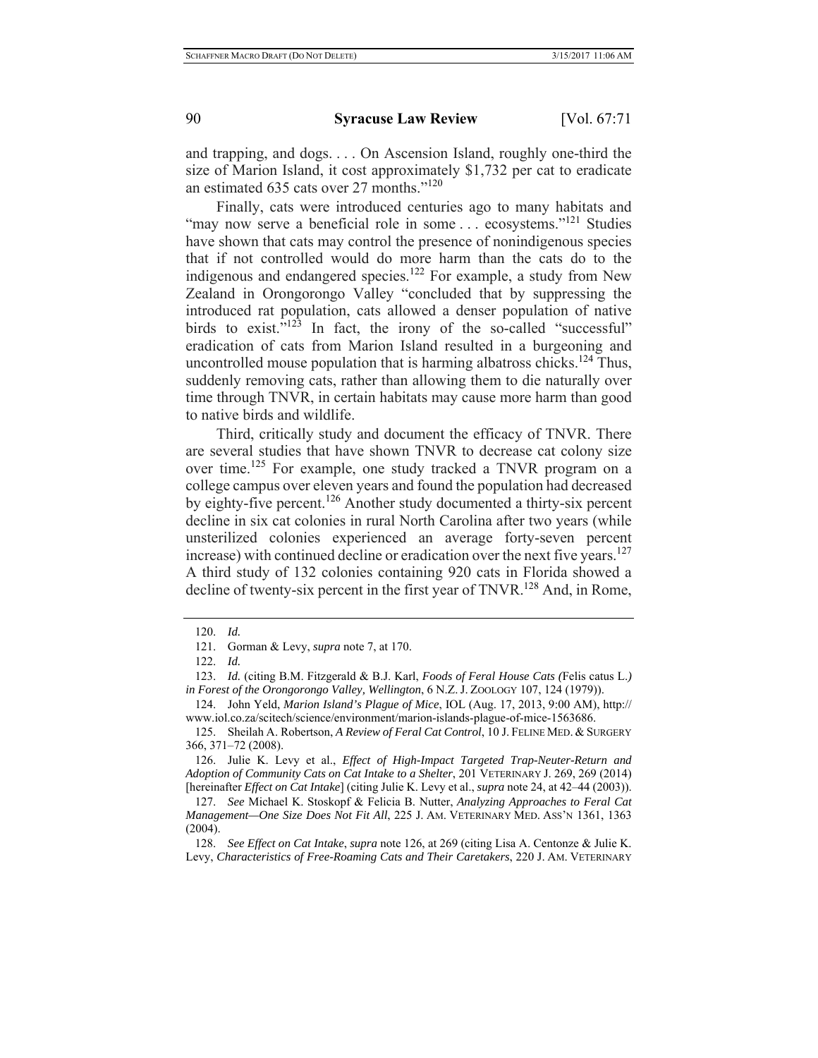and trapping, and dogs. . . . On Ascension Island, roughly one-third the size of Marion Island, it cost approximately $1,732 per cat to eradicate an estimated 635 cats over 27 months."[120]

Finally, cats were introduced centuries ago to many habitats and "may now serve a beneficial role in some . . . ecosystems."[121] Studies have shown that cats may control the presence of nonindigenous species that if not controlled would do more harm than the cats do to the indigenous and endangered species.[122] For example, a study from New Zealand in Orongorongo Valley "concluded that by suppressing the introduced rat population, cats allowed a denser population of native birds to exist."[123] In fact, the irony of the so-called "successful" eradication of cats from Marion Island resulted in a burgeoning and uncontrolled mouse population that is harming albatross chicks.[124] Thus, suddenly removing cats, rather than allowing them to die naturally over time through TNVR, in certain habitats may cause more harm than good to native birds and wildlife.

Third, critically study and document the efficacy of TNVR. There are several studies that have shown TNVR to decrease cat colony size over time.[125] For example, one study tracked a TNVR program on a college campus over eleven years and found the population had decreased by eighty-five percent.[126] Another study documented a thirty-six percent decline in six cat colonies in rural North Carolina after two years (while unsterilized colonies experienced an average forty-seven percent increase) with continued decline or eradication over the next five years.[127] A third study of 132 colonies containing 920 cats in Florida showed a decline of twenty-six percent in the first year of TNVR.[128] And, in Rome,

---

120. *Id.*

121. Gorman & Levy, *supra* note 7, at 170.

122. *Id.*

123. *Id.* (citing B.M. Fitzgerald & B.J. Karl, *Foods of Feral House Cats (*Felis catus L.*) in Forest of the Orongorongo Valley, Wellington*, 6 N.Z. J. ZOOLOGY 107, 124 (1979)).

124. John Yeld, *Marion Island's Plague of Mice*, IOL (Aug. 17, 2013, 9:00 AM), http://www.iol.co.za/scitech/science/environment/marion-islands-plague-of-mice-1563686.

125. Sheilah A. Robertson, *A Review of Feral Cat Control*, 10 J. FELINE MED. & SURGERY 366, 371–72 (2008).

126. Julie K. Levy et al., *Effect of High-Impact Targeted Trap-Neuter-Return and Adoption of Community Cats on Cat Intake to a Shelter*, 201 VETERINARY J. 269, 269 (2014) [hereinafter *Effect on Cat Intake*] (citing Julie K. Levy et al., *supra* note 24, at 42–44 (2003)).

127. *See* Michael K. Stoskopf & Felicia B. Nutter, *Analyzing Approaches to Feral Cat Management—One Size Does Not Fit All*, 225 J. AM. VETERINARY MED. ASS'N 1361, 1363 (2004).

128. *See Effect on Cat Intake*, *supra* note 126, at 269 (citing Lisa A. Centonze & Julie K. Levy, *Characteristics of Free-Roaming Cats and Their Caretakers*, 220 J. AM. VETERINARY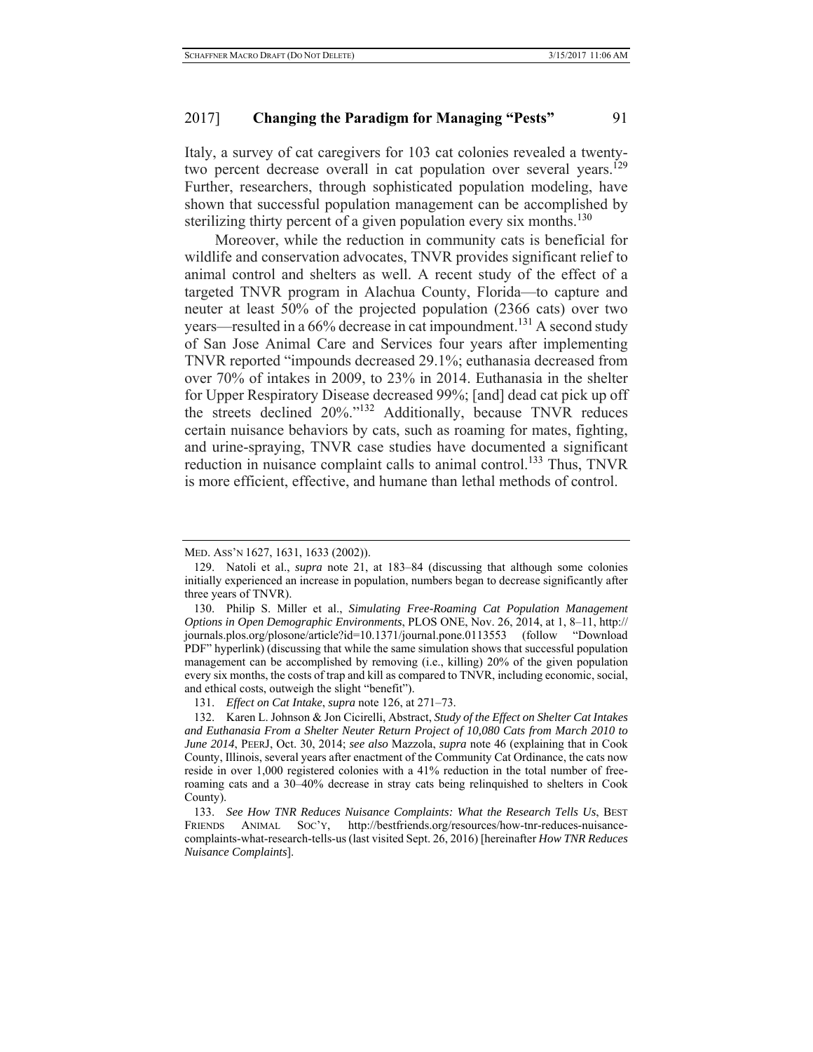Italy, a survey of cat caregivers for 103 cat colonies revealed a twenty-two percent decrease overall in cat population over several years.[129] Further, researchers, through sophisticated population modeling, have shown that successful population management can be accomplished by sterilizing thirty percent of a given population every six months.[130]

Moreover, while the reduction in community cats is beneficial for wildlife and conservation advocates, TNVR provides significant relief to animal control and shelters as well. A recent study of the effect of a targeted TNVR program in Alachua County, Florida—to capture and neuter at least 50% of the projected population (2366 cats) over two years—resulted in a 66% decrease in cat impoundment.[131] A second study of San Jose Animal Care and Services four years after implementing TNVR reported "impounds decreased 29.1%; euthanasia decreased from over 70% of intakes in 2009, to 23% in 2014. Euthanasia in the shelter for Upper Respiratory Disease decreased 99%; [and] dead cat pick up off the streets declined 20%."[132] Additionally, because TNVR reduces certain nuisance behaviors by cats, such as roaming for mates, fighting, and urine-spraying, TNVR case studies have documented a significant reduction in nuisance complaint calls to animal control.[133] Thus, TNVR is more efficient, effective, and humane than lethal methods of control.

---

MED. ASS'N 1627, 1631, 1633 (2002)).

129. Natoli et al., *supra* note 21, at 183–84 (discussing that although some colonies initially experienced an increase in population, numbers began to decrease significantly after three years of TNVR).

130. Philip S. Miller et al., *Simulating Free-Roaming Cat Population Management Options in Open Demographic Environments*, PLOS ONE, Nov. 26, 2014, at 1, 8–11, http://journals.plos.org/plosone/article?id=10.1371/journal.pone.0113553 (follow "Download PDF" hyperlink) (discussing that while the same simulation shows that successful population management can be accomplished by removing (i.e., killing) 20% of the given population every six months, the costs of trap and kill as compared to TNVR, including economic, social, and ethical costs, outweigh the slight "benefit").

131. *Effect on Cat Intake*, *supra* note 126, at 271–73.

132. Karen L. Johnson & Jon Cicirelli, Abstract, *Study of the Effect on Shelter Cat Intakes and Euthanasia From a Shelter Neuter Return Project of 10,080 Cats from March 2010 to June 2014*, PEERJ, Oct. 30, 2014; *see also* Mazzola, *supra* note 46 (explaining that in Cook County, Illinois, several years after enactment of the Community Cat Ordinance, the cats now reside in over 1,000 registered colonies with a 41% reduction in the total number of free-roaming cats and a 30–40% decrease in stray cats being relinquished to shelters in Cook County).

133. *See How TNR Reduces Nuisance Complaints: What the Research Tells Us*, BEST FRIENDS ANIMAL SOC'Y, http://bestfriends.org/resources/how-tnr-reduces-nuisance-complaints-what-research-tells-us (last visited Sept. 26, 2016) [hereinafter *How TNR Reduces Nuisance Complaints*].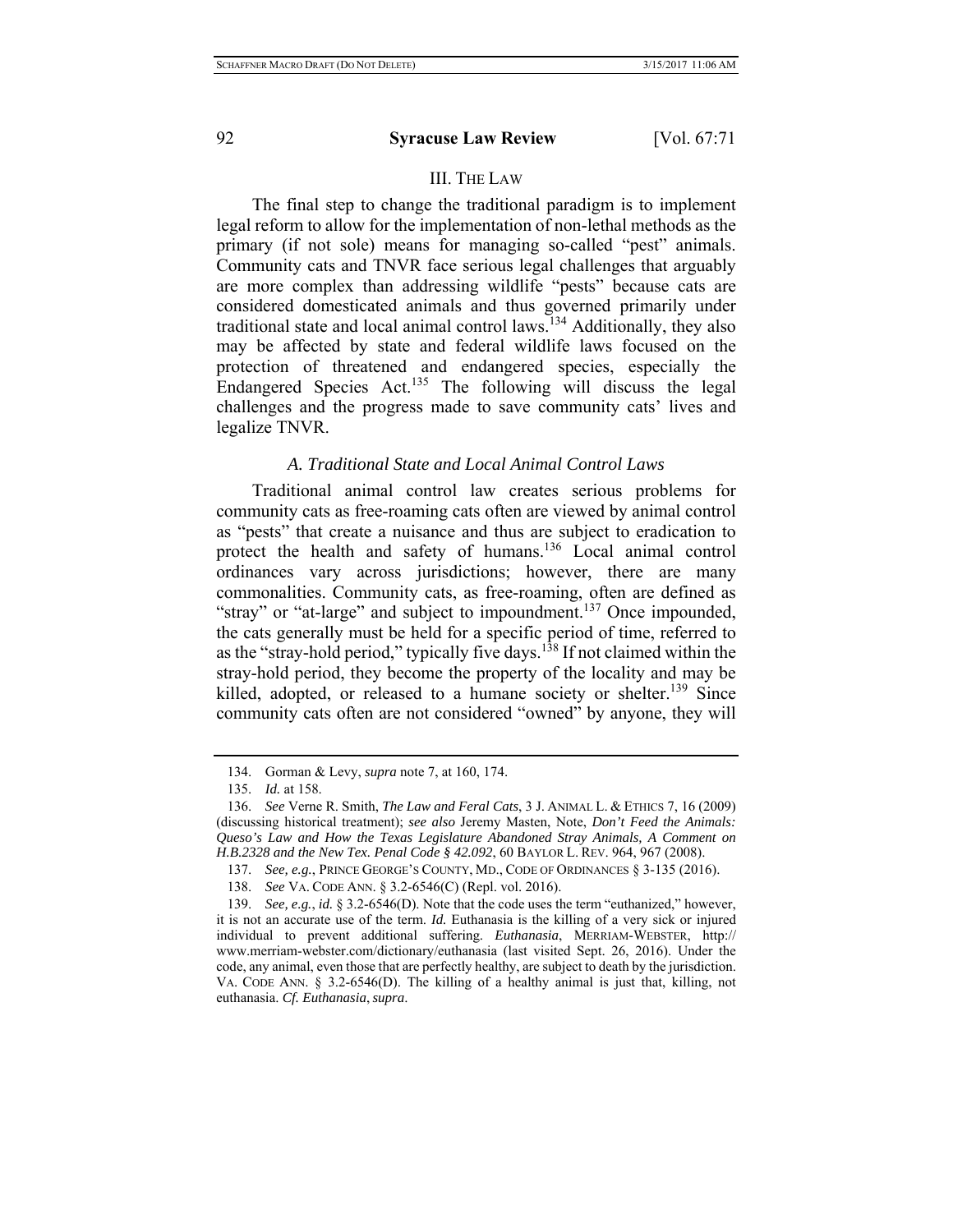## III. THE LAW

The final step to change the traditional paradigm is to implement legal reform to allow for the implementation of non-lethal methods as the primary (if not sole) means for managing so-called "pest" animals. Community cats and TNVR face serious legal challenges that arguably are more complex than addressing wildlife "pests" because cats are considered domesticated animals and thus governed primarily under traditional state and local animal control laws.[134] Additionally, they also may be affected by state and federal wildlife laws focused on the protection of threatened and endangered species, especially the Endangered Species Act.[135] The following will discuss the legal challenges and the progress made to save community cats' lives and legalize TNVR.

### *A. Traditional State and Local Animal Control Laws*

Traditional animal control law creates serious problems for community cats as free-roaming cats often are viewed by animal control as "pests" that create a nuisance and thus are subject to eradication to protect the health and safety of humans.[136] Local animal control ordinances vary across jurisdictions; however, there are many commonalities. Community cats, as free-roaming, often are defined as "stray" or "at-large" and subject to impoundment.[137] Once impounded, the cats generally must be held for a specific period of time, referred to as the "stray-hold period," typically five days.[138] If not claimed within the stray-hold period, they become the property of the locality and may be killed, adopted, or released to a humane society or shelter.[139] Since community cats often are not considered "owned" by anyone, they will

---

134. Gorman & Levy, *supra* note 7, at 160, 174.

135. *Id.* at 158.

136. *See* Verne R. Smith, *The Law and Feral Cats*, 3 J. ANIMAL L. & ETHICS 7, 16 (2009) (discussing historical treatment); *see also* Jeremy Masten, Note, *Don't Feed the Animals: Queso's Law and How the Texas Legislature Abandoned Stray Animals, A Comment on H.B.2328 and the New Tex. Penal Code § 42.092*, 60 BAYLOR L. REV. 964, 967 (2008).

137. *See, e.g.*, PRINCE GEORGE'S COUNTY, MD., CODE OF ORDINANCES § 3-135 (2016).

138. *See* VA. CODE ANN. § 3.2-6546(C) (Repl. vol. 2016).

139. *See, e.g.*, *id.* § 3.2-6546(D). Note that the code uses the term "euthanized," however, it is not an accurate use of the term. *Id.* Euthanasia is the killing of a very sick or injured individual to prevent additional suffering. *Euthanasia*, MERRIAM-WEBSTER, http://www.merriam-webster.com/dictionary/euthanasia (last visited Sept. 26, 2016). Under the code, any animal, even those that are perfectly healthy, are subject to death by the jurisdiction. VA. CODE ANN. § 3.2-6546(D). The killing of a healthy animal is just that, killing, not euthanasia. *Cf. Euthanasia*, *supra*.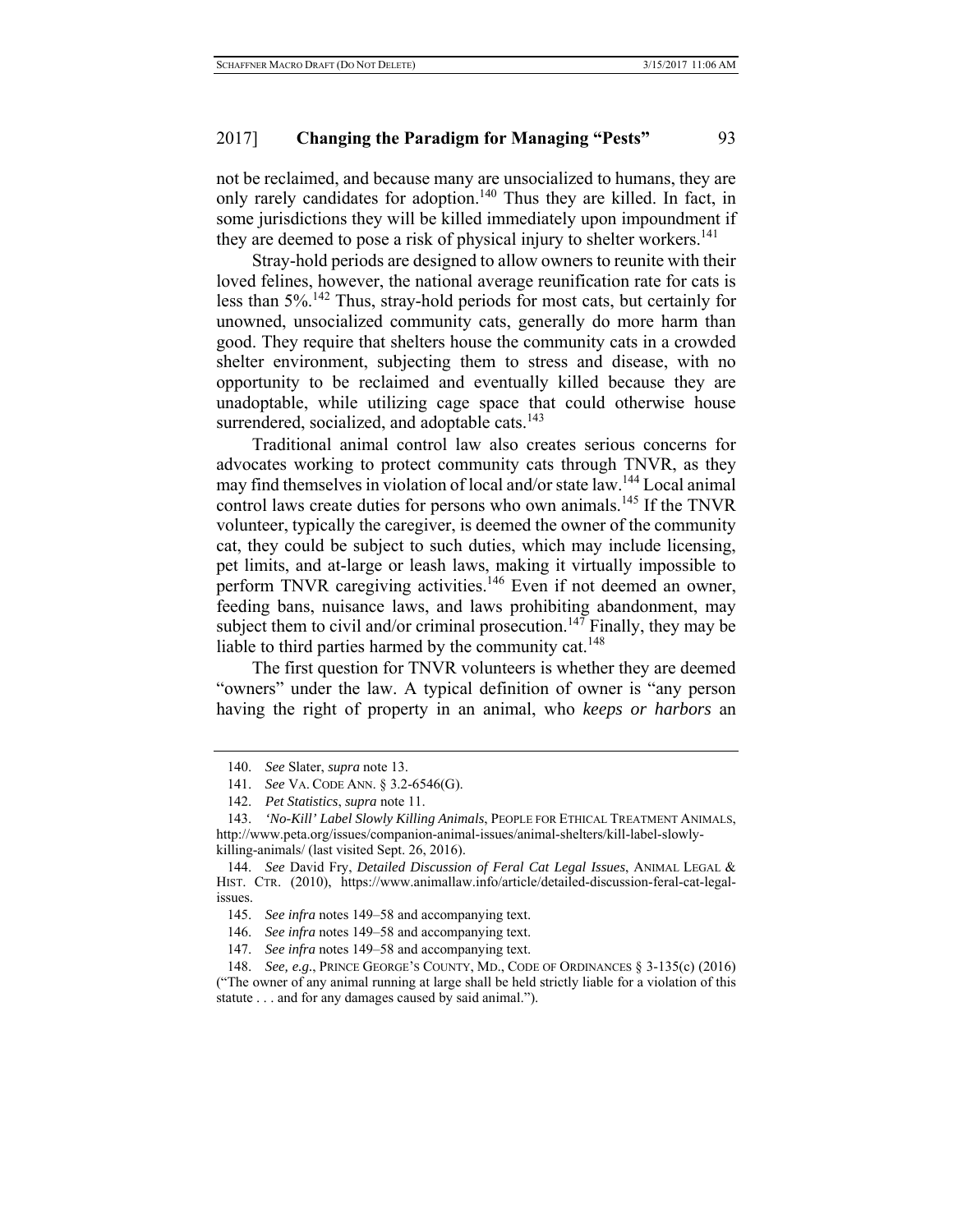not be reclaimed, and because many are unsocialized to humans, they are only rarely candidates for adoption.[140] Thus they are killed. In fact, in some jurisdictions they will be killed immediately upon impoundment if they are deemed to pose a risk of physical injury to shelter workers.[141]

Stray-hold periods are designed to allow owners to reunite with their loved felines, however, the national average reunification rate for cats is less than 5%.[142] Thus, stray-hold periods for most cats, but certainly for unowned, unsocialized community cats, generally do more harm than good. They require that shelters house the community cats in a crowded shelter environment, subjecting them to stress and disease, with no opportunity to be reclaimed and eventually killed because they are unadoptable, while utilizing cage space that could otherwise house surrendered, socialized, and adoptable cats.[143]

Traditional animal control law also creates serious concerns for advocates working to protect community cats through TNVR, as they may find themselves in violation of local and/or state law.[144] Local animal control laws create duties for persons who own animals.[145] If the TNVR volunteer, typically the caregiver, is deemed the owner of the community cat, they could be subject to such duties, which may include licensing, pet limits, and at-large or leash laws, making it virtually impossible to perform TNVR caregiving activities.[146] Even if not deemed an owner, feeding bans, nuisance laws, and laws prohibiting abandonment, may subject them to civil and/or criminal prosecution.[147] Finally, they may be liable to third parties harmed by the community cat.[148]

The first question for TNVR volunteers is whether they are deemed "owners" under the law. A typical definition of owner is "any person having the right of property in an animal, who *keeps or harbors* an

---

140. *See* Slater, *supra* note 13.

141. *See* VA. CODE ANN. § 3.2-6546(G).

142. *Pet Statistics*, *supra* note 11.

143. *'No-Kill' Label Slowly Killing Animals*, PEOPLE FOR ETHICAL TREATMENT ANIMALS, http://www.peta.org/issues/companion-animal-issues/animal-shelters/kill-label-slowly-killing-animals/ (last visited Sept. 26, 2016).

144. *See* David Fry, *Detailed Discussion of Feral Cat Legal Issues*, ANIMAL LEGAL & HIST. CTR. (2010), https://www.animallaw.info/article/detailed-discussion-feral-cat-legal-issues.

145. *See infra* notes 149–58 and accompanying text.

146. *See infra* notes 149–58 and accompanying text.

147. *See infra* notes 149–58 and accompanying text.

148. *See, e.g.*, PRINCE GEORGE'S COUNTY, MD., CODE OF ORDINANCES § 3-135(c) (2016) ("The owner of any animal running at large shall be held strictly liable for a violation of this statute . . . and for any damages caused by said animal.").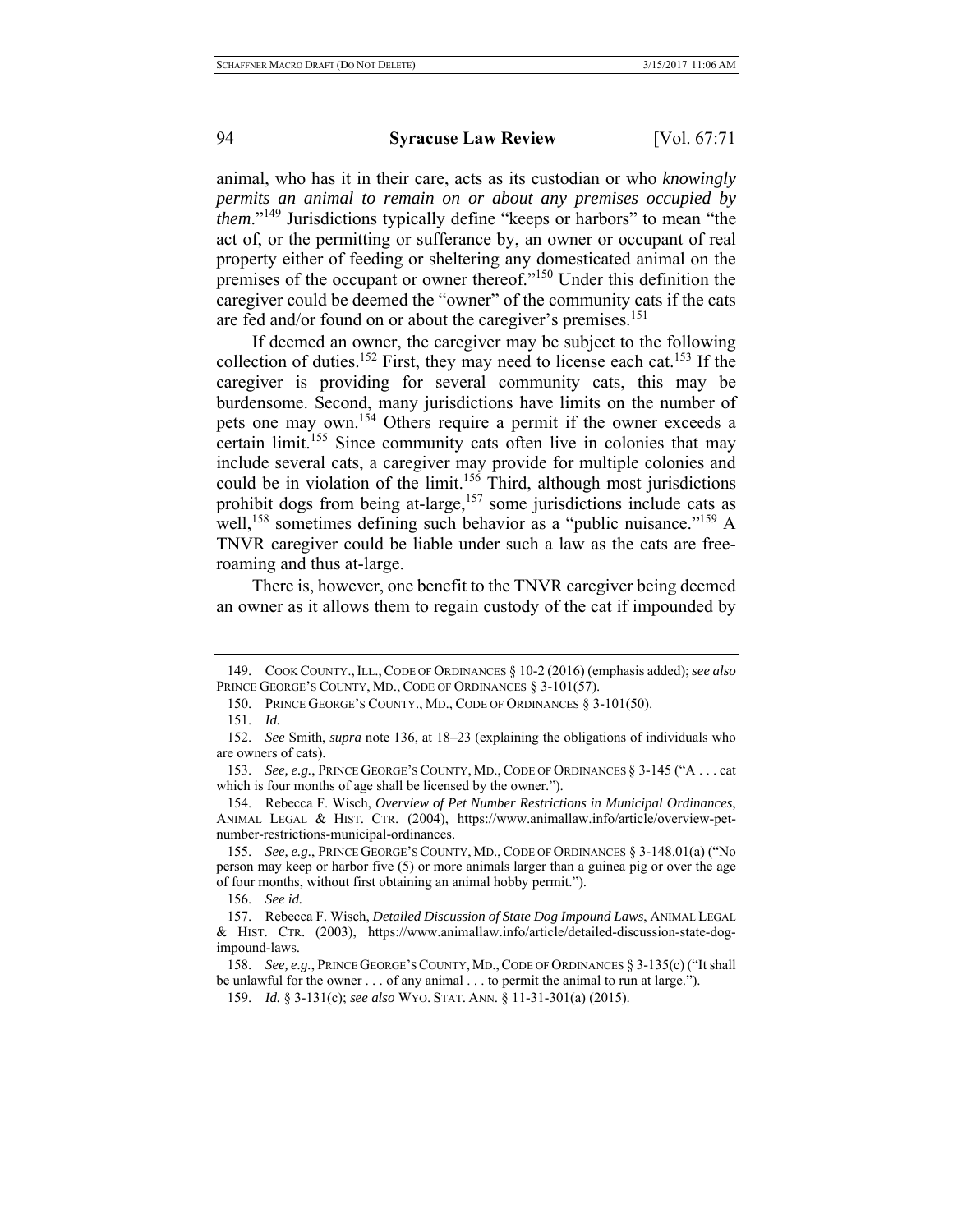animal, who has it in their care, acts as its custodian or who *knowingly permits an animal to remain on or about any premises occupied by them*."[149] Jurisdictions typically define "keeps or harbors" to mean "the act of, or the permitting or sufferance by, an owner or occupant of real property either of feeding or sheltering any domesticated animal on the premises of the occupant or owner thereof."[150] Under this definition the caregiver could be deemed the "owner" of the community cats if the cats are fed and/or found on or about the caregiver's premises.[151]

If deemed an owner, the caregiver may be subject to the following collection of duties.[152] First, they may need to license each cat.[153] If the caregiver is providing for several community cats, this may be burdensome. Second, many jurisdictions have limits on the number of pets one may own.[154] Others require a permit if the owner exceeds a certain limit.[155] Since community cats often live in colonies that may include several cats, a caregiver may provide for multiple colonies and could be in violation of the limit.[156] Third, although most jurisdictions prohibit dogs from being at-large,[157] some jurisdictions include cats as well,[158] sometimes defining such behavior as a "public nuisance."[159] A TNVR caregiver could be liable under such a law as the cats are free-roaming and thus at-large.

There is, however, one benefit to the TNVR caregiver being deemed an owner as it allows them to regain custody of the cat if impounded by

---

149. COOK COUNTY., ILL., CODE OF ORDINANCES § 10-2 (2016) (emphasis added); *see also* PRINCE GEORGE'S COUNTY, MD., CODE OF ORDINANCES § 3-101(57).

150. PRINCE GEORGE'S COUNTY., MD., CODE OF ORDINANCES § 3-101(50).

151. *Id.*

152. *See* Smith, *supra* note 136, at 18–23 (explaining the obligations of individuals who are owners of cats).

153. *See, e.g.*, PRINCE GEORGE'S COUNTY, MD., CODE OF ORDINANCES § 3-145 ("A . . . cat which is four months of age shall be licensed by the owner.").

154. Rebecca F. Wisch, *Overview of Pet Number Restrictions in Municipal Ordinances*, ANIMAL LEGAL & HIST. CTR. (2004), https://www.animallaw.info/article/overview-pet-number-restrictions-municipal-ordinances.

155. *See, e.g.*, PRINCE GEORGE'S COUNTY, MD., CODE OF ORDINANCES § 3-148.01(a) ("No person may keep or harbor five (5) or more animals larger than a guinea pig or over the age of four months, without first obtaining an animal hobby permit.").

156. *See id.*

157. Rebecca F. Wisch, *Detailed Discussion of State Dog Impound Laws*, ANIMAL LEGAL & HIST. CTR. (2003), https://www.animallaw.info/article/detailed-discussion-state-dog-impound-laws.

158. *See, e.g.*, PRINCE GEORGE'S COUNTY, MD., CODE OF ORDINANCES § 3-135(c) ("It shall be unlawful for the owner . . . of any animal . . . to permit the animal to run at large.").

159. *Id.* § 3-131(c); *see also* WYO. STAT. ANN. § 11-31-301(a) (2015).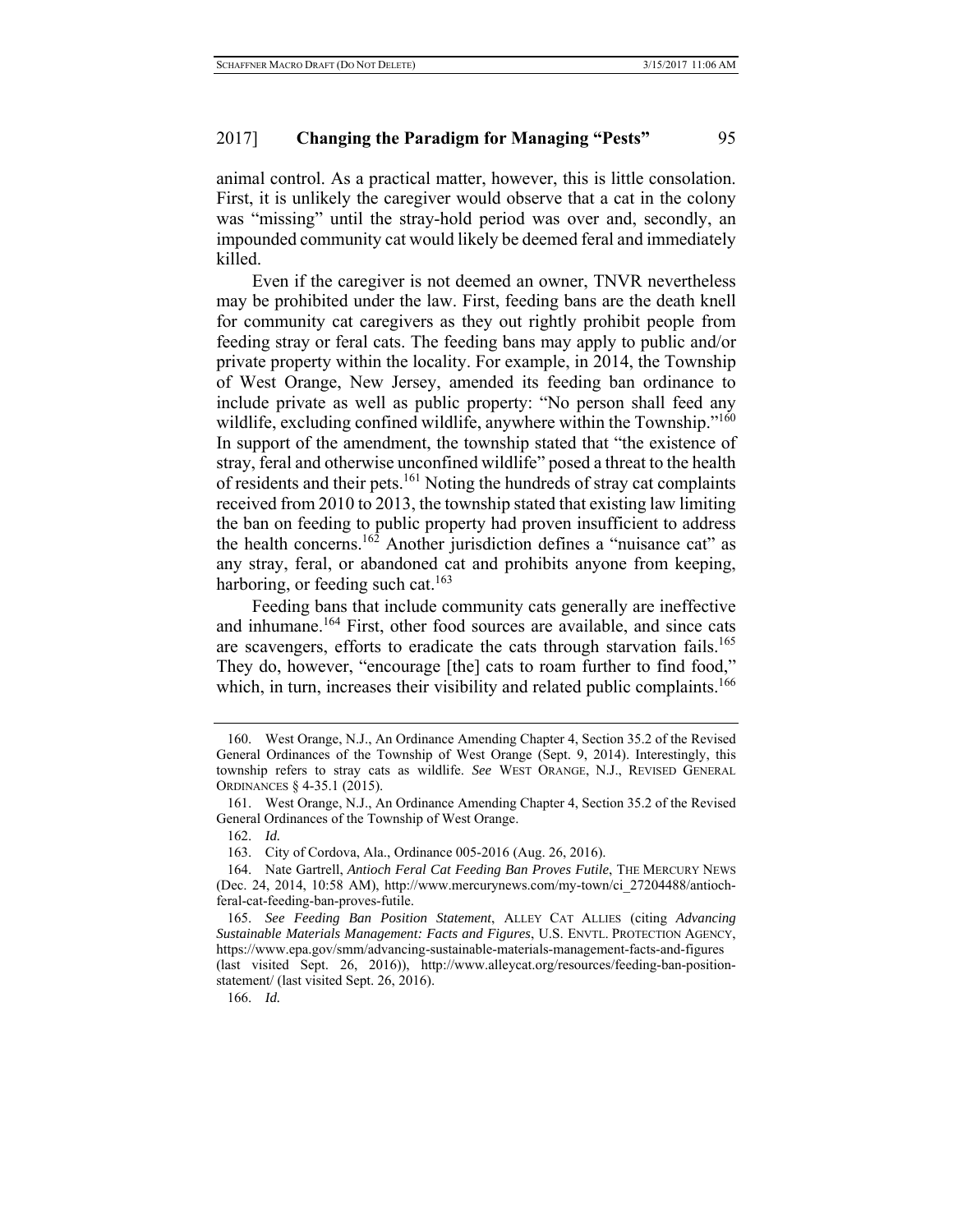animal control. As a practical matter, however, this is little consolation. First, it is unlikely the caregiver would observe that a cat in the colony was "missing" until the stray-hold period was over and, secondly, an impounded community cat would likely be deemed feral and immediately killed.

Even if the caregiver is not deemed an owner, TNVR nevertheless may be prohibited under the law. First, feeding bans are the death knell for community cat caregivers as they out rightly prohibit people from feeding stray or feral cats. The feeding bans may apply to public and/or private property within the locality. For example, in 2014, the Township of West Orange, New Jersey, amended its feeding ban ordinance to include private as well as public property: "No person shall feed any wildlife, excluding confined wildlife, anywhere within the Township."[160] In support of the amendment, the township stated that "the existence of stray, feral and otherwise unconfined wildlife" posed a threat to the health of residents and their pets.[161] Noting the hundreds of stray cat complaints received from 2010 to 2013, the township stated that existing law limiting the ban on feeding to public property had proven insufficient to address the health concerns.[162] Another jurisdiction defines a "nuisance cat" as any stray, feral, or abandoned cat and prohibits anyone from keeping, harboring, or feeding such cat.[163]

Feeding bans that include community cats generally are ineffective and inhumane.[164] First, other food sources are available, and since cats are scavengers, efforts to eradicate the cats through starvation fails.[165] They do, however, "encourage [the] cats to roam further to find food," which, in turn, increases their visibility and related public complaints.[166]

---

160. West Orange, N.J., An Ordinance Amending Chapter 4, Section 35.2 of the Revised General Ordinances of the Township of West Orange (Sept. 9, 2014). Interestingly, this township refers to stray cats as wildlife. *See* WEST ORANGE, N.J., REVISED GENERAL ORDINANCES § 4-35.1 (2015).

161. West Orange, N.J., An Ordinance Amending Chapter 4, Section 35.2 of the Revised General Ordinances of the Township of West Orange.

162. *Id.*

163. City of Cordova, Ala., Ordinance 005-2016 (Aug. 26, 2016).

164. Nate Gartrell, *Antioch Feral Cat Feeding Ban Proves Futile*, THE MERCURY NEWS (Dec. 24, 2014, 10:58 AM), http://www.mercurynews.com/my-town/ci_27204488/antioch-feral-cat-feeding-ban-proves-futile.

165. *See Feeding Ban Position Statement*, ALLEY CAT ALLIES (citing *Advancing Sustainable Materials Management: Facts and Figures*, U.S. ENVTL. PROTECTION AGENCY, https://www.epa.gov/smm/advancing-sustainable-materials-management-facts-and-figures (last visited Sept. 26, 2016)), http://www.alleycat.org/resources/feeding-ban-position-statement/ (last visited Sept. 26, 2016).

166. *Id.*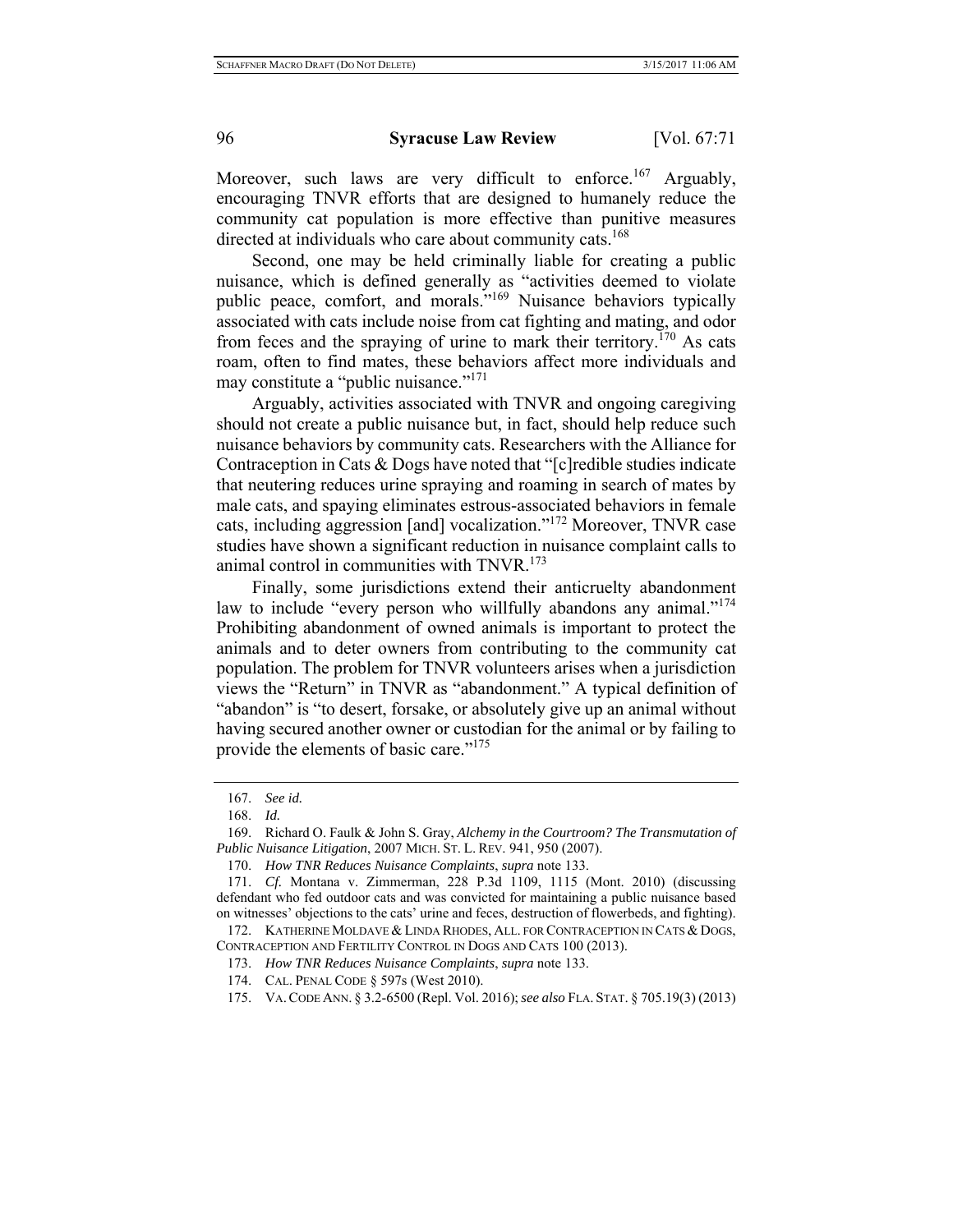Moreover, such laws are very difficult to enforce.[167] Arguably, encouraging TNVR efforts that are designed to humanely reduce the community cat population is more effective than punitive measures directed at individuals who care about community cats.[168]

Second, one may be held criminally liable for creating a public nuisance, which is defined generally as "activities deemed to violate public peace, comfort, and morals."[169] Nuisance behaviors typically associated with cats include noise from cat fighting and mating, and odor from feces and the spraying of urine to mark their territory.[170] As cats roam, often to find mates, these behaviors affect more individuals and may constitute a "public nuisance."[171]

Arguably, activities associated with TNVR and ongoing caregiving should not create a public nuisance but, in fact, should help reduce such nuisance behaviors by community cats. Researchers with the Alliance for Contraception in Cats & Dogs have noted that "[c]redible studies indicate that neutering reduces urine spraying and roaming in search of mates by male cats, and spaying eliminates estrous-associated behaviors in female cats, including aggression [and] vocalization."[172] Moreover, TNVR case studies have shown a significant reduction in nuisance complaint calls to animal control in communities with TNVR.[173]

Finally, some jurisdictions extend their anticruelty abandonment law to include "every person who willfully abandons any animal."[174] Prohibiting abandonment of owned animals is important to protect the animals and to deter owners from contributing to the community cat population. The problem for TNVR volunteers arises when a jurisdiction views the "Return" in TNVR as "abandonment." A typical definition of "abandon" is "to desert, forsake, or absolutely give up an animal without having secured another owner or custodian for the animal or by failing to provide the elements of basic care."[175]

---

167. *See id.*

168. *Id.*

169. Richard O. Faulk & John S. Gray, *Alchemy in the Courtroom? The Transmutation of Public Nuisance Litigation*, 2007 MICH. ST. L. REV. 941, 950 (2007).

170. *How TNR Reduces Nuisance Complaints*, *supra* note 133.

171. *Cf.* Montana v. Zimmerman, 228 P.3d 1109, 1115 (Mont. 2010) (discussing defendant who fed outdoor cats and was convicted for maintaining a public nuisance based on witnesses' objections to the cats' urine and feces, destruction of flowerbeds, and fighting).

172. KATHERINE MOLDAVE & LINDA RHODES, ALL. FOR CONTRACEPTION IN CATS & DOGS, CONTRACEPTION AND FERTILITY CONTROL IN DOGS AND CATS 100 (2013).

173. *How TNR Reduces Nuisance Complaints*, *supra* note 133.

174. CAL. PENAL CODE § 597s (West 2010).

175. VA. CODE ANN. § 3.2-6500 (Repl. Vol. 2016); *see also* FLA. STAT. § 705.19(3) (2013)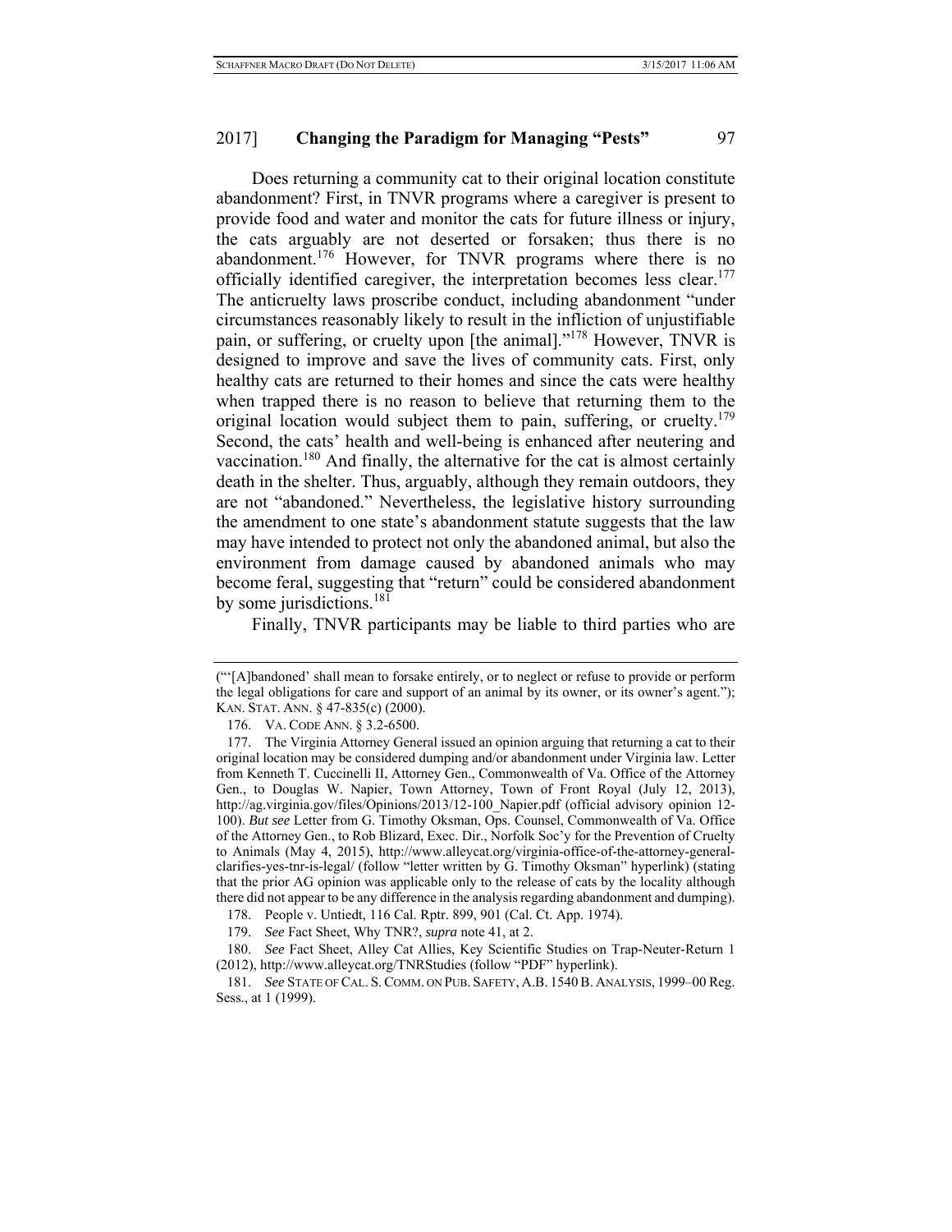Does returning a community cat to their original location constitute abandonment? First, in TNVR programs where a caregiver is present to provide food and water and monitor the cats for future illness or injury, the cats arguably are not deserted or forsaken; thus there is no abandonment.[176] However, for TNVR programs where there is no officially identified caregiver, the interpretation becomes less clear.[177] The anticruelty laws proscribe conduct, including abandonment "under circumstances reasonably likely to result in the infliction of unjustifiable pain, or suffering, or cruelty upon [the animal]."[178] However, TNVR is designed to improve and save the lives of community cats. First, only healthy cats are returned to their homes and since the cats were healthy when trapped there is no reason to believe that returning them to the original location would subject them to pain, suffering, or cruelty.[179] Second, the cats' health and well-being is enhanced after neutering and vaccination.[180] And finally, the alternative for the cat is almost certainly death in the shelter. Thus, arguably, although they remain outdoors, they are not "abandoned." Nevertheless, the legislative history surrounding the amendment to one state's abandonment statute suggests that the law may have intended to protect not only the abandoned animal, but also the environment from damage caused by abandoned animals who may become feral, suggesting that "return" could be considered abandonment by some jurisdictions.[181]

Finally, TNVR participants may be liable to third parties who are

---

("'[A]bandoned' shall mean to forsake entirely, or to neglect or refuse to provide or perform the legal obligations for care and support of an animal by its owner, or its owner's agent."); KAN. STAT. ANN. § 47-835(c) (2000).

176. VA. CODE ANN. § 3.2-6500.

177. The Virginia Attorney General issued an opinion arguing that returning a cat to their original location may be considered dumping and/or abandonment under Virginia law. Letter from Kenneth T. Cuccinelli II, Attorney Gen., Commonwealth of Va. Office of the Attorney Gen., to Douglas W. Napier, Town Attorney, Town of Front Royal (July 12, 2013), http://ag.virginia.gov/files/Opinions/2013/12-100_Napier.pdf (official advisory opinion 12-100). *But see* Letter from G. Timothy Oksman, Ops. Counsel, Commonwealth of Va. Office of the Attorney Gen., to Rob Blizard, Exec. Dir., Norfolk Soc'y for the Prevention of Cruelty to Animals (May 4, 2015), http://www.alleycat.org/virginia-office-of-the-attorney-general-clarifies-yes-tnr-is-legal/ (follow "letter written by G. Timothy Oksman" hyperlink) (stating that the prior AG opinion was applicable only to the release of cats by the locality although there did not appear to be any difference in the analysis regarding abandonment and dumping).

178. People v. Untiedt, 116 Cal. Rptr. 899, 901 (Cal. Ct. App. 1974).

179. *See* Fact Sheet, Why TNR?, *supra* note 41, at 2.

180. *See* Fact Sheet, Alley Cat Allies, Key Scientific Studies on Trap-Neuter-Return 1 (2012), http://www.alleycat.org/TNRStudies (follow "PDF" hyperlink).

181. *See* STATE OF CAL. S. COMM. ON PUB. SAFETY, A.B. 1540 B. ANALYSIS, 1999–00 Reg. Sess., at 1 (1999).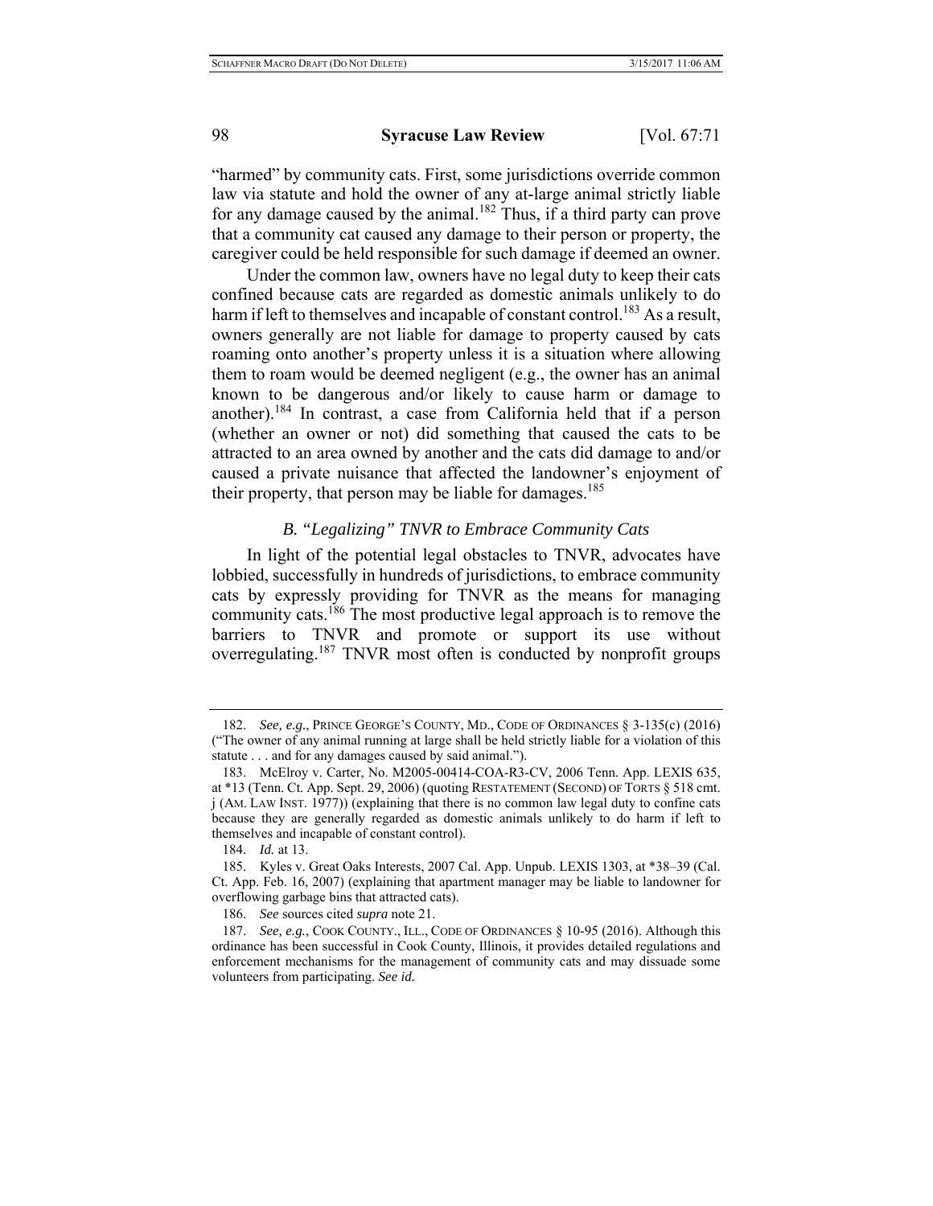"harmed" by community cats. First, some jurisdictions override common law via statute and hold the owner of any at-large animal strictly liable for any damage caused by the animal.[182] Thus, if a third party can prove that a community cat caused any damage to their person or property, the caregiver could be held responsible for such damage if deemed an owner.

Under the common law, owners have no legal duty to keep their cats confined because cats are regarded as domestic animals unlikely to do harm if left to themselves and incapable of constant control.[183] As a result, owners generally are not liable for damage to property caused by cats roaming onto another's property unless it is a situation where allowing them to roam would be deemed negligent (e.g., the owner has an animal known to be dangerous and/or likely to cause harm or damage to another).[184] In contrast, a case from California held that if a person (whether an owner or not) did something that caused the cats to be attracted to an area owned by another and the cats did damage to and/or caused a private nuisance that affected the landowner's enjoyment of their property, that person may be liable for damages.[185]

### *B. "Legalizing" TNVR to Embrace Community Cats*

In light of the potential legal obstacles to TNVR, advocates have lobbied, successfully in hundreds of jurisdictions, to embrace community cats by expressly providing for TNVR as the means for managing community cats.[186] The most productive legal approach is to remove the barriers to TNVR and promote or support its use without overregulating.[187] TNVR most often is conducted by nonprofit groups

---

182. *See, e.g.*, PRINCE GEORGE'S COUNTY, MD., CODE OF ORDINANCES § 3-135(c) (2016) ("The owner of any animal running at large shall be held strictly liable for a violation of this statute . . . and for any damages caused by said animal.").

183. McElroy v. Carter, No. M2005-00414-COA-R3-CV, 2006 Tenn. App. LEXIS 635, at *13 (Tenn. Ct. App. Sept. 29, 2006) (quoting RESTATEMENT (SECOND) OF TORTS § 518 cmt. j (AM. LAW INST. 1977)) (explaining that there is no common law legal duty to confine cats because they are generally regarded as domestic animals unlikely to do harm if left to themselves and incapable of constant control).

184. *Id.* at 13.

185. Kyles v. Great Oaks Interests, 2007 Cal. App. Unpub. LEXIS 1303, at *38–39 (Cal. Ct. App. Feb. 16, 2007) (explaining that apartment manager may be liable to landowner for overflowing garbage bins that attracted cats).

186. *See* sources cited *supra* note 21.

187. *See, e.g.*, COOK COUNTY., ILL., CODE OF ORDINANCES § 10-95 (2016). Although this ordinance has been successful in Cook County, Illinois, it provides detailed regulations and enforcement mechanisms for the management of community cats and may dissuade some volunteers from participating. *See id.*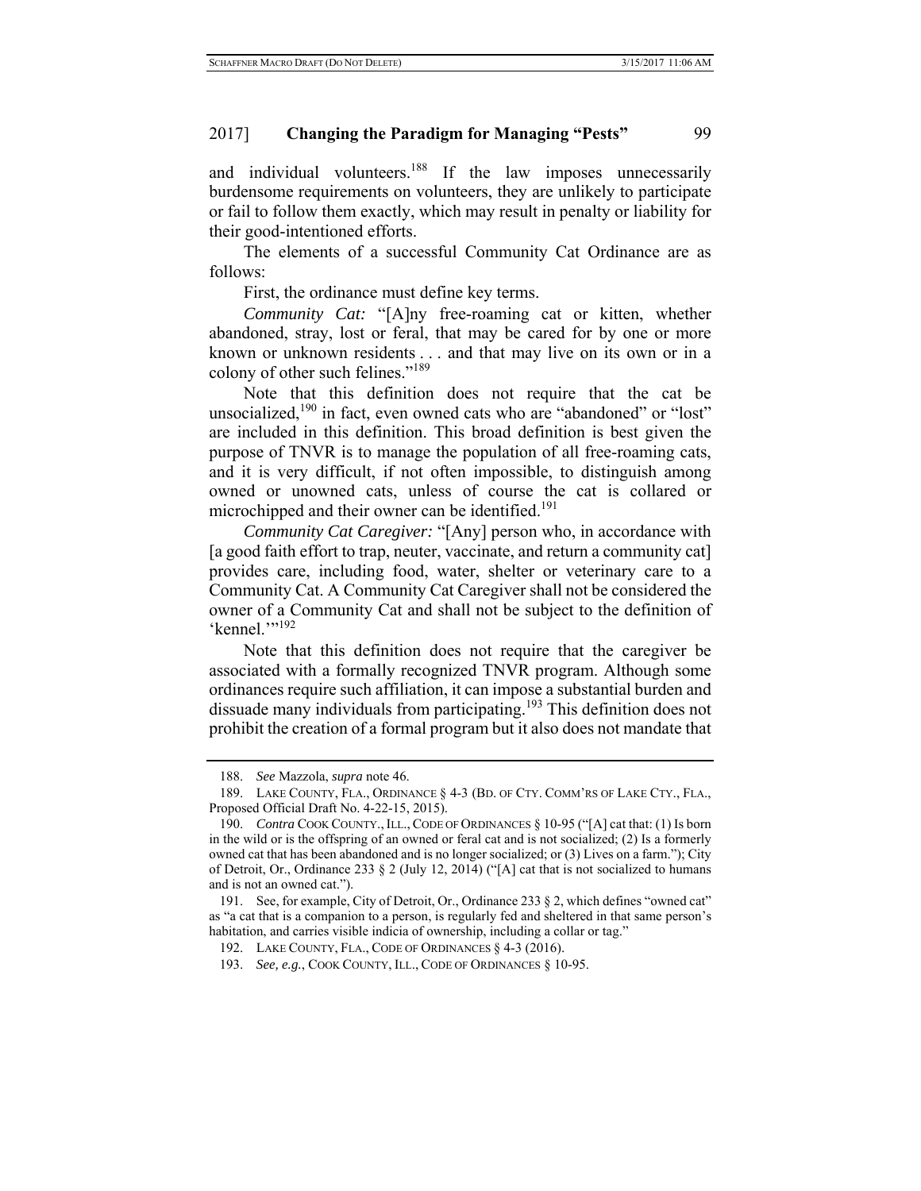and individual volunteers.[188] If the law imposes unnecessarily burdensome requirements on volunteers, they are unlikely to participate or fail to follow them exactly, which may result in penalty or liability for their good-intentioned efforts.

The elements of a successful Community Cat Ordinance are as follows:

First, the ordinance must define key terms.

*Community Cat:* "[A]ny free-roaming cat or kitten, whether abandoned, stray, lost or feral, that may be cared for by one or more known or unknown residents . . . and that may live on its own or in a colony of other such felines."[189]

Note that this definition does not require that the cat be unsocialized,[190] in fact, even owned cats who are "abandoned" or "lost" are included in this definition. This broad definition is best given the purpose of TNVR is to manage the population of all free-roaming cats, and it is very difficult, if not often impossible, to distinguish among owned or unowned cats, unless of course the cat is collared or microchipped and their owner can be identified.[191]

*Community Cat Caregiver:* "[Any] person who, in accordance with [a good faith effort to trap, neuter, vaccinate, and return a community cat] provides care, including food, water, shelter or veterinary care to a Community Cat. A Community Cat Caregiver shall not be considered the owner of a Community Cat and shall not be subject to the definition of 'kennel.'"[192]

Note that this definition does not require that the caregiver be associated with a formally recognized TNVR program. Although some ordinances require such affiliation, it can impose a substantial burden and dissuade many individuals from participating.[193] This definition does not prohibit the creation of a formal program but it also does not mandate that

---

188. *See* Mazzola, *supra* note 46.

189. LAKE COUNTY, FLA., ORDINANCE § 4-3 (BD. OF CTY. COMM'RS OF LAKE CTY., FLA., Proposed Official Draft No. 4-22-15, 2015).

190. *Contra* COOK COUNTY., ILL., CODE OF ORDINANCES § 10-95 ("[A] cat that: (1) Is born in the wild or is the offspring of an owned or feral cat and is not socialized; (2) Is a formerly owned cat that has been abandoned and is no longer socialized; or (3) Lives on a farm."); City of Detroit, Or., Ordinance 233 § 2 (July 12, 2014) ("[A] cat that is not socialized to humans and is not an owned cat.").

191. See, for example, City of Detroit, Or., Ordinance 233 § 2, which defines "owned cat" as "a cat that is a companion to a person, is regularly fed and sheltered in that same person's habitation, and carries visible indicia of ownership, including a collar or tag."

192. LAKE COUNTY, FLA., CODE OF ORDINANCES § 4-3 (2016).

193. *See, e.g.*, COOK COUNTY, ILL., CODE OF ORDINANCES § 10-95.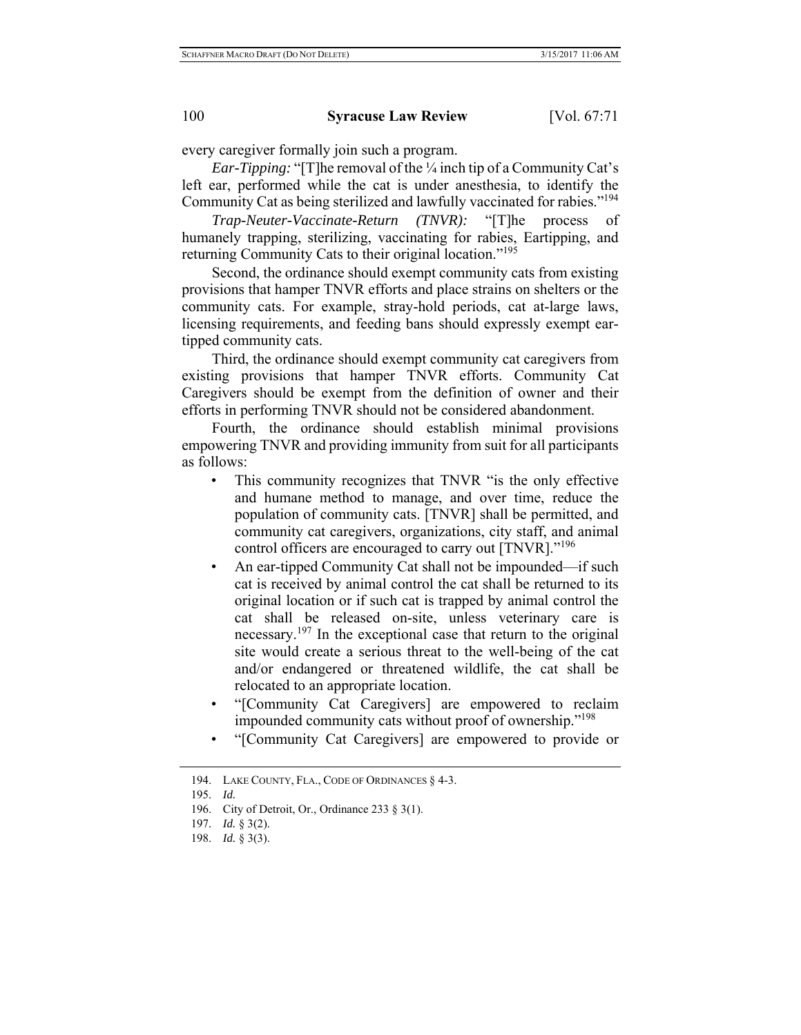every caregiver formally join such a program.

*Ear-Tipping:* "[T]he removal of the ¼ inch tip of a Community Cat's left ear, performed while the cat is under anesthesia, to identify the Community Cat as being sterilized and lawfully vaccinated for rabies."[194]

*Trap-Neuter-Vaccinate-Return (TNVR):* "[T]he process of humanely trapping, sterilizing, vaccinating for rabies, Eartipping, and returning Community Cats to their original location."[195]

Second, the ordinance should exempt community cats from existing provisions that hamper TNVR efforts and place strains on shelters or the community cats. For example, stray-hold periods, cat at-large laws, licensing requirements, and feeding bans should expressly exempt ear-tipped community cats.

Third, the ordinance should exempt community cat caregivers from existing provisions that hamper TNVR efforts. Community Cat Caregivers should be exempt from the definition of owner and their efforts in performing TNVR should not be considered abandonment.

Fourth, the ordinance should establish minimal provisions empowering TNVR and providing immunity from suit for all participants as follows:

- This community recognizes that TNVR "is the only effective and humane method to manage, and over time, reduce the population of community cats. [TNVR] shall be permitted, and community cat caregivers, organizations, city staff, and animal control officers are encouraged to carry out [TNVR]."[196]
- An ear-tipped Community Cat shall not be impounded—if such cat is received by animal control the cat shall be returned to its original location or if such cat is trapped by animal control the cat shall be released on-site, unless veterinary care is necessary.[197] In the exceptional case that return to the original site would create a serious threat to the well-being of the cat and/or endangered or threatened wildlife, the cat shall be relocated to an appropriate location.
- "[Community Cat Caregivers] are empowered to reclaim impounded community cats without proof of ownership."[198]
- "[Community Cat Caregivers] are empowered to provide or

---

194. LAKE COUNTY, FLA., CODE OF ORDINANCES § 4-3.

195. *Id.*

196. City of Detroit, Or., Ordinance 233 § 3(1).

197. *Id.* § 3(2).

198. *Id.* § 3(3).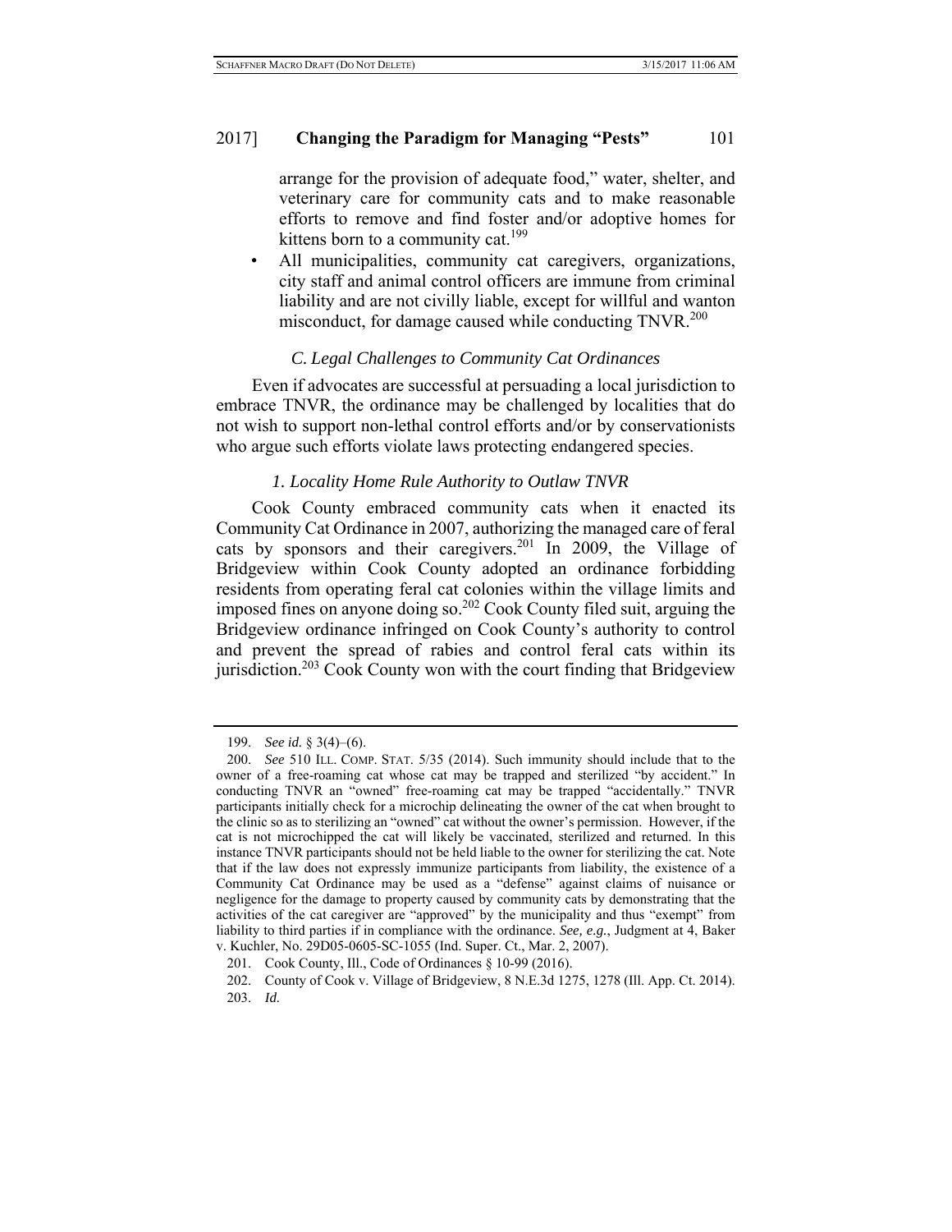arrange for the provision of adequate food," water, shelter, and veterinary care for community cats and to make reasonable efforts to remove and find foster and/or adoptive homes for kittens born to a community cat.[199]

- All municipalities, community cat caregivers, organizations, city staff and animal control officers are immune from criminal liability and are not civilly liable, except for willful and wanton misconduct, for damage caused while conducting TNVR.[200]

### *C. Legal Challenges to Community Cat Ordinances*

Even if advocates are successful at persuading a local jurisdiction to embrace TNVR, the ordinance may be challenged by localities that do not wish to support non-lethal control efforts and/or by conservationists who argue such efforts violate laws protecting endangered species.

#### *1. Locality Home Rule Authority to Outlaw TNVR*

Cook County embraced community cats when it enacted its Community Cat Ordinance in 2007, authorizing the managed care of feral cats by sponsors and their caregivers.[201] In 2009, the Village of Bridgeview within Cook County adopted an ordinance forbidding residents from operating feral cat colonies within the village limits and imposed fines on anyone doing so.[202] Cook County filed suit, arguing the Bridgeview ordinance infringed on Cook County's authority to control and prevent the spread of rabies and control feral cats within its jurisdiction.[203] Cook County won with the court finding that Bridgeview

---

199. *See id.* § 3(4)–(6).

200. *See* 510 ILL. COMP. STAT. 5/35 (2014). Such immunity should include that to the owner of a free-roaming cat whose cat may be trapped and sterilized "by accident." In conducting TNVR an "owned" free-roaming cat may be trapped "accidentally." TNVR participants initially check for a microchip delineating the owner of the cat when brought to the clinic so as to sterilizing an "owned" cat without the owner's permission. However, if the cat is not microchipped the cat will likely be vaccinated, sterilized and returned. In this instance TNVR participants should not be held liable to the owner for sterilizing the cat. Note that if the law does not expressly immunize participants from liability, the existence of a Community Cat Ordinance may be used as a "defense" against claims of nuisance or negligence for the damage to property caused by community cats by demonstrating that the activities of the cat caregiver are "approved" by the municipality and thus "exempt" from liability to third parties if in compliance with the ordinance. *See, e.g.*, Judgment at 4, Baker v. Kuchler, No. 29D05-0605-SC-1055 (Ind. Super. Ct., Mar. 2, 2007).

201. Cook County, Ill., Code of Ordinances § 10-99 (2016).

202. County of Cook v. Village of Bridgeview, 8 N.E.3d 1275, 1278 (Ill. App. Ct. 2014).

203. *Id.*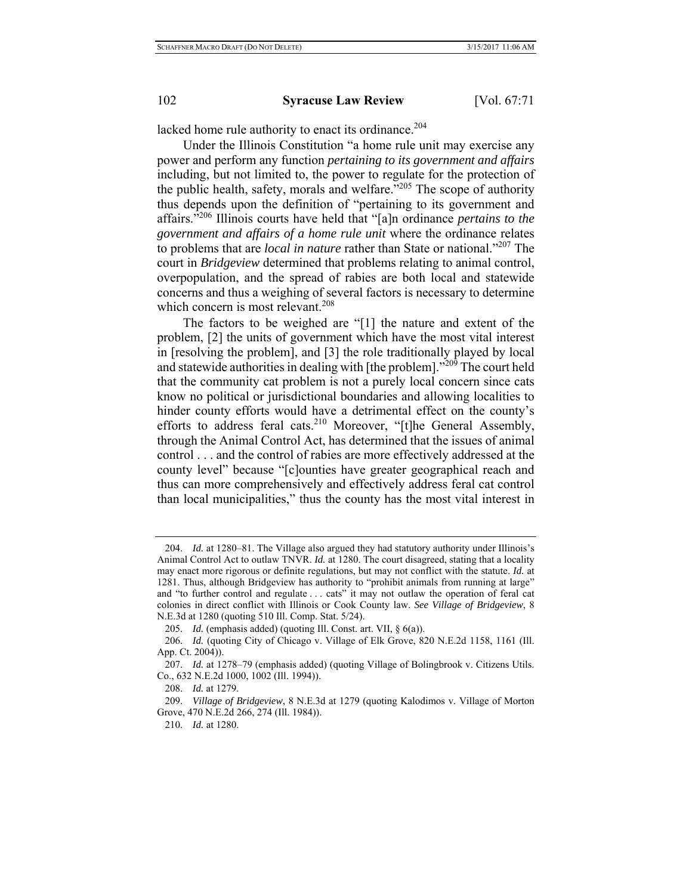lacked home rule authority to enact its ordinance.[204]

Under the Illinois Constitution "a home rule unit may exercise any power and perform any function *pertaining to its government and affairs* including, but not limited to, the power to regulate for the protection of the public health, safety, morals and welfare."[205] The scope of authority thus depends upon the definition of "pertaining to its government and affairs."[206] Illinois courts have held that "[a]n ordinance *pertains to the government and affairs of a home rule unit* where the ordinance relates to problems that are *local in nature* rather than State or national."[207] The court in *Bridgeview* determined that problems relating to animal control, overpopulation, and the spread of rabies are both local and statewide concerns and thus a weighing of several factors is necessary to determine which concern is most relevant.[208]

The factors to be weighed are "[1] the nature and extent of the problem, [2] the units of government which have the most vital interest in [resolving the problem], and [3] the role traditionally played by local and statewide authorities in dealing with [the problem]."[209] The court held that the community cat problem is not a purely local concern since cats know no political or jurisdictional boundaries and allowing localities to hinder county efforts would have a detrimental effect on the county's efforts to address feral cats.[210] Moreover, "[t]he General Assembly, through the Animal Control Act, has determined that the issues of animal control . . . and the control of rabies are more effectively addressed at the county level" because "[c]ounties have greater geographical reach and thus can more comprehensively and effectively address feral cat control than local municipalities," thus the county has the most vital interest in

---

204. *Id.* at 1280–81. The Village also argued they had statutory authority under Illinois's Animal Control Act to outlaw TNVR. *Id.* at 1280. The court disagreed, stating that a locality may enact more rigorous or definite regulations, but may not conflict with the statute. *Id.* at 1281. Thus, although Bridgeview has authority to "prohibit animals from running at large" and "to further control and regulate . . . cats" it may not outlaw the operation of feral cat colonies in direct conflict with Illinois or Cook County law. *See Village of Bridgeview*, 8 N.E.3d at 1280 (quoting 510 Ill. Comp. Stat. 5/24).

205. *Id.* (emphasis added) (quoting Ill. Const. art. VII, § 6(a)).

206. *Id.* (quoting City of Chicago v. Village of Elk Grove, 820 N.E.2d 1158, 1161 (Ill. App. Ct. 2004)).

207. *Id.* at 1278–79 (emphasis added) (quoting Village of Bolingbrook v. Citizens Utils. Co., 632 N.E.2d 1000, 1002 (Ill. 1994)).

208. *Id.* at 1279.

209. *Village of Bridgeview*, 8 N.E.3d at 1279 (quoting Kalodimos v. Village of Morton Grove, 470 N.E.2d 266, 274 (Ill. 1984)).

210. *Id.* at 1280.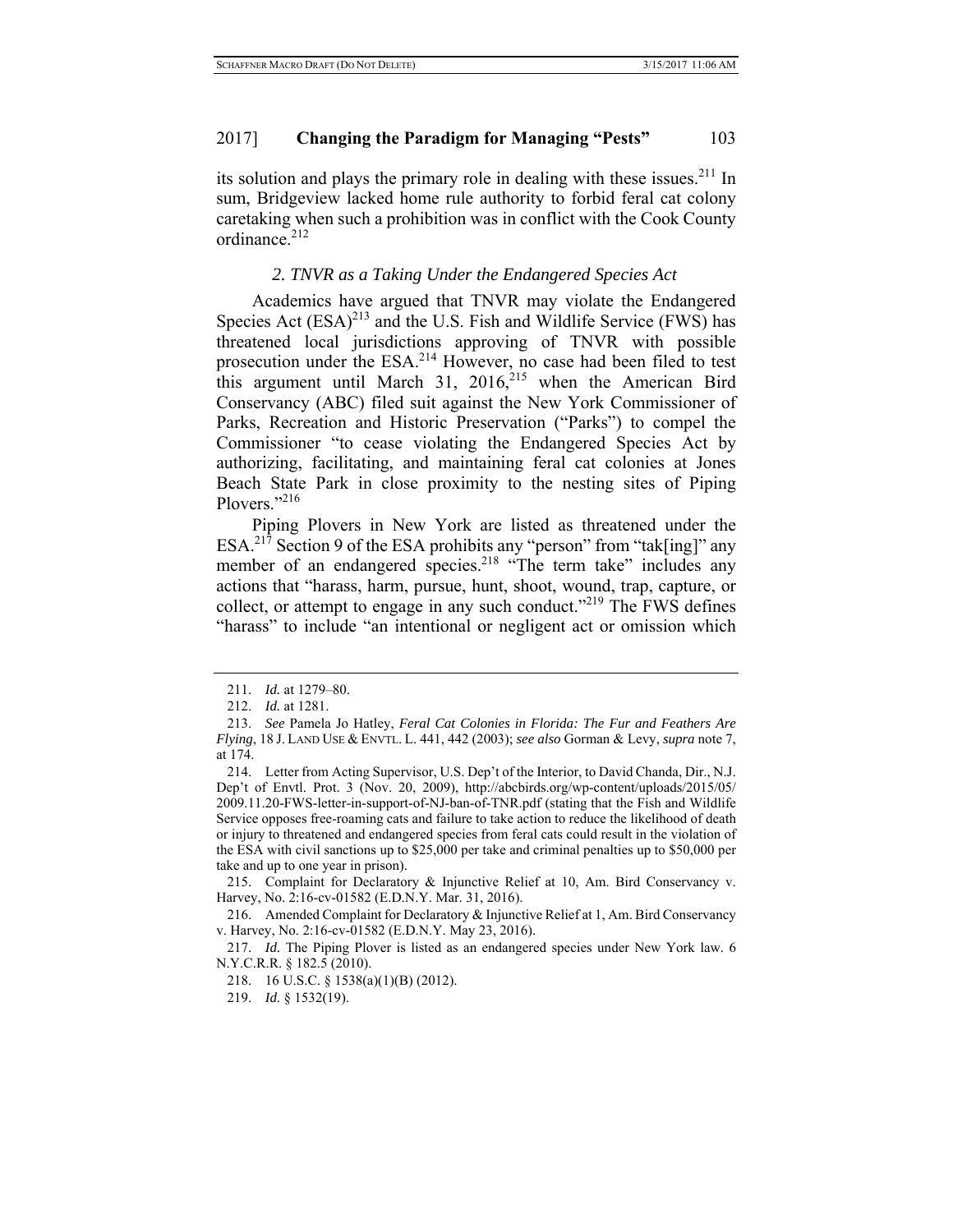its solution and plays the primary role in dealing with these issues.[211] In sum, Bridgeview lacked home rule authority to forbid feral cat colony caretaking when such a prohibition was in conflict with the Cook County ordinance.[212]

### *2. TNVR as a Taking Under the Endangered Species Act*

Academics have argued that TNVR may violate the Endangered Species Act (ESA)[213] and the U.S. Fish and Wildlife Service (FWS) has threatened local jurisdictions approving of TNVR with possible prosecution under the ESA.[214] However, no case had been filed to test this argument until March 31, 2016,[215] when the American Bird Conservancy (ABC) filed suit against the New York Commissioner of Parks, Recreation and Historic Preservation ("Parks") to compel the Commissioner "to cease violating the Endangered Species Act by authorizing, facilitating, and maintaining feral cat colonies at Jones Beach State Park in close proximity to the nesting sites of Piping Plovers."[216]

Piping Plovers in New York are listed as threatened under the ESA.[217] Section 9 of the ESA prohibits any "person" from "tak[ing]" any member of an endangered species.[218] "The term take" includes any actions that "harass, harm, pursue, hunt, shoot, wound, trap, capture, or collect, or attempt to engage in any such conduct."[219] The FWS defines "harass" to include "an intentional or negligent act or omission which

---

211. *Id.* at 1279–80.

212. *Id.* at 1281.

213. *See* Pamela Jo Hatley, *Feral Cat Colonies in Florida: The Fur and Feathers Are Flying*, 18 J. LAND USE & ENVTL. L. 441, 442 (2003); *see also* Gorman & Levy, *supra* note 7, at 174.

214. Letter from Acting Supervisor, U.S. Dep't of the Interior, to David Chanda, Dir., N.J. Dep't of Envtl. Prot. 3 (Nov. 20, 2009), http://abcbirds.org/wp-content/uploads/2015/05/2009.11.20-FWS-letter-in-support-of-NJ-ban-of-TNR.pdf (stating that the Fish and Wildlife Service opposes free-roaming cats and failure to take action to reduce the likelihood of death or injury to threatened and endangered species from feral cats could result in the violation of the ESA with civil sanctions up to $25,000 per take and criminal penalties up to $50,000 per take and up to one year in prison).

215. Complaint for Declaratory & Injunctive Relief at 10, Am. Bird Conservancy v. Harvey, No. 2:16-cv-01582 (E.D.N.Y. Mar. 31, 2016).

216. Amended Complaint for Declaratory & Injunctive Relief at 1, Am. Bird Conservancy v. Harvey, No. 2:16-cv-01582 (E.D.N.Y. May 23, 2016).

217. *Id.* The Piping Plover is listed as an endangered species under New York law. 6 N.Y.C.R.R. § 182.5 (2010).

218. 16 U.S.C. § 1538(a)(1)(B) (2012).

219. *Id.* § 1532(19).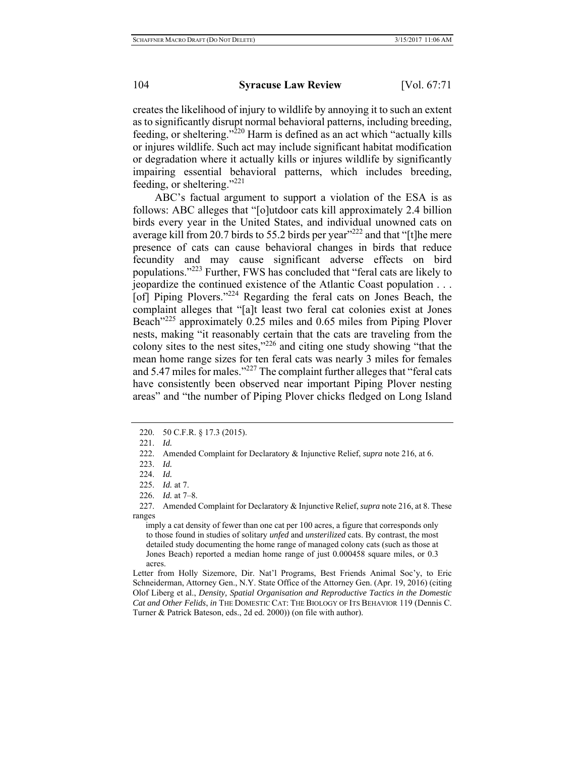creates the likelihood of injury to wildlife by annoying it to such an extent as to significantly disrupt normal behavioral patterns, including breeding, feeding, or sheltering."[220] Harm is defined as an act which "actually kills or injures wildlife. Such act may include significant habitat modification or degradation where it actually kills or injures wildlife by significantly impairing essential behavioral patterns, which includes breeding, feeding, or sheltering."[221]

ABC's factual argument to support a violation of the ESA is as follows: ABC alleges that "[o]utdoor cats kill approximately 2.4 billion birds every year in the United States, and individual unowned cats on average kill from 20.7 birds to 55.2 birds per year"[222] and that "[t]he mere presence of cats can cause behavioral changes in birds that reduce fecundity and may cause significant adverse effects on bird populations."[223] Further, FWS has concluded that "feral cats are likely to jeopardize the continued existence of the Atlantic Coast population . . . [of] Piping Plovers."[224] Regarding the feral cats on Jones Beach, the complaint alleges that "[a]t least two feral cat colonies exist at Jones Beach"[225] approximately 0.25 miles and 0.65 miles from Piping Plover nests, making "it reasonably certain that the cats are traveling from the colony sites to the nest sites,"[226] and citing one study showing "that the mean home range sizes for ten feral cats was nearly 3 miles for females and 5.47 miles for males."[227] The complaint further alleges that "feral cats have consistently been observed near important Piping Plover nesting areas" and "the number of Piping Plover chicks fledged on Long Island

---

220. 50 C.F.R. § 17.3 (2015).

221. *Id.*

222. Amended Complaint for Declaratory & Injunctive Relief, *supra* note 216, at 6.

223. *Id.*

224. *Id.*

225. *Id.* at 7.

226. *Id.* at 7–8.

227. Amended Complaint for Declaratory & Injunctive Relief, *supra* note 216, at 8. These ranges

> imply a cat density of fewer than one cat per 100 acres, a figure that corresponds only to those found in studies of solitary *unfed* and *unsterilized* cats. By contrast, the most detailed study documenting the home range of managed colony cats (such as those at Jones Beach) reported a median home range of just 0.000458 square miles, or 0.3 acres.

Letter from Holly Sizemore, Dir. Nat'l Programs, Best Friends Animal Soc'y, to Eric Schneiderman, Attorney Gen., N.Y. State Office of the Attorney Gen. (Apr. 19, 2016) (citing Olof Liberg et al., *Density, Spatial Organisation and Reproductive Tactics in the Domestic Cat and Other Felids*, *in* THE DOMESTIC CAT: THE BIOLOGY OF ITS BEHAVIOR 119 (Dennis C. Turner & Patrick Bateson, eds., 2d ed. 2000)) (on file with author).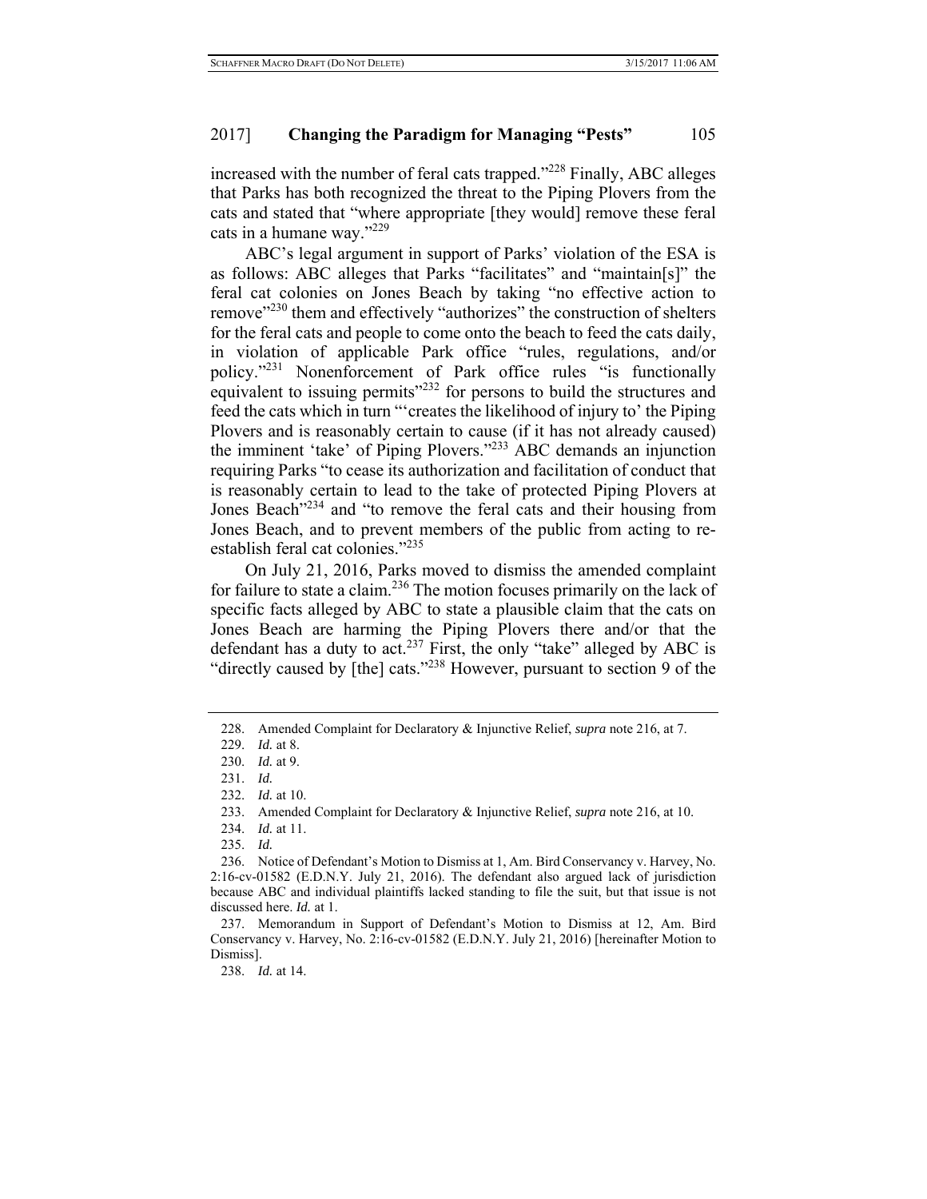increased with the number of feral cats trapped."[228] Finally, ABC alleges that Parks has both recognized the threat to the Piping Plovers from the cats and stated that "where appropriate [they would] remove these feral cats in a humane way."[229]

ABC's legal argument in support of Parks' violation of the ESA is as follows: ABC alleges that Parks "facilitates" and "maintain[s]" the feral cat colonies on Jones Beach by taking "no effective action to remove"[230] them and effectively "authorizes" the construction of shelters for the feral cats and people to come onto the beach to feed the cats daily, in violation of applicable Park office "rules, regulations, and/or policy."[231] Nonenforcement of Park office rules "is functionally equivalent to issuing permits"[232] for persons to build the structures and feed the cats which in turn "'creates the likelihood of injury to' the Piping Plovers and is reasonably certain to cause (if it has not already caused) the imminent 'take' of Piping Plovers."[233] ABC demands an injunction requiring Parks "to cease its authorization and facilitation of conduct that is reasonably certain to lead to the take of protected Piping Plovers at Jones Beach"[234] and "to remove the feral cats and their housing from Jones Beach, and to prevent members of the public from acting to re-establish feral cat colonies."[235]

On July 21, 2016, Parks moved to dismiss the amended complaint for failure to state a claim.[236] The motion focuses primarily on the lack of specific facts alleged by ABC to state a plausible claim that the cats on Jones Beach are harming the Piping Plovers there and/or that the defendant has a duty to act.[237] First, the only "take" alleged by ABC is "directly caused by [the] cats."[238] However, pursuant to section 9 of the

228. Amended Complaint for Declaratory & Injunctive Relief, *supra* note 216, at 7.

229. *Id.* at 8.

230. *Id.* at 9.

231. *Id.*

232. *Id.* at 10.

233. Amended Complaint for Declaratory & Injunctive Relief, *supra* note 216, at 10.

234. *Id.* at 11.

235. *Id.*

236. Notice of Defendant's Motion to Dismiss at 1, Am. Bird Conservancy v. Harvey, No. 2:16-cv-01582 (E.D.N.Y. July 21, 2016). The defendant also argued lack of jurisdiction because ABC and individual plaintiffs lacked standing to file the suit, but that issue is not discussed here. *Id.* at 1.

237. Memorandum in Support of Defendant's Motion to Dismiss at 12, Am. Bird Conservancy v. Harvey, No. 2:16-cv-01582 (E.D.N.Y. July 21, 2016) [hereinafter Motion to Dismiss].

238. *Id.* at 14.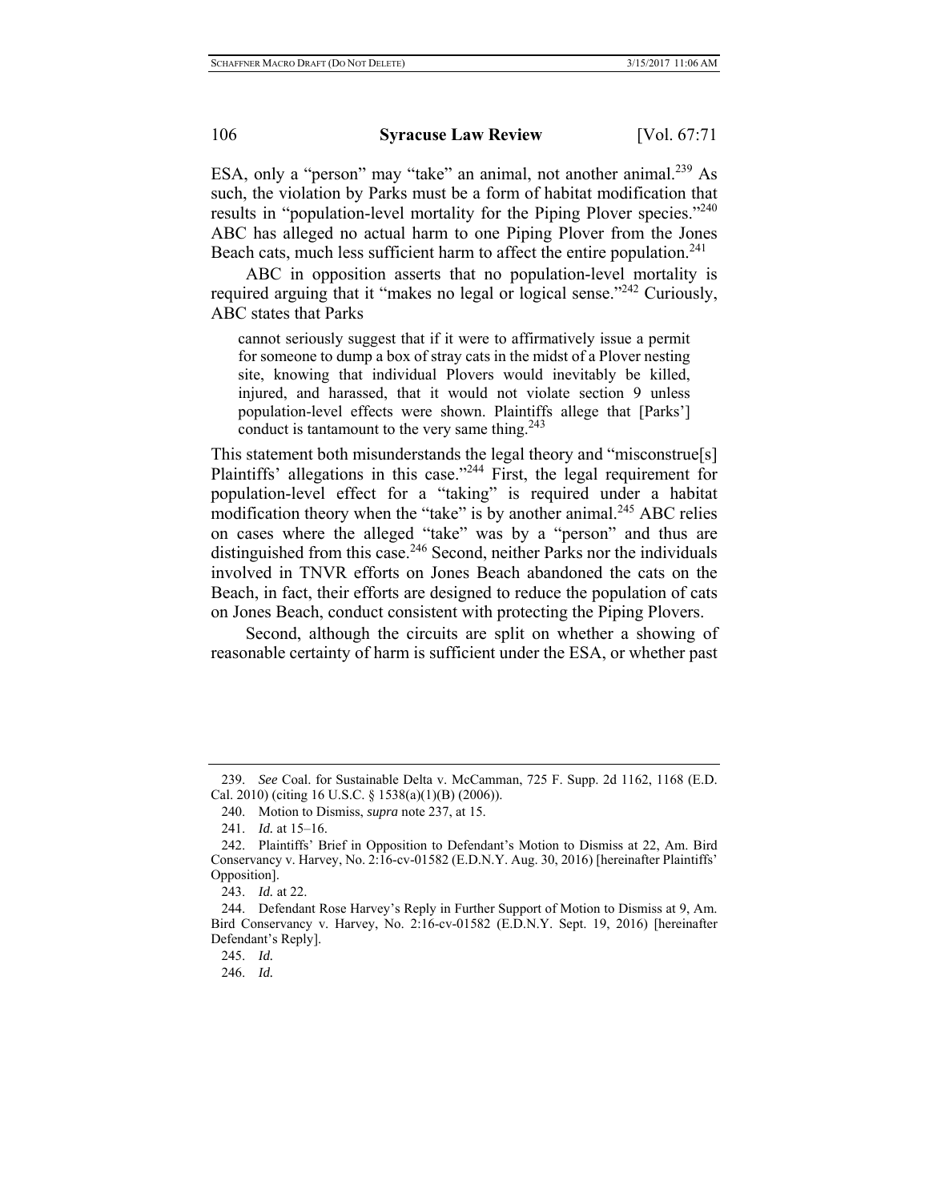ESA, only a "person" may "take" an animal, not another animal.[239] As such, the violation by Parks must be a form of habitat modification that results in "population-level mortality for the Piping Plover species."[240] ABC has alleged no actual harm to one Piping Plover from the Jones Beach cats, much less sufficient harm to affect the entire population.[241]

ABC in opposition asserts that no population-level mortality is required arguing that it "makes no legal or logical sense."[242] Curiously, ABC states that Parks

> cannot seriously suggest that if it were to affirmatively issue a permit for someone to dump a box of stray cats in the midst of a Plover nesting site, knowing that individual Plovers would inevitably be killed, injured, and harassed, that it would not violate section 9 unless population-level effects were shown. Plaintiffs allege that [Parks'] conduct is tantamount to the very same thing.[243]

This statement both misunderstands the legal theory and "misconstrue[s] Plaintiffs' allegations in this case."[244] First, the legal requirement for population-level effect for a "taking" is required under a habitat modification theory when the "take" is by another animal.[245] ABC relies on cases where the alleged "take" was by a "person" and thus are distinguished from this case.[246] Second, neither Parks nor the individuals involved in TNVR efforts on Jones Beach abandoned the cats on the Beach, in fact, their efforts are designed to reduce the population of cats on Jones Beach, conduct consistent with protecting the Piping Plovers.

Second, although the circuits are split on whether a showing of reasonable certainty of harm is sufficient under the ESA, or whether past

---

239. *See* Coal. for Sustainable Delta v. McCamman, 725 F. Supp. 2d 1162, 1168 (E.D. Cal. 2010) (citing 16 U.S.C. § 1538(a)(1)(B) (2006)).

240. Motion to Dismiss, *supra* note 237, at 15.

241. *Id.* at 15–16.

242. Plaintiffs' Brief in Opposition to Defendant's Motion to Dismiss at 22, Am. Bird Conservancy v. Harvey, No. 2:16-cv-01582 (E.D.N.Y. Aug. 30, 2016) [hereinafter Plaintiffs' Opposition].

243. *Id.* at 22.

244. Defendant Rose Harvey's Reply in Further Support of Motion to Dismiss at 9, Am. Bird Conservancy v. Harvey, No. 2:16-cv-01582 (E.D.N.Y. Sept. 19, 2016) [hereinafter Defendant's Reply].

245. *Id.*

246. *Id.*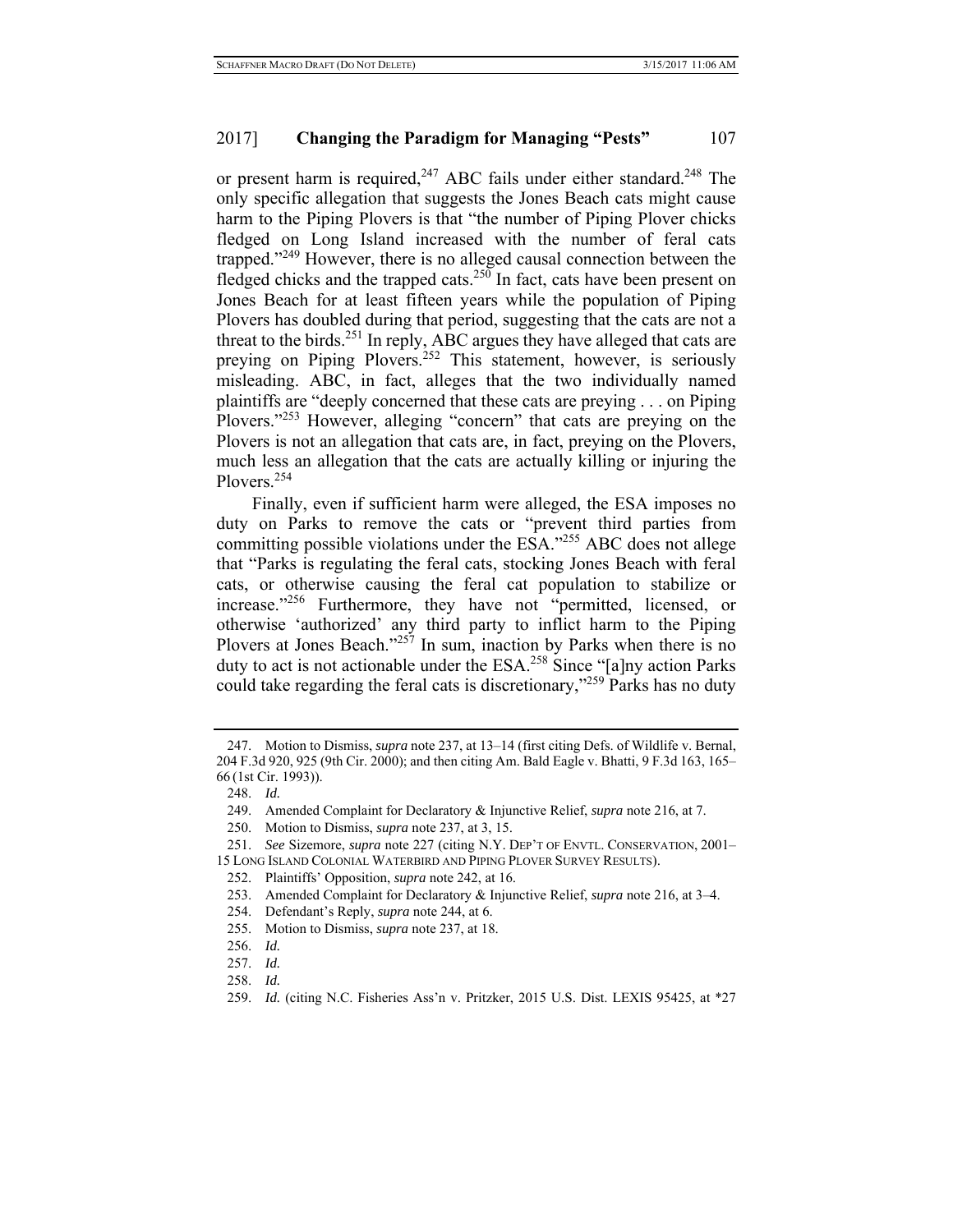or present harm is required,[247] ABC fails under either standard.[248] The only specific allegation that suggests the Jones Beach cats might cause harm to the Piping Plovers is that "the number of Piping Plover chicks fledged on Long Island increased with the number of feral cats trapped."[249] However, there is no alleged causal connection between the fledged chicks and the trapped cats.[250] In fact, cats have been present on Jones Beach for at least fifteen years while the population of Piping Plovers has doubled during that period, suggesting that the cats are not a threat to the birds.[251] In reply, ABC argues they have alleged that cats are preying on Piping Plovers.[252] This statement, however, is seriously misleading. ABC, in fact, alleges that the two individually named plaintiffs are "deeply concerned that these cats are preying . . . on Piping Plovers."[253] However, alleging "concern" that cats are preying on the Plovers is not an allegation that cats are, in fact, preying on the Plovers, much less an allegation that the cats are actually killing or injuring the Plovers.[254]

Finally, even if sufficient harm were alleged, the ESA imposes no duty on Parks to remove the cats or "prevent third parties from committing possible violations under the ESA."[255] ABC does not allege that "Parks is regulating the feral cats, stocking Jones Beach with feral cats, or otherwise causing the feral cat population to stabilize or increase."[256] Furthermore, they have not "permitted, licensed, or otherwise 'authorized' any third party to inflict harm to the Piping Plovers at Jones Beach."[257] In sum, inaction by Parks when there is no duty to act is not actionable under the ESA.[258] Since "[a]ny action Parks could take regarding the feral cats is discretionary,"[259] Parks has no duty

---

247. Motion to Dismiss, *supra* note 237, at 13–14 (first citing Defs. of Wildlife v. Bernal, 204 F.3d 920, 925 (9th Cir. 2000); and then citing Am. Bald Eagle v. Bhatti, 9 F.3d 163, 165–66 (1st Cir. 1993)).

248. *Id.*

249. Amended Complaint for Declaratory & Injunctive Relief, *supra* note 216, at 7.

250. Motion to Dismiss, *supra* note 237, at 3, 15.

251. *See* Sizemore, *supra* note 227 (citing N.Y. DEP'T OF ENVTL. CONSERVATION, 2001–15 LONG ISLAND COLONIAL WATERBIRD AND PIPING PLOVER SURVEY RESULTS).

252. Plaintiffs' Opposition, *supra* note 242, at 16.

253. Amended Complaint for Declaratory & Injunctive Relief, *supra* note 216, at 3–4.

254. Defendant's Reply, *supra* note 244, at 6.

255. Motion to Dismiss, *supra* note 237, at 18.

256. *Id.*

257. *Id.*

258. *Id.*

259. *Id.* (citing N.C. Fisheries Ass'n v. Pritzker, 2015 U.S. Dist. LEXIS 95425, at *27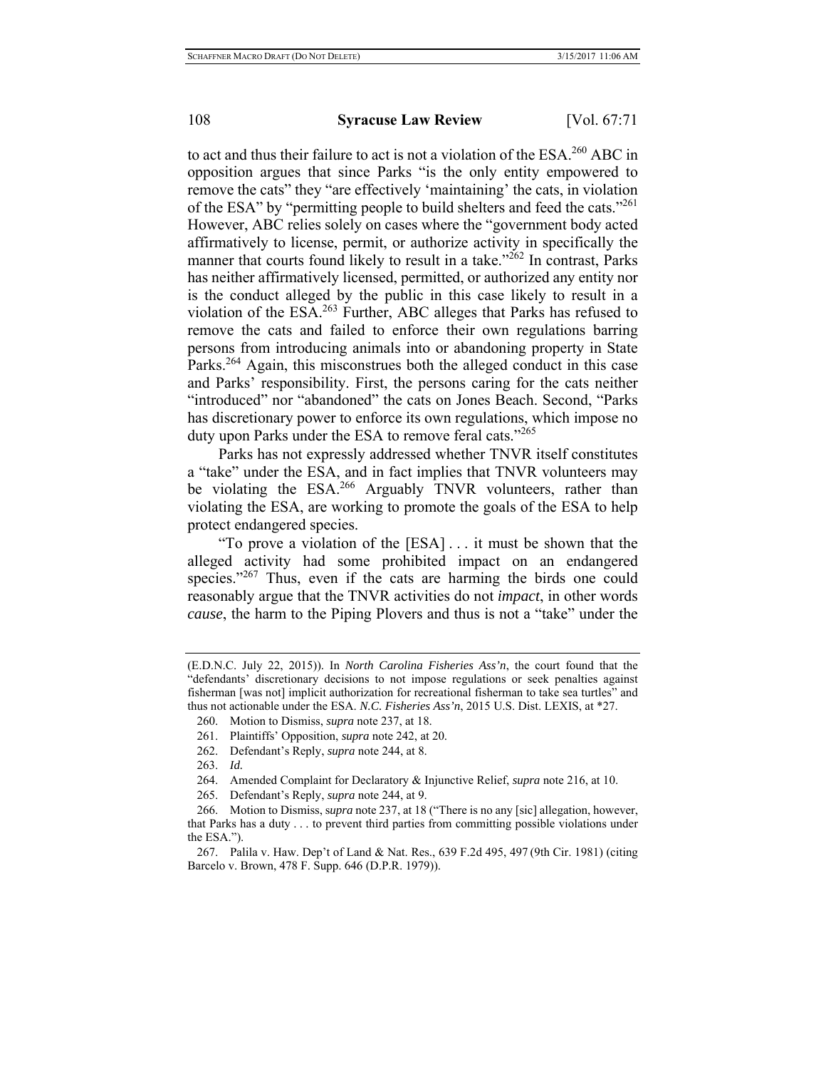to act and thus their failure to act is not a violation of the ESA.[260] ABC in opposition argues that since Parks "is the only entity empowered to remove the cats" they "are effectively 'maintaining' the cats, in violation of the ESA" by "permitting people to build shelters and feed the cats."[261] However, ABC relies solely on cases where the "government body acted affirmatively to license, permit, or authorize activity in specifically the manner that courts found likely to result in a take."[262] In contrast, Parks has neither affirmatively licensed, permitted, or authorized any entity nor is the conduct alleged by the public in this case likely to result in a violation of the ESA.[263] Further, ABC alleges that Parks has refused to remove the cats and failed to enforce their own regulations barring persons from introducing animals into or abandoning property in State Parks.[264] Again, this misconstrues both the alleged conduct in this case and Parks' responsibility. First, the persons caring for the cats neither "introduced" nor "abandoned" the cats on Jones Beach. Second, "Parks has discretionary power to enforce its own regulations, which impose no duty upon Parks under the ESA to remove feral cats."[265]

Parks has not expressly addressed whether TNVR itself constitutes a "take" under the ESA, and in fact implies that TNVR volunteers may be violating the ESA.[266] Arguably TNVR volunteers, rather than violating the ESA, are working to promote the goals of the ESA to help protect endangered species.

"To prove a violation of the [ESA] . . . it must be shown that the alleged activity had some prohibited impact on an endangered species."[267] Thus, even if the cats are harming the birds one could reasonably argue that the TNVR activities do not *impact*, in other words *cause*, the harm to the Piping Plovers and thus is not a "take" under the

---

(E.D.N.C. July 22, 2015)). In *North Carolina Fisheries Ass'n*, the court found that the "defendants' discretionary decisions to not impose regulations or seek penalties against fisherman [was not] implicit authorization for recreational fisherman to take sea turtles" and thus not actionable under the ESA. *N.C. Fisheries Ass'n*, 2015 U.S. Dist. LEXIS, at *27.

260. Motion to Dismiss, *supra* note 237, at 18.

261. Plaintiffs' Opposition, *supra* note 242, at 20.

262. Defendant's Reply, *supra* note 244, at 8.

263. *Id.*

264. Amended Complaint for Declaratory & Injunctive Relief, *supra* note 216, at 10.

265. Defendant's Reply, *supra* note 244, at 9.

266. Motion to Dismiss, *supra* note 237, at 18 ("There is no any [sic] allegation, however, that Parks has a duty . . . to prevent third parties from committing possible violations under the ESA.").

267. Palila v. Haw. Dep't of Land & Nat. Res., 639 F.2d 495, 497 (9th Cir. 1981) (citing Barcelo v. Brown, 478 F. Supp. 646 (D.P.R. 1979)).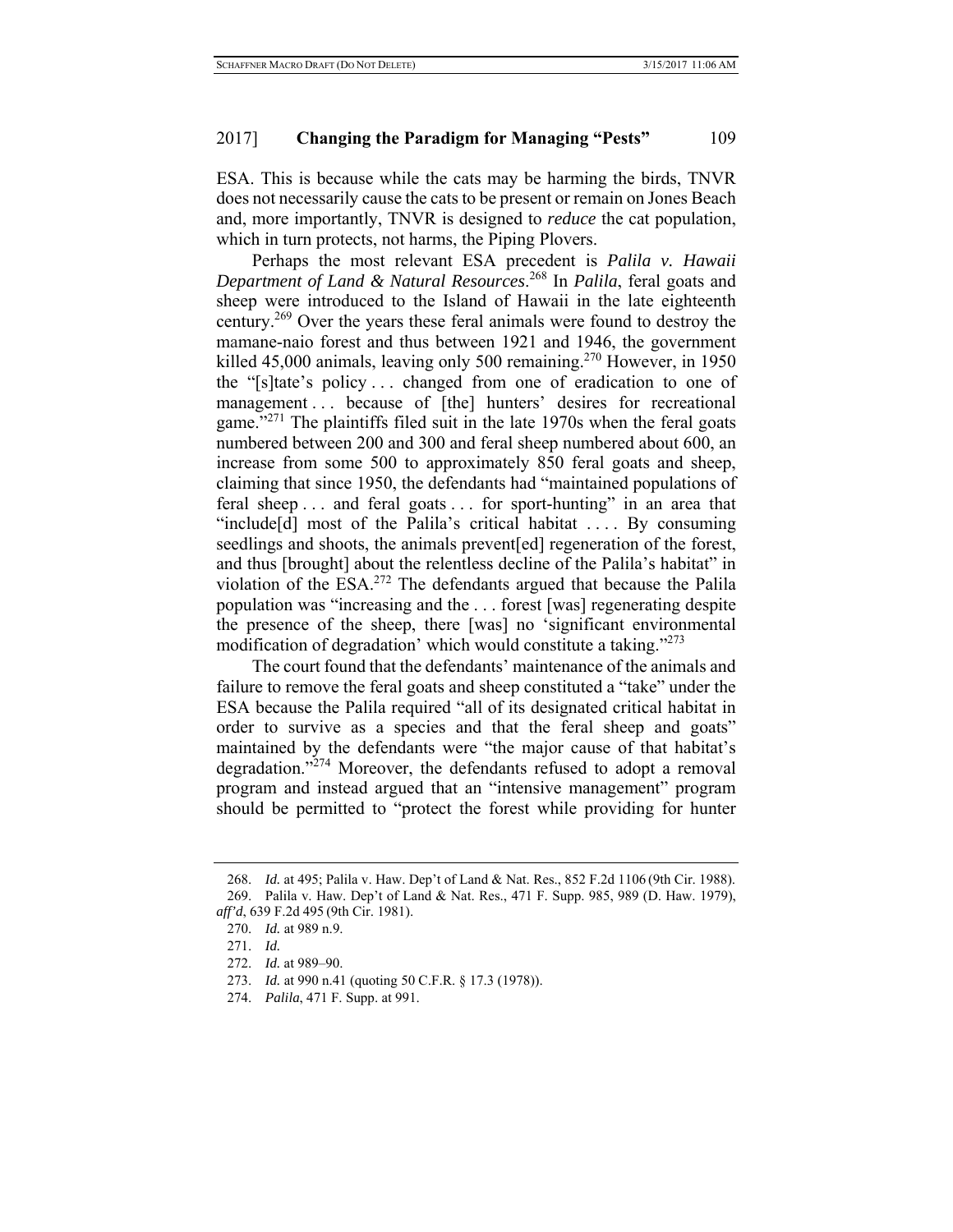ESA. This is because while the cats may be harming the birds, TNVR does not necessarily cause the cats to be present or remain on Jones Beach and, more importantly, TNVR is designed to *reduce* the cat population, which in turn protects, not harms, the Piping Plovers.

Perhaps the most relevant ESA precedent is *Palila v. Hawaii Department of Land & Natural Resources*.[268] In *Palila*, feral goats and sheep were introduced to the Island of Hawaii in the late eighteenth century.[269] Over the years these feral animals were found to destroy the mamane-naio forest and thus between 1921 and 1946, the government killed 45,000 animals, leaving only 500 remaining.[270] However, in 1950 the "[s]tate's policy . . . changed from one of eradication to one of management . . . because of [the] hunters' desires for recreational game."[271] The plaintiffs filed suit in the late 1970s when the feral goats numbered between 200 and 300 and feral sheep numbered about 600, an increase from some 500 to approximately 850 feral goats and sheep, claiming that since 1950, the defendants had "maintained populations of feral sheep . . . and feral goats . . . for sport-hunting" in an area that "include[d] most of the Palila's critical habitat . . . . By consuming seedlings and shoots, the animals prevent[ed] regeneration of the forest, and thus [brought] about the relentless decline of the Palila's habitat" in violation of the ESA.[272] The defendants argued that because the Palila population was "increasing and the . . . forest [was] regenerating despite the presence of the sheep, there [was] no 'significant environmental modification of degradation' which would constitute a taking."[273]

The court found that the defendants' maintenance of the animals and failure to remove the feral goats and sheep constituted a "take" under the ESA because the Palila required "all of its designated critical habitat in order to survive as a species and that the feral sheep and goats" maintained by the defendants were "the major cause of that habitat's degradation."[274] Moreover, the defendants refused to adopt a removal program and instead argued that an "intensive management" program should be permitted to "protect the forest while providing for hunter

---

268. *Id.* at 495; Palila v. Haw. Dep't of Land & Nat. Res., 852 F.2d 1106 (9th Cir. 1988).

269. Palila v. Haw. Dep't of Land & Nat. Res., 471 F. Supp. 985, 989 (D. Haw. 1979), *aff'd*, 639 F.2d 495 (9th Cir. 1981).

270. *Id.* at 989 n.9.

271. *Id.*

272. *Id.* at 989–90.

273. *Id.* at 990 n.41 (quoting 50 C.F.R. § 17.3 (1978)).

274. *Palila*, 471 F. Supp. at 991.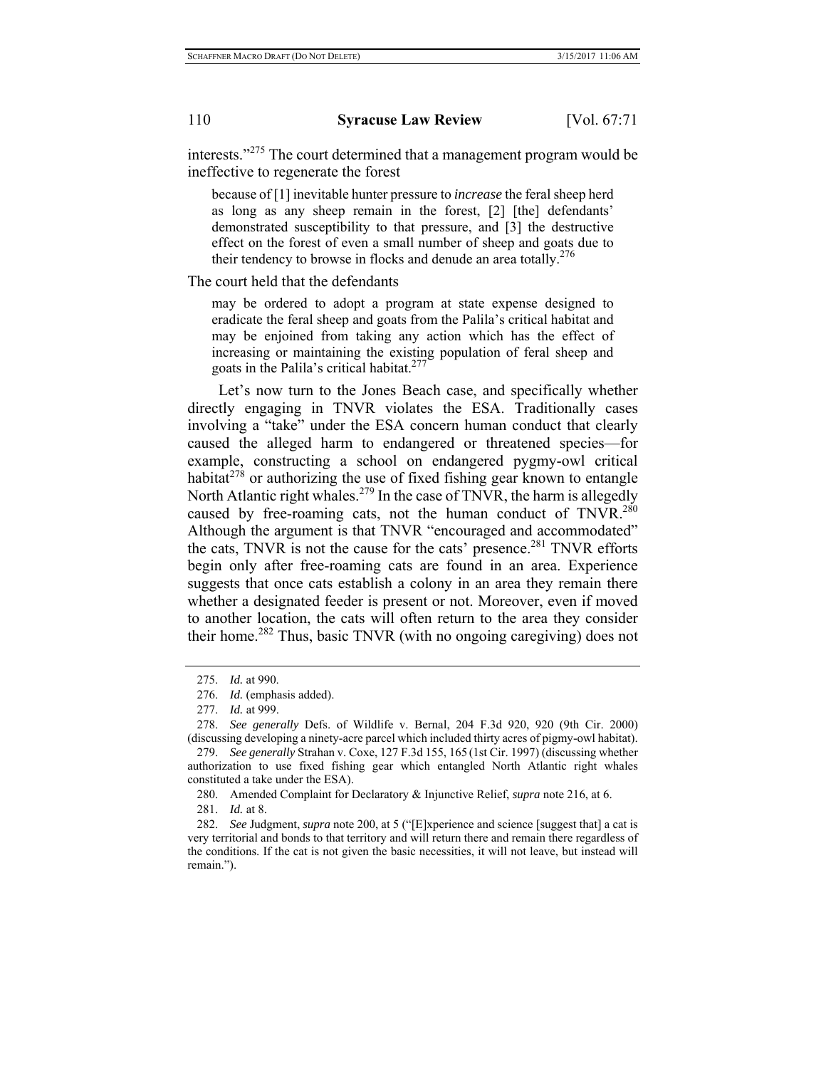interests."[275] The court determined that a management program would be ineffective to regenerate the forest

> because of [1] inevitable hunter pressure to *increase* the feral sheep herd as long as any sheep remain in the forest, [2] [the] defendants' demonstrated susceptibility to that pressure, and [3] the destructive effect on the forest of even a small number of sheep and goats due to their tendency to browse in flocks and denude an area totally.[276]

The court held that the defendants

> may be ordered to adopt a program at state expense designed to eradicate the feral sheep and goats from the Palila's critical habitat and may be enjoined from taking any action which has the effect of increasing or maintaining the existing population of feral sheep and goats in the Palila's critical habitat.[277]

Let's now turn to the Jones Beach case, and specifically whether directly engaging in TNVR violates the ESA. Traditionally cases involving a "take" under the ESA concern human conduct that clearly caused the alleged harm to endangered or threatened species—for example, constructing a school on endangered pygmy-owl critical habitat[278] or authorizing the use of fixed fishing gear known to entangle North Atlantic right whales.[279] In the case of TNVR, the harm is allegedly caused by free-roaming cats, not the human conduct of TNVR.[280] Although the argument is that TNVR "encouraged and accommodated" the cats, TNVR is not the cause for the cats' presence.[281] TNVR efforts begin only after free-roaming cats are found in an area. Experience suggests that once cats establish a colony in an area they remain there whether a designated feeder is present or not. Moreover, even if moved to another location, the cats will often return to the area they consider their home.[282] Thus, basic TNVR (with no ongoing caregiving) does not

---

275. *Id.* at 990.

276. *Id.* (emphasis added).

277. *Id.* at 999.

278. *See generally* Defs. of Wildlife v. Bernal, 204 F.3d 920, 920 (9th Cir. 2000) (discussing developing a ninety-acre parcel which included thirty acres of pigmy-owl habitat).

279. *See generally* Strahan v. Coxe, 127 F.3d 155, 165 (1st Cir. 1997) (discussing whether authorization to use fixed fishing gear which entangled North Atlantic right whales constituted a take under the ESA).

280. Amended Complaint for Declaratory & Injunctive Relief, *supra* note 216, at 6.

281. *Id.* at 8.

282. *See* Judgment, *supra* note 200, at 5 ("[E]xperience and science [suggest that] a cat is very territorial and bonds to that territory and will return there and remain there regardless of the conditions. If the cat is not given the basic necessities, it will not leave, but instead will remain.").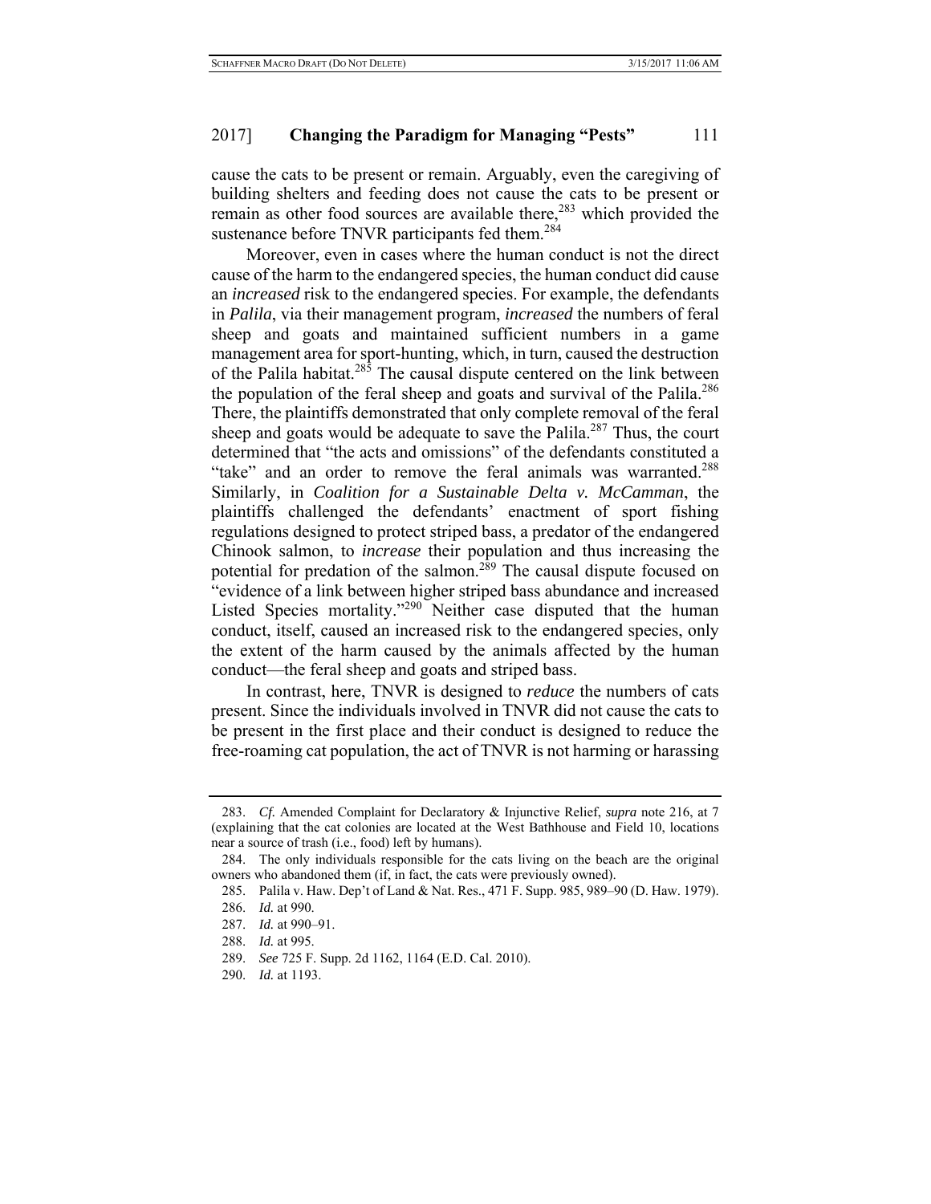cause the cats to be present or remain. Arguably, even the caregiving of building shelters and feeding does not cause the cats to be present or remain as other food sources are available there,[283] which provided the sustenance before TNVR participants fed them.[284]

Moreover, even in cases where the human conduct is not the direct cause of the harm to the endangered species, the human conduct did cause an *increased* risk to the endangered species. For example, the defendants in *Palila*, via their management program, *increased* the numbers of feral sheep and goats and maintained sufficient numbers in a game management area for sport-hunting, which, in turn, caused the destruction of the Palila habitat.[285] The causal dispute centered on the link between the population of the feral sheep and goats and survival of the Palila.[286] There, the plaintiffs demonstrated that only complete removal of the feral sheep and goats would be adequate to save the Palila.[287] Thus, the court determined that "the acts and omissions" of the defendants constituted a "take" and an order to remove the feral animals was warranted.[288] Similarly, in *Coalition for a Sustainable Delta v. McCamman*, the plaintiffs challenged the defendants' enactment of sport fishing regulations designed to protect striped bass, a predator of the endangered Chinook salmon, to *increase* their population and thus increasing the potential for predation of the salmon.[289] The causal dispute focused on "evidence of a link between higher striped bass abundance and increased Listed Species mortality."[290] Neither case disputed that the human conduct, itself, caused an increased risk to the endangered species, only the extent of the harm caused by the animals affected by the human conduct—the feral sheep and goats and striped bass.

In contrast, here, TNVR is designed to *reduce* the numbers of cats present. Since the individuals involved in TNVR did not cause the cats to be present in the first place and their conduct is designed to reduce the free-roaming cat population, the act of TNVR is not harming or harassing

---

283. *Cf.* Amended Complaint for Declaratory & Injunctive Relief, *supra* note 216, at 7 (explaining that the cat colonies are located at the West Bathhouse and Field 10, locations near a source of trash (i.e., food) left by humans).

284. The only individuals responsible for the cats living on the beach are the original owners who abandoned them (if, in fact, the cats were previously owned).

285. Palila v. Haw. Dep't of Land & Nat. Res., 471 F. Supp. 985, 989–90 (D. Haw. 1979).

286. *Id.* at 990.

287. *Id.* at 990–91.

288. *Id.* at 995.

289. *See* 725 F. Supp. 2d 1162, 1164 (E.D. Cal. 2010).

290. *Id.* at 1193.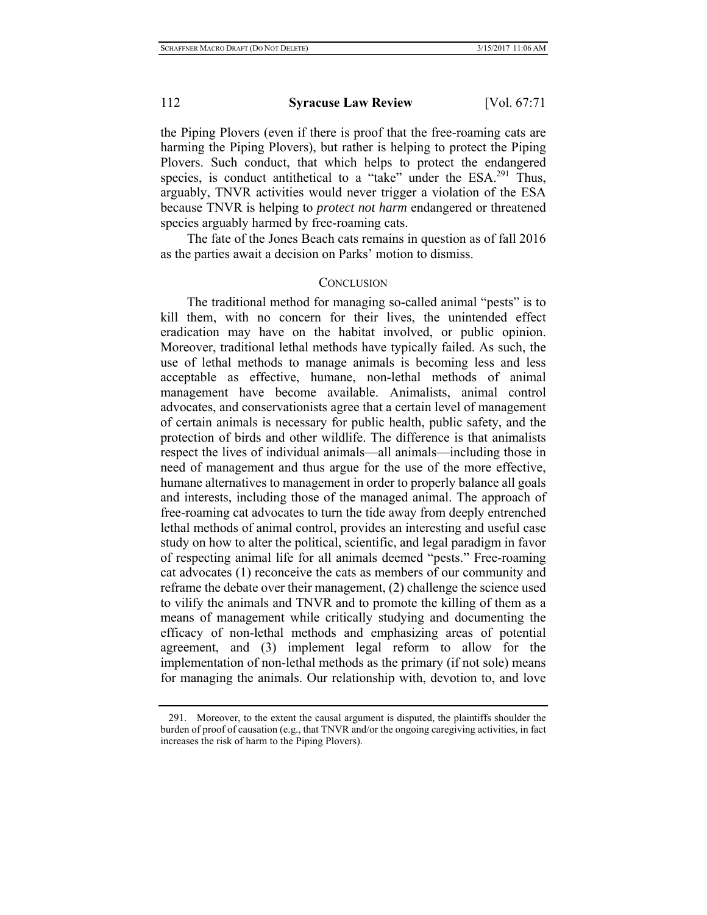the Piping Plovers (even if there is proof that the free-roaming cats are harming the Piping Plovers), but rather is helping to protect the Piping Plovers. Such conduct, that which helps to protect the endangered species, is conduct antithetical to a "take" under the ESA.[291] Thus, arguably, TNVR activities would never trigger a violation of the ESA because TNVR is helping to *protect not harm* endangered or threatened species arguably harmed by free-roaming cats.

The fate of the Jones Beach cats remains in question as of fall 2016 as the parties await a decision on Parks' motion to dismiss.

## CONCLUSION

The traditional method for managing so-called animal "pests" is to kill them, with no concern for their lives, the unintended effect eradication may have on the habitat involved, or public opinion. Moreover, traditional lethal methods have typically failed. As such, the use of lethal methods to manage animals is becoming less and less acceptable as effective, humane, non-lethal methods of animal management have become available. Animalists, animal control advocates, and conservationists agree that a certain level of management of certain animals is necessary for public health, public safety, and the protection of birds and other wildlife. The difference is that animalists respect the lives of individual animals—all animals—including those in need of management and thus argue for the use of the more effective, humane alternatives to management in order to properly balance all goals and interests, including those of the managed animal. The approach of free-roaming cat advocates to turn the tide away from deeply entrenched lethal methods of animal control, provides an interesting and useful case study on how to alter the political, scientific, and legal paradigm in favor of respecting animal life for all animals deemed "pests." Free-roaming cat advocates (1) reconceive the cats as members of our community and reframe the debate over their management, (2) challenge the science used to vilify the animals and TNVR and to promote the killing of them as a means of management while critically studying and documenting the efficacy of non-lethal methods and emphasizing areas of potential agreement, and (3) implement legal reform to allow for the implementation of non-lethal methods as the primary (if not sole) means for managing the animals. Our relationship with, devotion to, and love

291. Moreover, to the extent the causal argument is disputed, the plaintiffs shoulder the burden of proof of causation (e.g., that TNVR and/or the ongoing caregiving activities, in fact increases the risk of harm to the Piping Plovers).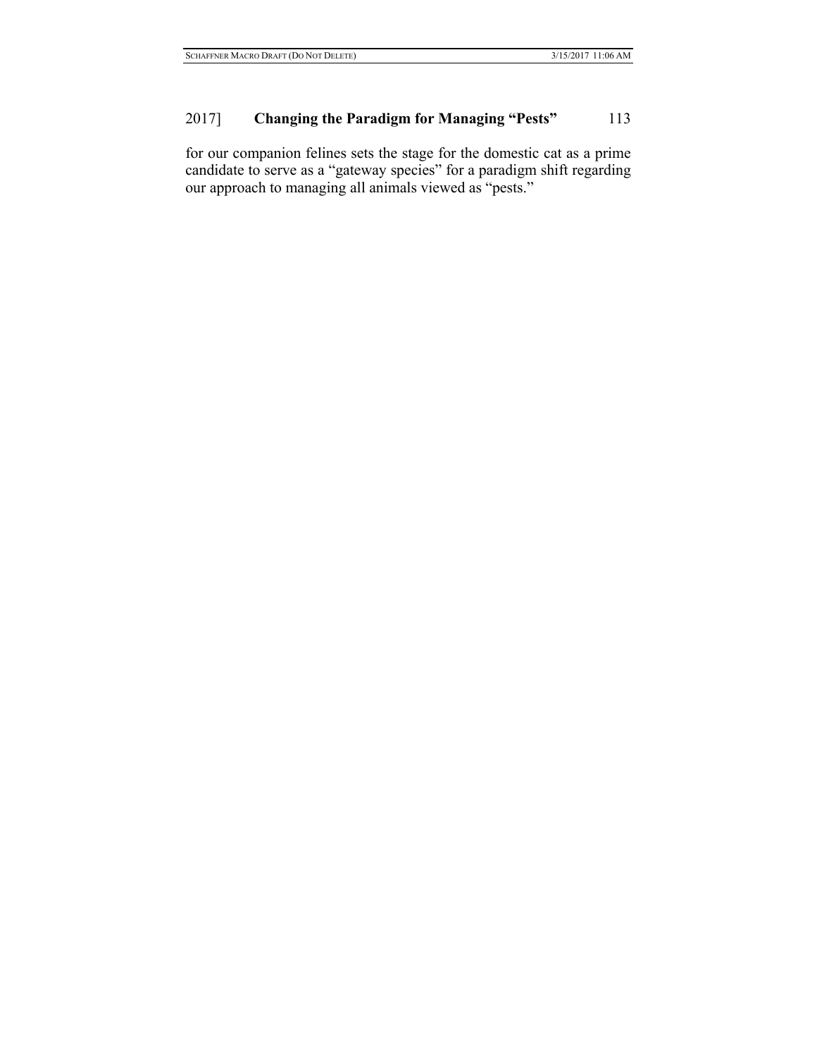for our companion felines sets the stage for the domestic cat as a prime candidate to serve as a "gateway species" for a paradigm shift regarding our approach to managing all animals viewed as "pests."